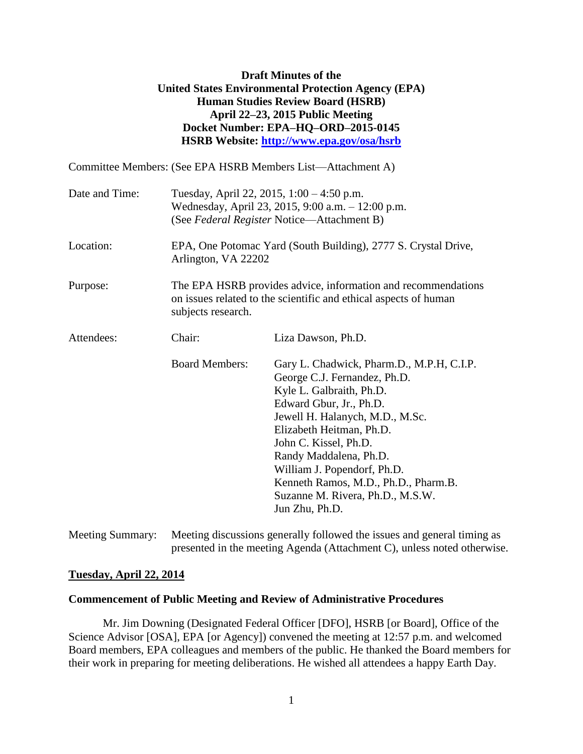**Draft Minutes of the**
**United States Environmental Protection Agency (EPA)**
**Human Studies Review Board (HSRB)**
**April 22–23, 2015 Public Meeting**
**Docket Number: EPA–HQ–ORD–2015-0145**
**HSRB Website: [http://www.epa.gov/osa/hsrb](http://www.epa.gov/osa/hsrb)**

Committee Members: (See EPA HSRB Members List—Attachment A)

Date and Time: Tuesday, April 22, 2015, 1:00 – 4:50 p.m.
Wednesday, April 23, 2015, 9:00 a.m. – 12:00 p.m.
(See *Federal Register* Notice—Attachment B)

Location: EPA, One Potomac Yard (South Building), 2777 S. Crystal Drive, Arlington, VA 22202

Purpose: The EPA HSRB provides advice, information and recommendations on issues related to the scientific and ethical aspects of human subjects research.

Attendees:

Chair: Liza Dawson, Ph.D.

Board Members:
Gary L. Chadwick, Pharm.D., M.P.H, C.I.P.
George C.J. Fernandez, Ph.D.
Kyle L. Galbraith, Ph.D.
Edward Gbur, Jr., Ph.D.
Jewell H. Halanych, M.D., M.Sc.
Elizabeth Heitman, Ph.D.
John C. Kissel, Ph.D.
Randy Maddalena, Ph.D.
William J. Popendorf, Ph.D.
Kenneth Ramos, M.D., Ph.D., Pharm.B.
Suzanne M. Rivera, Ph.D., M.S.W.
Jun Zhu, Ph.D.

Meeting Summary: Meeting discussions generally followed the issues and general timing as presented in the meeting Agenda (Attachment C), unless noted otherwise.

## Tuesday, April 22, 2014

### Commencement of Public Meeting and Review of Administrative Procedures

Mr. Jim Downing (Designated Federal Officer [DFO], HSRB [or Board], Office of the Science Advisor [OSA], EPA [or Agency]) convened the meeting at 12:57 p.m. and welcomed Board members, EPA colleagues and members of the public. He thanked the Board members for their work in preparing for meeting deliberations. He wished all attendees a happy Earth Day.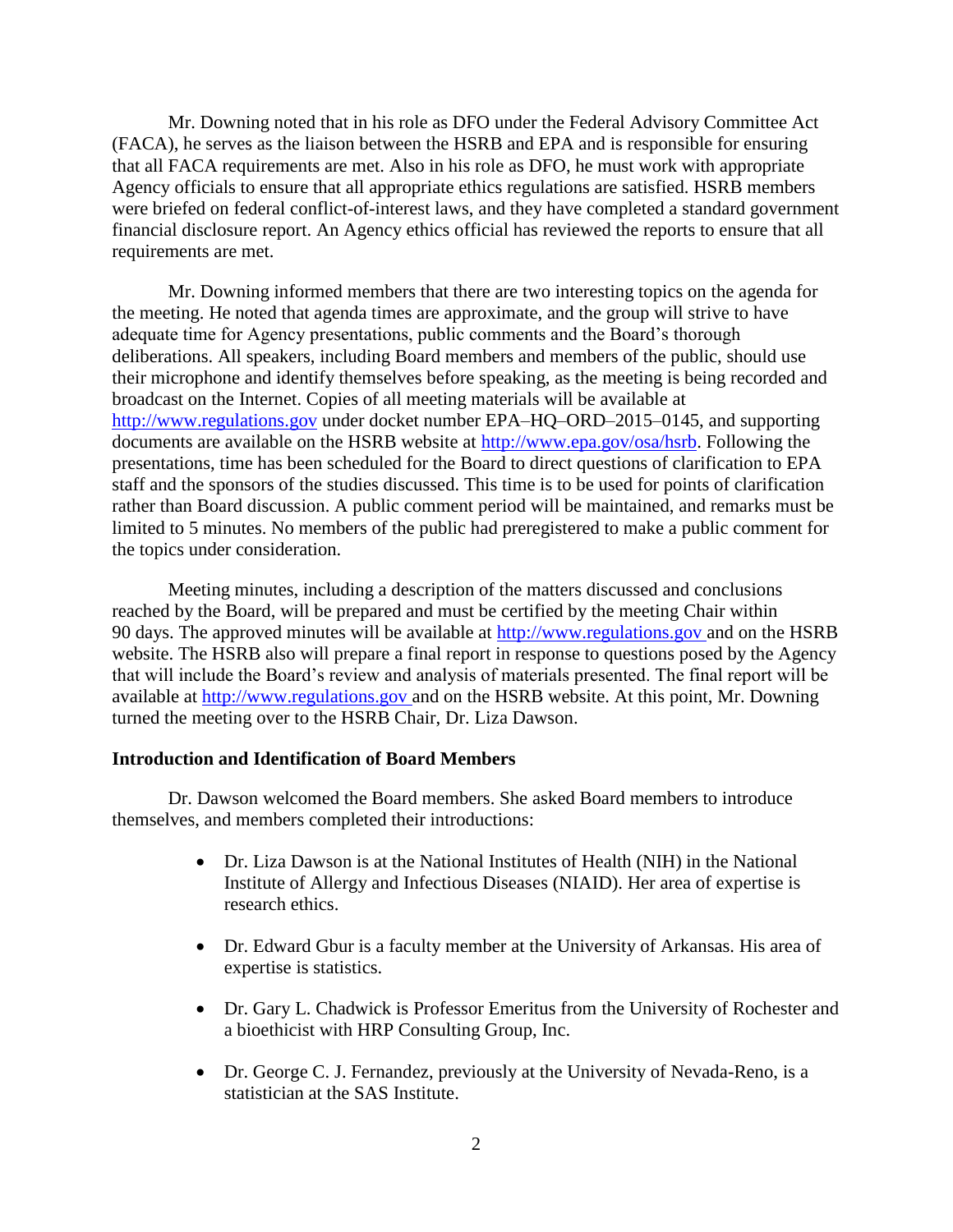Mr. Downing noted that in his role as DFO under the Federal Advisory Committee Act (FACA), he serves as the liaison between the HSRB and EPA and is responsible for ensuring that all FACA requirements are met. Also in his role as DFO, he must work with appropriate Agency officials to ensure that all appropriate ethics regulations are satisfied. HSRB members were briefed on federal conflict-of-interest laws, and they have completed a standard government financial disclosure report. An Agency ethics official has reviewed the reports to ensure that all requirements are met.

Mr. Downing informed members that there are two interesting topics on the agenda for the meeting. He noted that agenda times are approximate, and the group will strive to have adequate time for Agency presentations, public comments and the Board's thorough deliberations. All speakers, including Board members and members of the public, should use their microphone and identify themselves before speaking, as the meeting is being recorded and broadcast on the Internet. Copies of all meeting materials will be available at http://www.regulations.gov under docket number EPA–HQ–ORD–2015–0145, and supporting documents are available on the HSRB website at http://www.epa.gov/osa/hsrb. Following the presentations, time has been scheduled for the Board to direct questions of clarification to EPA staff and the sponsors of the studies discussed. This time is to be used for points of clarification rather than Board discussion. A public comment period will be maintained, and remarks must be limited to 5 minutes. No members of the public had preregistered to make a public comment for the topics under consideration.

Meeting minutes, including a description of the matters discussed and conclusions reached by the Board, will be prepared and must be certified by the meeting Chair within 90 days. The approved minutes will be available at http://www.regulations.gov and on the HSRB website. The HSRB also will prepare a final report in response to questions posed by the Agency that will include the Board's review and analysis of materials presented. The final report will be available at http://www.regulations.gov and on the HSRB website. At this point, Mr. Downing turned the meeting over to the HSRB Chair, Dr. Liza Dawson.

**Introduction and Identification of Board Members**

Dr. Dawson welcomed the Board members. She asked Board members to introduce themselves, and members completed their introductions:

- Dr. Liza Dawson is at the National Institutes of Health (NIH) in the National Institute of Allergy and Infectious Diseases (NIAID). Her area of expertise is research ethics.
- Dr. Edward Gbur is a faculty member at the University of Arkansas. His area of expertise is statistics.
- Dr. Gary L. Chadwick is Professor Emeritus from the University of Rochester and a bioethicist with HRP Consulting Group, Inc.
- Dr. George C. J. Fernandez, previously at the University of Nevada-Reno, is a statistician at the SAS Institute.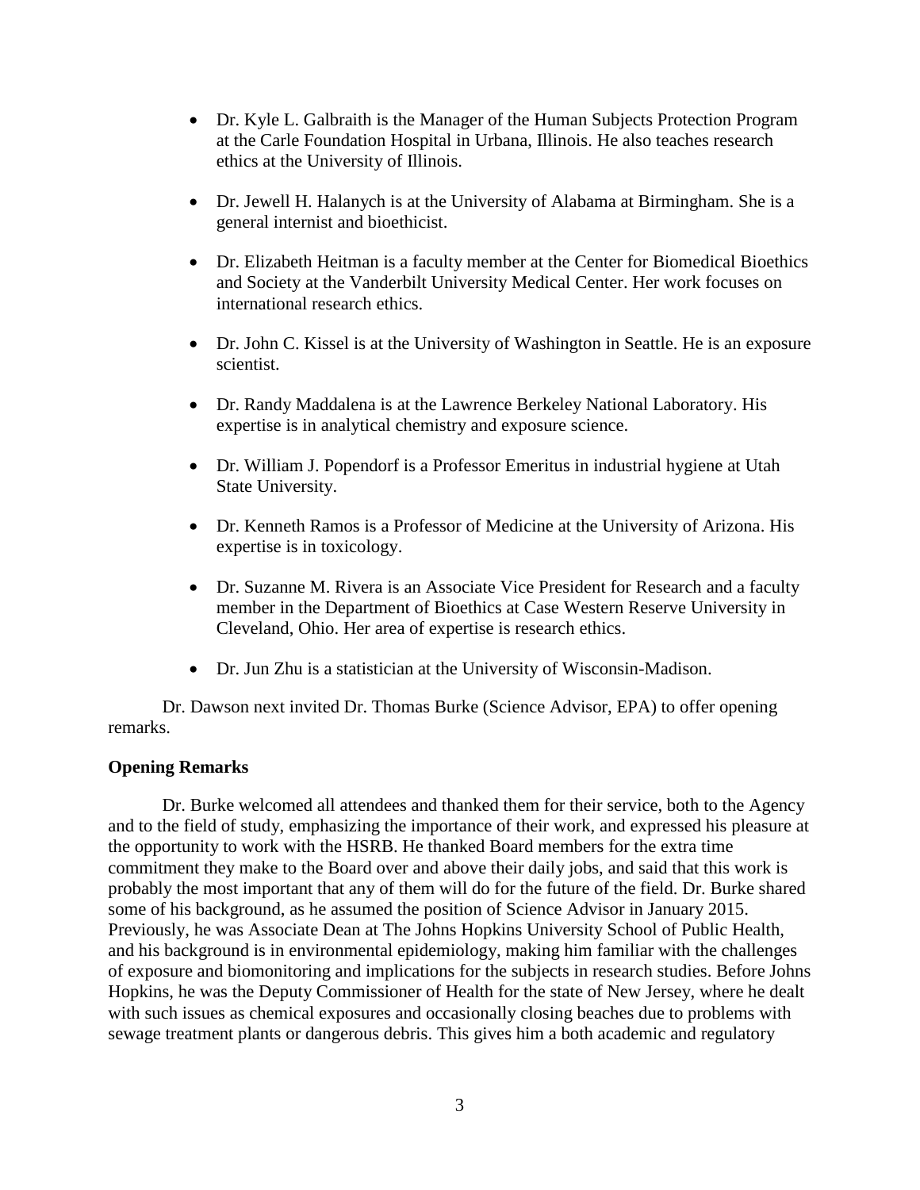- Dr. Kyle L. Galbraith is the Manager of the Human Subjects Protection Program at the Carle Foundation Hospital in Urbana, Illinois. He also teaches research ethics at the University of Illinois.

- Dr. Jewell H. Halanych is at the University of Alabama at Birmingham. She is a general internist and bioethicist.

- Dr. Elizabeth Heitman is a faculty member at the Center for Biomedical Bioethics and Society at the Vanderbilt University Medical Center. Her work focuses on international research ethics.

- Dr. John C. Kissel is at the University of Washington in Seattle. He is an exposure scientist.

- Dr. Randy Maddalena is at the Lawrence Berkeley National Laboratory. His expertise is in analytical chemistry and exposure science.

- Dr. William J. Popendorf is a Professor Emeritus in industrial hygiene at Utah State University.

- Dr. Kenneth Ramos is a Professor of Medicine at the University of Arizona. His expertise is in toxicology.

- Dr. Suzanne M. Rivera is an Associate Vice President for Research and a faculty member in the Department of Bioethics at Case Western Reserve University in Cleveland, Ohio. Her area of expertise is research ethics.

- Dr. Jun Zhu is a statistician at the University of Wisconsin-Madison.

Dr. Dawson next invited Dr. Thomas Burke (Science Advisor, EPA) to offer opening remarks.

**Opening Remarks**

Dr. Burke welcomed all attendees and thanked them for their service, both to the Agency and to the field of study, emphasizing the importance of their work, and expressed his pleasure at the opportunity to work with the HSRB. He thanked Board members for the extra time commitment they make to the Board over and above their daily jobs, and said that this work is probably the most important that any of them will do for the future of the field. Dr. Burke shared some of his background, as he assumed the position of Science Advisor in January 2015. Previously, he was Associate Dean at The Johns Hopkins University School of Public Health, and his background is in environmental epidemiology, making him familiar with the challenges of exposure and biomonitoring and implications for the subjects in research studies. Before Johns Hopkins, he was the Deputy Commissioner of Health for the state of New Jersey, where he dealt with such issues as chemical exposures and occasionally closing beaches due to problems with sewage treatment plants or dangerous debris. This gives him a both academic and regulatory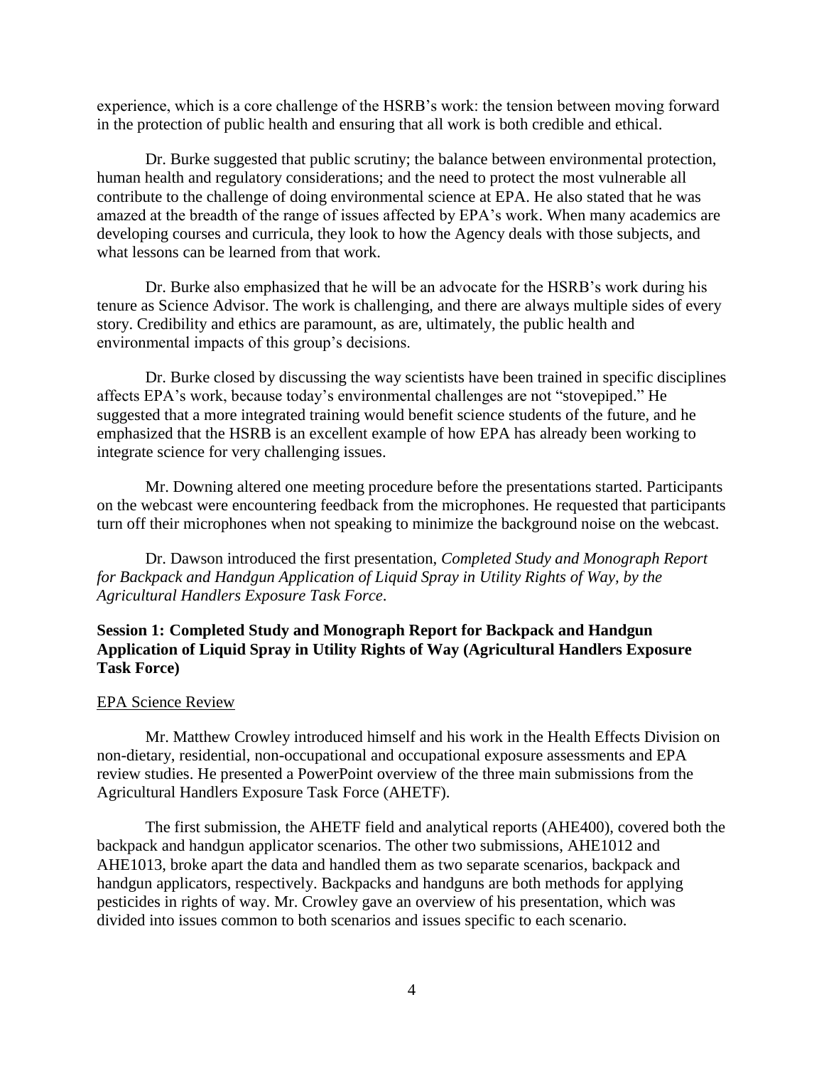experience, which is a core challenge of the HSRB's work: the tension between moving forward in the protection of public health and ensuring that all work is both credible and ethical.

Dr. Burke suggested that public scrutiny; the balance between environmental protection, human health and regulatory considerations; and the need to protect the most vulnerable all contribute to the challenge of doing environmental science at EPA. He also stated that he was amazed at the breadth of the range of issues affected by EPA's work. When many academics are developing courses and curricula, they look to how the Agency deals with those subjects, and what lessons can be learned from that work.

Dr. Burke also emphasized that he will be an advocate for the HSRB's work during his tenure as Science Advisor. The work is challenging, and there are always multiple sides of every story. Credibility and ethics are paramount, as are, ultimately, the public health and environmental impacts of this group's decisions.

Dr. Burke closed by discussing the way scientists have been trained in specific disciplines affects EPA's work, because today's environmental challenges are not "stovepiped." He suggested that a more integrated training would benefit science students of the future, and he emphasized that the HSRB is an excellent example of how EPA has already been working to integrate science for very challenging issues.

Mr. Downing altered one meeting procedure before the presentations started. Participants on the webcast were encountering feedback from the microphones. He requested that participants turn off their microphones when not speaking to minimize the background noise on the webcast.

Dr. Dawson introduced the first presentation, *Completed Study and Monograph Report for Backpack and Handgun Application of Liquid Spray in Utility Rights of Way, by the Agricultural Handlers Exposure Task Force*.

## Session 1: Completed Study and Monograph Report for Backpack and Handgun Application of Liquid Spray in Utility Rights of Way (Agricultural Handlers Exposure Task Force)

### EPA Science Review

Mr. Matthew Crowley introduced himself and his work in the Health Effects Division on non-dietary, residential, non-occupational and occupational exposure assessments and EPA review studies. He presented a PowerPoint overview of the three main submissions from the Agricultural Handlers Exposure Task Force (AHETF).

The first submission, the AHETF field and analytical reports (AHE400), covered both the backpack and handgun applicator scenarios. The other two submissions, AHE1012 and AHE1013, broke apart the data and handled them as two separate scenarios, backpack and handgun applicators, respectively. Backpacks and handguns are both methods for applying pesticides in rights of way. Mr. Crowley gave an overview of his presentation, which was divided into issues common to both scenarios and issues specific to each scenario.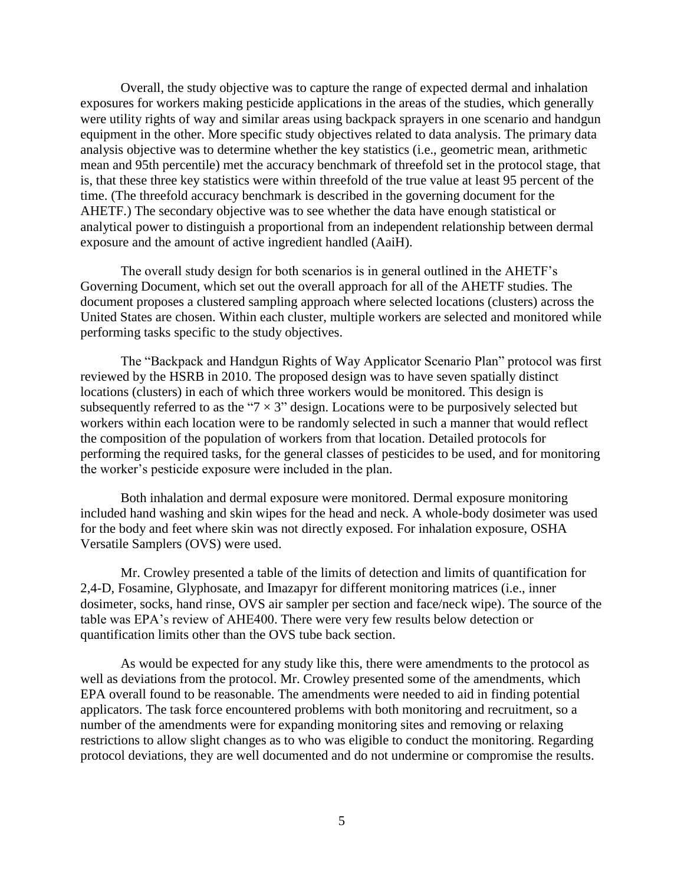Overall, the study objective was to capture the range of expected dermal and inhalation exposures for workers making pesticide applications in the areas of the studies, which generally were utility rights of way and similar areas using backpack sprayers in one scenario and handgun equipment in the other. More specific study objectives related to data analysis. The primary data analysis objective was to determine whether the key statistics (i.e., geometric mean, arithmetic mean and 95th percentile) met the accuracy benchmark of threefold set in the protocol stage, that is, that these three key statistics were within threefold of the true value at least 95 percent of the time. (The threefold accuracy benchmark is described in the governing document for the AHETF.) The secondary objective was to see whether the data have enough statistical or analytical power to distinguish a proportional from an independent relationship between dermal exposure and the amount of active ingredient handled (AaiH).

The overall study design for both scenarios is in general outlined in the AHETF's Governing Document, which set out the overall approach for all of the AHETF studies. The document proposes a clustered sampling approach where selected locations (clusters) across the United States are chosen. Within each cluster, multiple workers are selected and monitored while performing tasks specific to the study objectives.

The "Backpack and Handgun Rights of Way Applicator Scenario Plan" protocol was first reviewed by the HSRB in 2010. The proposed design was to have seven spatially distinct locations (clusters) in each of which three workers would be monitored. This design is subsequently referred to as the "$7 \times 3$" design. Locations were to be purposively selected but workers within each location were to be randomly selected in such a manner that would reflect the composition of the population of workers from that location. Detailed protocols for performing the required tasks, for the general classes of pesticides to be used, and for monitoring the worker's pesticide exposure were included in the plan.

Both inhalation and dermal exposure were monitored. Dermal exposure monitoring included hand washing and skin wipes for the head and neck. A whole-body dosimeter was used for the body and feet where skin was not directly exposed. For inhalation exposure, OSHA Versatile Samplers (OVS) were used.

Mr. Crowley presented a table of the limits of detection and limits of quantification for 2,4-D, Fosamine, Glyphosate, and Imazapyr for different monitoring matrices (i.e., inner dosimeter, socks, hand rinse, OVS air sampler per section and face/neck wipe). The source of the table was EPA's review of AHE400. There were very few results below detection or quantification limits other than the OVS tube back section.

As would be expected for any study like this, there were amendments to the protocol as well as deviations from the protocol. Mr. Crowley presented some of the amendments, which EPA overall found to be reasonable. The amendments were needed to aid in finding potential applicators. The task force encountered problems with both monitoring and recruitment, so a number of the amendments were for expanding monitoring sites and removing or relaxing restrictions to allow slight changes as to who was eligible to conduct the monitoring. Regarding protocol deviations, they are well documented and do not undermine or compromise the results.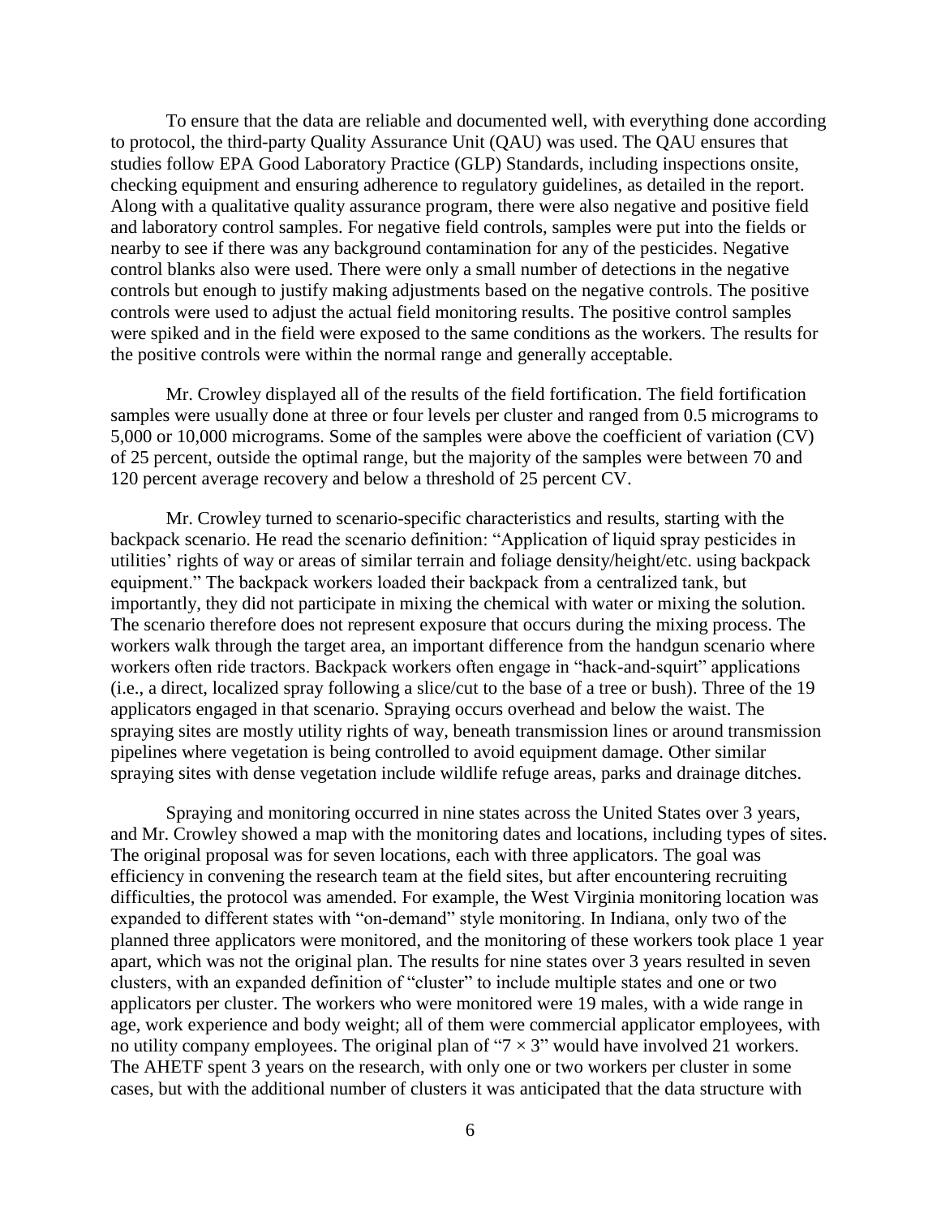To ensure that the data are reliable and documented well, with everything done according to protocol, the third-party Quality Assurance Unit (QAU) was used. The QAU ensures that studies follow EPA Good Laboratory Practice (GLP) Standards, including inspections onsite, checking equipment and ensuring adherence to regulatory guidelines, as detailed in the report. Along with a qualitative quality assurance program, there were also negative and positive field and laboratory control samples. For negative field controls, samples were put into the fields or nearby to see if there was any background contamination for any of the pesticides. Negative control blanks also were used. There were only a small number of detections in the negative controls but enough to justify making adjustments based on the negative controls. The positive controls were used to adjust the actual field monitoring results. The positive control samples were spiked and in the field were exposed to the same conditions as the workers. The results for the positive controls were within the normal range and generally acceptable.

Mr. Crowley displayed all of the results of the field fortification. The field fortification samples were usually done at three or four levels per cluster and ranged from 0.5 micrograms to 5,000 or 10,000 micrograms. Some of the samples were above the coefficient of variation (CV) of 25 percent, outside the optimal range, but the majority of the samples were between 70 and 120 percent average recovery and below a threshold of 25 percent CV.

Mr. Crowley turned to scenario-specific characteristics and results, starting with the backpack scenario. He read the scenario definition: "Application of liquid spray pesticides in utilities' rights of way or areas of similar terrain and foliage density/height/etc. using backpack equipment." The backpack workers loaded their backpack from a centralized tank, but importantly, they did not participate in mixing the chemical with water or mixing the solution. The scenario therefore does not represent exposure that occurs during the mixing process. The workers walk through the target area, an important difference from the handgun scenario where workers often ride tractors. Backpack workers often engage in "hack-and-squirt" applications (i.e., a direct, localized spray following a slice/cut to the base of a tree or bush). Three of the 19 applicators engaged in that scenario. Spraying occurs overhead and below the waist. The spraying sites are mostly utility rights of way, beneath transmission lines or around transmission pipelines where vegetation is being controlled to avoid equipment damage. Other similar spraying sites with dense vegetation include wildlife refuge areas, parks and drainage ditches.

Spraying and monitoring occurred in nine states across the United States over 3 years, and Mr. Crowley showed a map with the monitoring dates and locations, including types of sites. The original proposal was for seven locations, each with three applicators. The goal was efficiency in convening the research team at the field sites, but after encountering recruiting difficulties, the protocol was amended. For example, the West Virginia monitoring location was expanded to different states with "on-demand" style monitoring. In Indiana, only two of the planned three applicators were monitored, and the monitoring of these workers took place 1 year apart, which was not the original plan. The results for nine states over 3 years resulted in seven clusters, with an expanded definition of "cluster" to include multiple states and one or two applicators per cluster. The workers who were monitored were 19 males, with a wide range in age, work experience and body weight; all of them were commercial applicator employees, with no utility company employees. The original plan of "7 × 3" would have involved 21 workers. The AHETF spent 3 years on the research, with only one or two workers per cluster in some cases, but with the additional number of clusters it was anticipated that the data structure with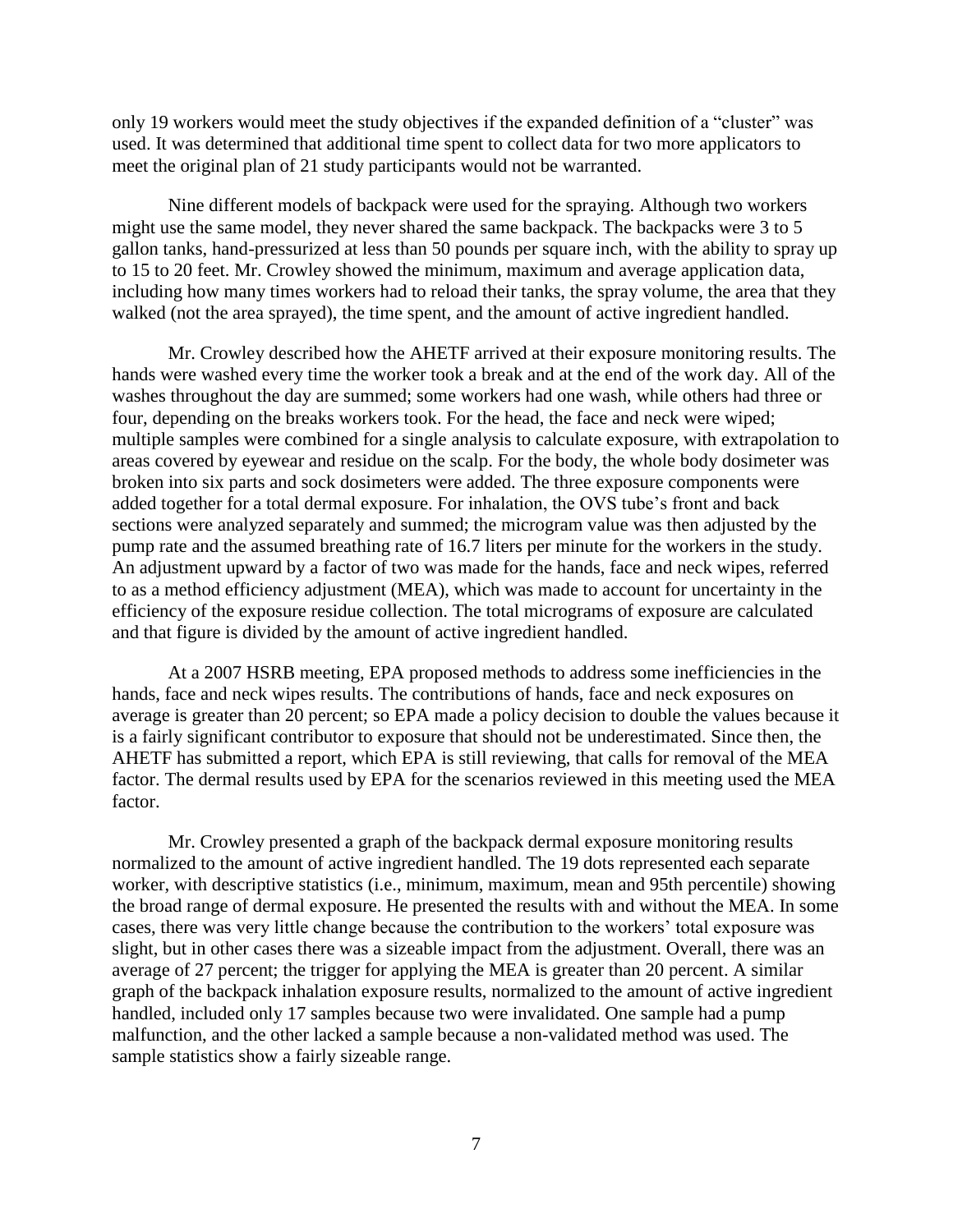only 19 workers would meet the study objectives if the expanded definition of a "cluster" was used. It was determined that additional time spent to collect data for two more applicators to meet the original plan of 21 study participants would not be warranted.

Nine different models of backpack were used for the spraying. Although two workers might use the same model, they never shared the same backpack. The backpacks were 3 to 5 gallon tanks, hand-pressurized at less than 50 pounds per square inch, with the ability to spray up to 15 to 20 feet. Mr. Crowley showed the minimum, maximum and average application data, including how many times workers had to reload their tanks, the spray volume, the area that they walked (not the area sprayed), the time spent, and the amount of active ingredient handled.

Mr. Crowley described how the AHETF arrived at their exposure monitoring results. The hands were washed every time the worker took a break and at the end of the work day. All of the washes throughout the day are summed; some workers had one wash, while others had three or four, depending on the breaks workers took. For the head, the face and neck were wiped; multiple samples were combined for a single analysis to calculate exposure, with extrapolation to areas covered by eyewear and residue on the scalp. For the body, the whole body dosimeter was broken into six parts and sock dosimeters were added. The three exposure components were added together for a total dermal exposure. For inhalation, the OVS tube's front and back sections were analyzed separately and summed; the microgram value was then adjusted by the pump rate and the assumed breathing rate of 16.7 liters per minute for the workers in the study. An adjustment upward by a factor of two was made for the hands, face and neck wipes, referred to as a method efficiency adjustment (MEA), which was made to account for uncertainty in the efficiency of the exposure residue collection. The total micrograms of exposure are calculated and that figure is divided by the amount of active ingredient handled.

At a 2007 HSRB meeting, EPA proposed methods to address some inefficiencies in the hands, face and neck wipes results. The contributions of hands, face and neck exposures on average is greater than 20 percent; so EPA made a policy decision to double the values because it is a fairly significant contributor to exposure that should not be underestimated. Since then, the AHETF has submitted a report, which EPA is still reviewing, that calls for removal of the MEA factor. The dermal results used by EPA for the scenarios reviewed in this meeting used the MEA factor.

Mr. Crowley presented a graph of the backpack dermal exposure monitoring results normalized to the amount of active ingredient handled. The 19 dots represented each separate worker, with descriptive statistics (i.e., minimum, maximum, mean and 95th percentile) showing the broad range of dermal exposure. He presented the results with and without the MEA. In some cases, there was very little change because the contribution to the workers' total exposure was slight, but in other cases there was a sizeable impact from the adjustment. Overall, there was an average of 27 percent; the trigger for applying the MEA is greater than 20 percent. A similar graph of the backpack inhalation exposure results, normalized to the amount of active ingredient handled, included only 17 samples because two were invalidated. One sample had a pump malfunction, and the other lacked a sample because a non-validated method was used. The sample statistics show a fairly sizeable range.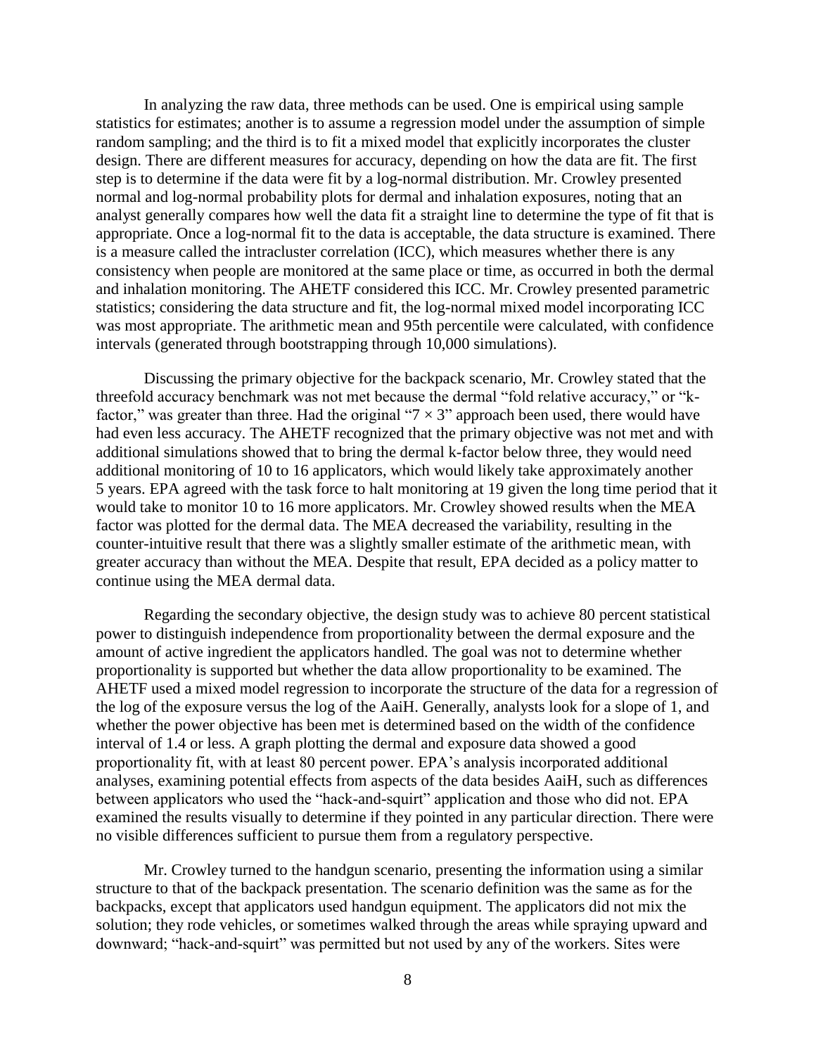In analyzing the raw data, three methods can be used. One is empirical using sample statistics for estimates; another is to assume a regression model under the assumption of simple random sampling; and the third is to fit a mixed model that explicitly incorporates the cluster design. There are different measures for accuracy, depending on how the data are fit. The first step is to determine if the data were fit by a log-normal distribution. Mr. Crowley presented normal and log-normal probability plots for dermal and inhalation exposures, noting that an analyst generally compares how well the data fit a straight line to determine the type of fit that is appropriate. Once a log-normal fit to the data is acceptable, the data structure is examined. There is a measure called the intracluster correlation (ICC), which measures whether there is any consistency when people are monitored at the same place or time, as occurred in both the dermal and inhalation monitoring. The AHETF considered this ICC. Mr. Crowley presented parametric statistics; considering the data structure and fit, the log-normal mixed model incorporating ICC was most appropriate. The arithmetic mean and 95th percentile were calculated, with confidence intervals (generated through bootstrapping through 10,000 simulations).

Discussing the primary objective for the backpack scenario, Mr. Crowley stated that the threefold accuracy benchmark was not met because the dermal "fold relative accuracy," or "k-factor," was greater than three. Had the original "$7 \times 3$" approach been used, there would have had even less accuracy. The AHETF recognized that the primary objective was not met and with additional simulations showed that to bring the dermal k-factor below three, they would need additional monitoring of 10 to 16 applicators, which would likely take approximately another 5 years. EPA agreed with the task force to halt monitoring at 19 given the long time period that it would take to monitor 10 to 16 more applicators. Mr. Crowley showed results when the MEA factor was plotted for the dermal data. The MEA decreased the variability, resulting in the counter-intuitive result that there was a slightly smaller estimate of the arithmetic mean, with greater accuracy than without the MEA. Despite that result, EPA decided as a policy matter to continue using the MEA dermal data.

Regarding the secondary objective, the design study was to achieve 80 percent statistical power to distinguish independence from proportionality between the dermal exposure and the amount of active ingredient the applicators handled. The goal was not to determine whether proportionality is supported but whether the data allow proportionality to be examined. The AHETF used a mixed model regression to incorporate the structure of the data for a regression of the log of the exposure versus the log of the AaiH. Generally, analysts look for a slope of 1, and whether the power objective has been met is determined based on the width of the confidence interval of 1.4 or less. A graph plotting the dermal and exposure data showed a good proportionality fit, with at least 80 percent power. EPA's analysis incorporated additional analyses, examining potential effects from aspects of the data besides AaiH, such as differences between applicators who used the "hack-and-squirt" application and those who did not. EPA examined the results visually to determine if they pointed in any particular direction. There were no visible differences sufficient to pursue them from a regulatory perspective.

Mr. Crowley turned to the handgun scenario, presenting the information using a similar structure to that of the backpack presentation. The scenario definition was the same as for the backpacks, except that applicators used handgun equipment. The applicators did not mix the solution; they rode vehicles, or sometimes walked through the areas while spraying upward and downward; "hack-and-squirt" was permitted but not used by any of the workers. Sites were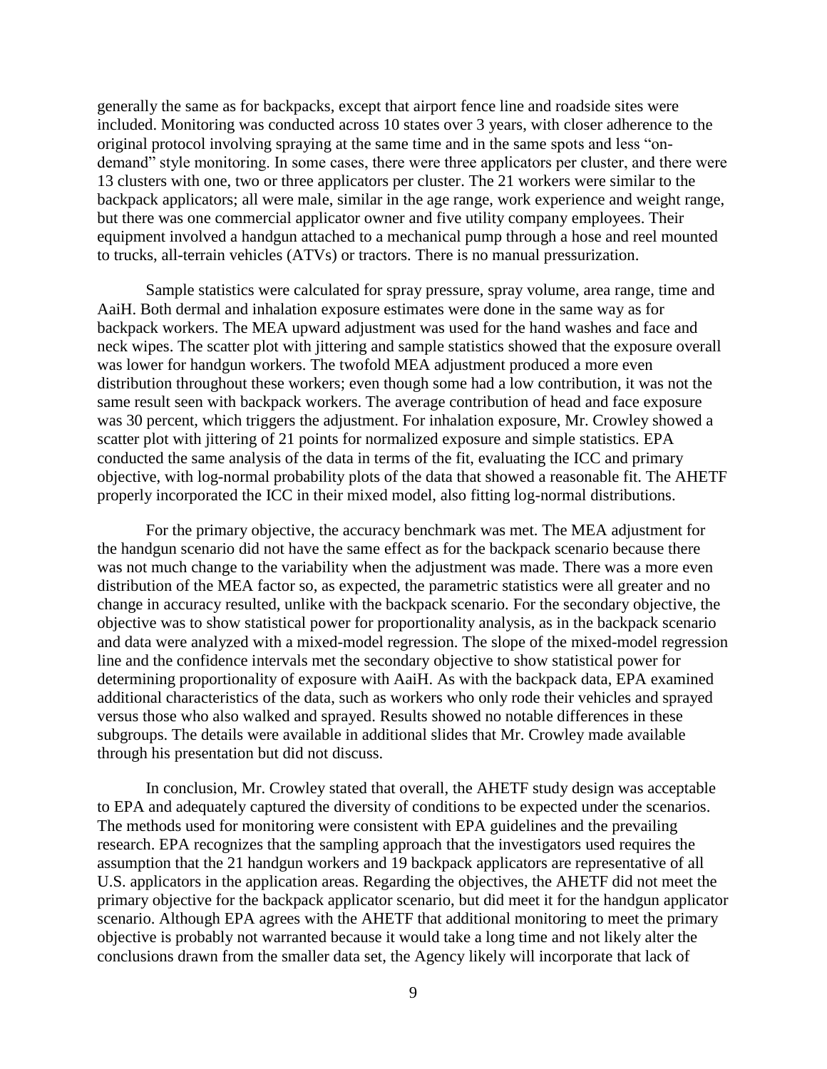generally the same as for backpacks, except that airport fence line and roadside sites were included. Monitoring was conducted across 10 states over 3 years, with closer adherence to the original protocol involving spraying at the same time and in the same spots and less "on-demand" style monitoring. In some cases, there were three applicators per cluster, and there were 13 clusters with one, two or three applicators per cluster. The 21 workers were similar to the backpack applicators; all were male, similar in the age range, work experience and weight range, but there was one commercial applicator owner and five utility company employees. Their equipment involved a handgun attached to a mechanical pump through a hose and reel mounted to trucks, all-terrain vehicles (ATVs) or tractors. There is no manual pressurization.

Sample statistics were calculated for spray pressure, spray volume, area range, time and AaiH. Both dermal and inhalation exposure estimates were done in the same way as for backpack workers. The MEA upward adjustment was used for the hand washes and face and neck wipes. The scatter plot with jittering and sample statistics showed that the exposure overall was lower for handgun workers. The twofold MEA adjustment produced a more even distribution throughout these workers; even though some had a low contribution, it was not the same result seen with backpack workers. The average contribution of head and face exposure was 30 percent, which triggers the adjustment. For inhalation exposure, Mr. Crowley showed a scatter plot with jittering of 21 points for normalized exposure and simple statistics. EPA conducted the same analysis of the data in terms of the fit, evaluating the ICC and primary objective, with log-normal probability plots of the data that showed a reasonable fit. The AHETF properly incorporated the ICC in their mixed model, also fitting log-normal distributions.

For the primary objective, the accuracy benchmark was met. The MEA adjustment for the handgun scenario did not have the same effect as for the backpack scenario because there was not much change to the variability when the adjustment was made. There was a more even distribution of the MEA factor so, as expected, the parametric statistics were all greater and no change in accuracy resulted, unlike with the backpack scenario. For the secondary objective, the objective was to show statistical power for proportionality analysis, as in the backpack scenario and data were analyzed with a mixed-model regression. The slope of the mixed-model regression line and the confidence intervals met the secondary objective to show statistical power for determining proportionality of exposure with AaiH. As with the backpack data, EPA examined additional characteristics of the data, such as workers who only rode their vehicles and sprayed versus those who also walked and sprayed. Results showed no notable differences in these subgroups. The details were available in additional slides that Mr. Crowley made available through his presentation but did not discuss.

In conclusion, Mr. Crowley stated that overall, the AHETF study design was acceptable to EPA and adequately captured the diversity of conditions to be expected under the scenarios. The methods used for monitoring were consistent with EPA guidelines and the prevailing research. EPA recognizes that the sampling approach that the investigators used requires the assumption that the 21 handgun workers and 19 backpack applicators are representative of all U.S. applicators in the application areas. Regarding the objectives, the AHETF did not meet the primary objective for the backpack applicator scenario, but did meet it for the handgun applicator scenario. Although EPA agrees with the AHETF that additional monitoring to meet the primary objective is probably not warranted because it would take a long time and not likely alter the conclusions drawn from the smaller data set, the Agency likely will incorporate that lack of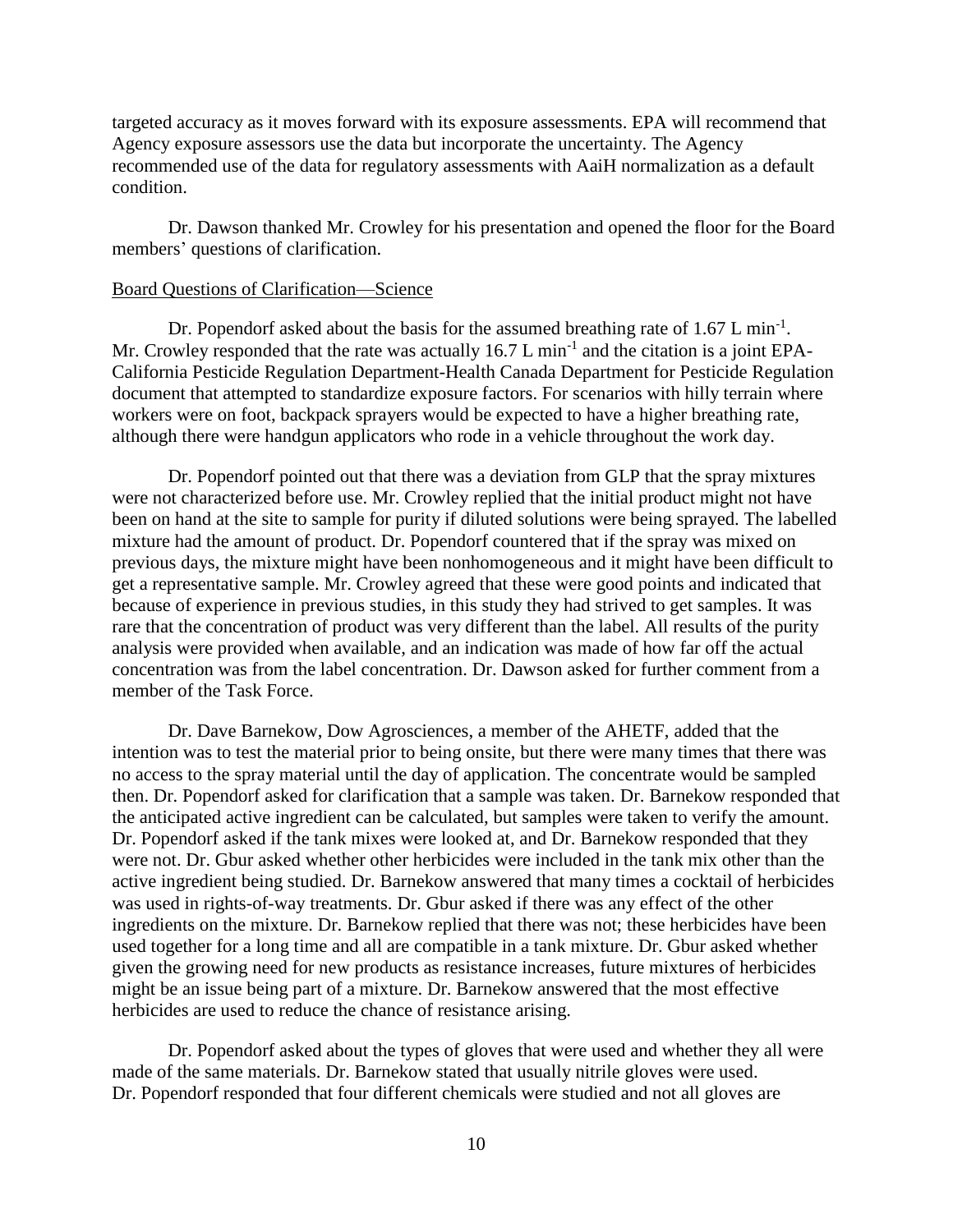targeted accuracy as it moves forward with its exposure assessments. EPA will recommend that Agency exposure assessors use the data but incorporate the uncertainty. The Agency recommended use of the data for regulatory assessments with AaiH normalization as a default condition.

Dr. Dawson thanked Mr. Crowley for his presentation and opened the floor for the Board members' questions of clarification.

Board Questions of Clarification—Science

Dr. Popendorf asked about the basis for the assumed breathing rate of 1.67 L $min^{-1}$. Mr. Crowley responded that the rate was actually 16.7 L $min^{-1}$ and the citation is a joint EPA-California Pesticide Regulation Department-Health Canada Department for Pesticide Regulation document that attempted to standardize exposure factors. For scenarios with hilly terrain where workers were on foot, backpack sprayers would be expected to have a higher breathing rate, although there were handgun applicators who rode in a vehicle throughout the work day.

Dr. Popendorf pointed out that there was a deviation from GLP that the spray mixtures were not characterized before use. Mr. Crowley replied that the initial product might not have been on hand at the site to sample for purity if diluted solutions were being sprayed. The labelled mixture had the amount of product. Dr. Popendorf countered that if the spray was mixed on previous days, the mixture might have been nonhomogeneous and it might have been difficult to get a representative sample. Mr. Crowley agreed that these were good points and indicated that because of experience in previous studies, in this study they had strived to get samples. It was rare that the concentration of product was very different than the label. All results of the purity analysis were provided when available, and an indication was made of how far off the actual concentration was from the label concentration. Dr. Dawson asked for further comment from a member of the Task Force.

Dr. Dave Barnekow, Dow Agrosciences, a member of the AHETF, added that the intention was to test the material prior to being onsite, but there were many times that there was no access to the spray material until the day of application. The concentrate would be sampled then. Dr. Popendorf asked for clarification that a sample was taken. Dr. Barnekow responded that the anticipated active ingredient can be calculated, but samples were taken to verify the amount. Dr. Popendorf asked if the tank mixes were looked at, and Dr. Barnekow responded that they were not. Dr. Gbur asked whether other herbicides were included in the tank mix other than the active ingredient being studied. Dr. Barnekow answered that many times a cocktail of herbicides was used in rights-of-way treatments. Dr. Gbur asked if there was any effect of the other ingredients on the mixture. Dr. Barnekow replied that there was not; these herbicides have been used together for a long time and all are compatible in a tank mixture. Dr. Gbur asked whether given the growing need for new products as resistance increases, future mixtures of herbicides might be an issue being part of a mixture. Dr. Barnekow answered that the most effective herbicides are used to reduce the chance of resistance arising.

Dr. Popendorf asked about the types of gloves that were used and whether they all were made of the same materials. Dr. Barnekow stated that usually nitrile gloves were used. Dr. Popendorf responded that four different chemicals were studied and not all gloves are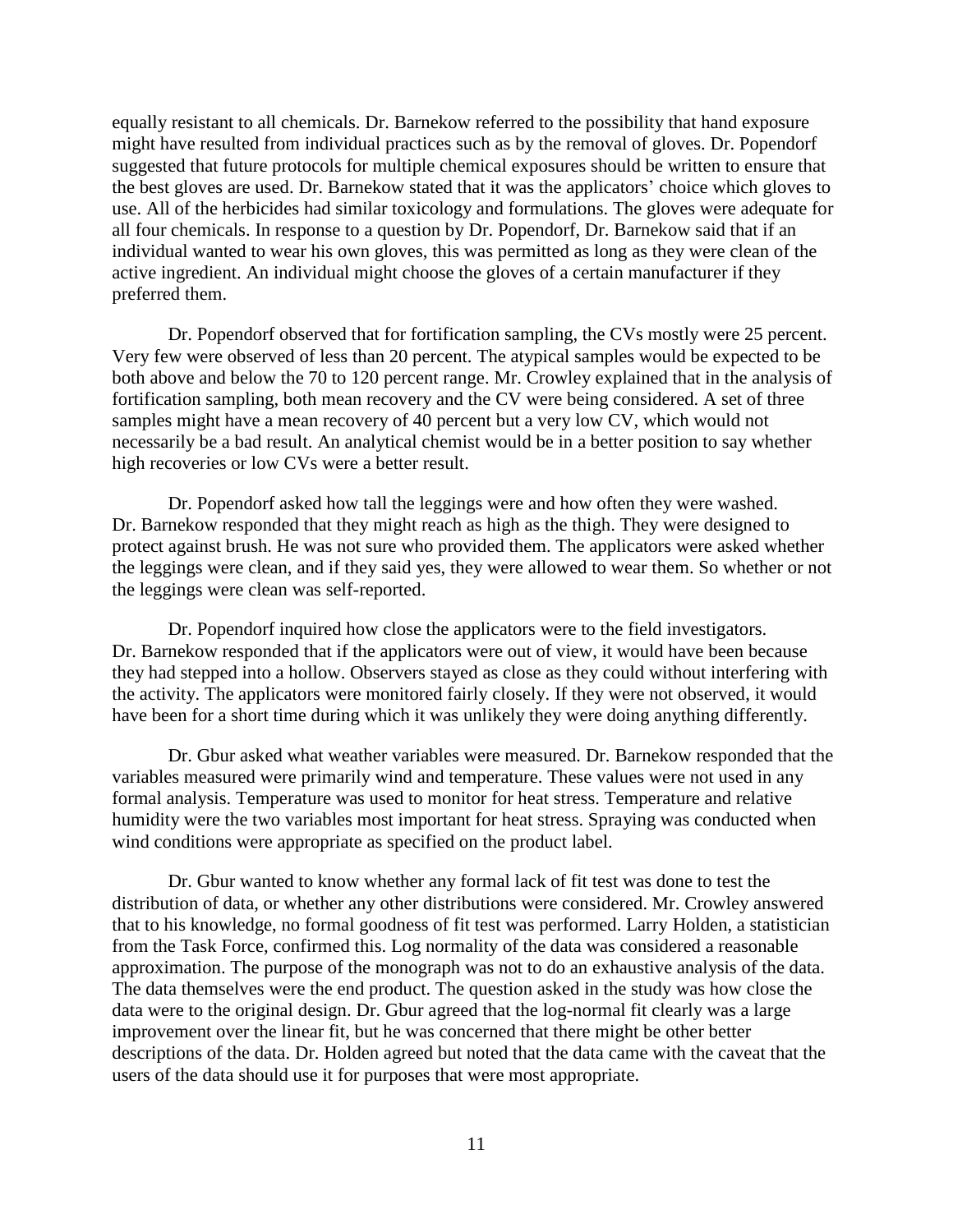equally resistant to all chemicals. Dr. Barnekow referred to the possibility that hand exposure might have resulted from individual practices such as by the removal of gloves. Dr. Popendorf suggested that future protocols for multiple chemical exposures should be written to ensure that the best gloves are used. Dr. Barnekow stated that it was the applicators' choice which gloves to use. All of the herbicides had similar toxicology and formulations. The gloves were adequate for all four chemicals. In response to a question by Dr. Popendorf, Dr. Barnekow said that if an individual wanted to wear his own gloves, this was permitted as long as they were clean of the active ingredient. An individual might choose the gloves of a certain manufacturer if they preferred them.

Dr. Popendorf observed that for fortification sampling, the CVs mostly were 25 percent. Very few were observed of less than 20 percent. The atypical samples would be expected to be both above and below the 70 to 120 percent range. Mr. Crowley explained that in the analysis of fortification sampling, both mean recovery and the CV were being considered. A set of three samples might have a mean recovery of 40 percent but a very low CV, which would not necessarily be a bad result. An analytical chemist would be in a better position to say whether high recoveries or low CVs were a better result.

Dr. Popendorf asked how tall the leggings were and how often they were washed. Dr. Barnekow responded that they might reach as high as the thigh. They were designed to protect against brush. He was not sure who provided them. The applicators were asked whether the leggings were clean, and if they said yes, they were allowed to wear them. So whether or not the leggings were clean was self-reported.

Dr. Popendorf inquired how close the applicators were to the field investigators. Dr. Barnekow responded that if the applicators were out of view, it would have been because they had stepped into a hollow. Observers stayed as close as they could without interfering with the activity. The applicators were monitored fairly closely. If they were not observed, it would have been for a short time during which it was unlikely they were doing anything differently.

Dr. Gbur asked what weather variables were measured. Dr. Barnekow responded that the variables measured were primarily wind and temperature. These values were not used in any formal analysis. Temperature was used to monitor for heat stress. Temperature and relative humidity were the two variables most important for heat stress. Spraying was conducted when wind conditions were appropriate as specified on the product label.

Dr. Gbur wanted to know whether any formal lack of fit test was done to test the distribution of data, or whether any other distributions were considered. Mr. Crowley answered that to his knowledge, no formal goodness of fit test was performed. Larry Holden, a statistician from the Task Force, confirmed this. Log normality of the data was considered a reasonable approximation. The purpose of the monograph was not to do an exhaustive analysis of the data. The data themselves were the end product. The question asked in the study was how close the data were to the original design. Dr. Gbur agreed that the log-normal fit clearly was a large improvement over the linear fit, but he was concerned that there might be other better descriptions of the data. Dr. Holden agreed but noted that the data came with the caveat that the users of the data should use it for purposes that were most appropriate.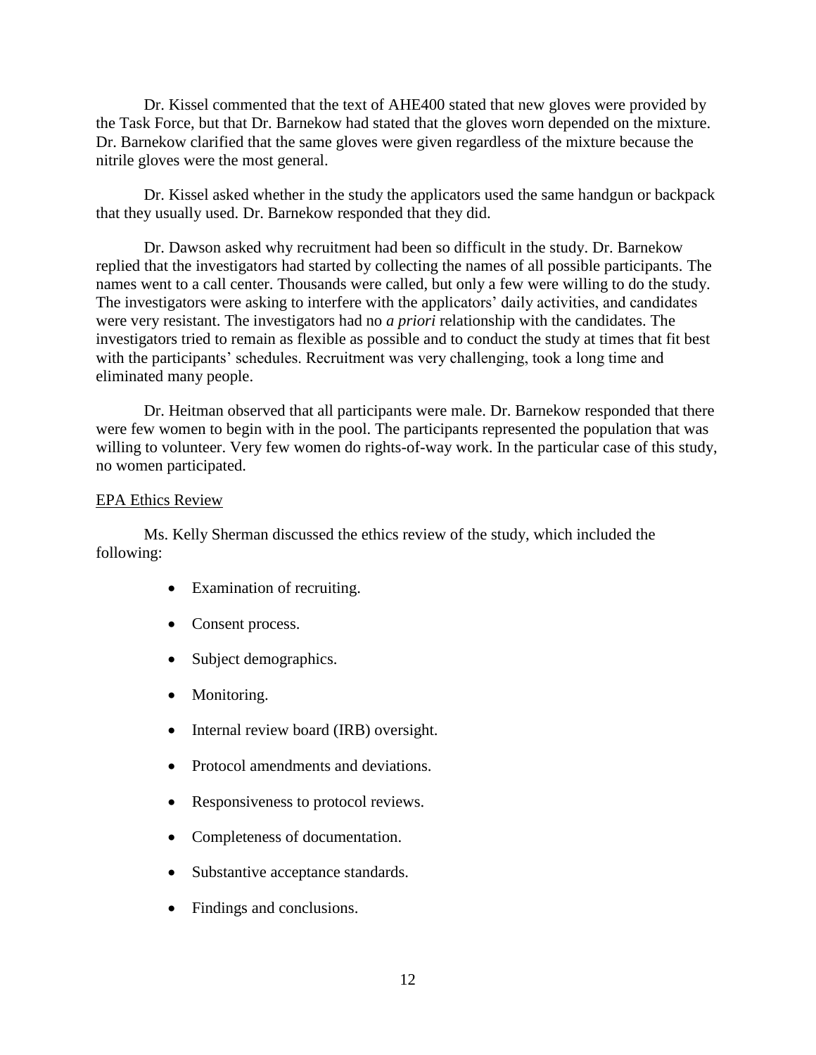Dr. Kissel commented that the text of AHE400 stated that new gloves were provided by the Task Force, but that Dr. Barnekow had stated that the gloves worn depended on the mixture. Dr. Barnekow clarified that the same gloves were given regardless of the mixture because the nitrile gloves were the most general.

Dr. Kissel asked whether in the study the applicators used the same handgun or backpack that they usually used. Dr. Barnekow responded that they did.

Dr. Dawson asked why recruitment had been so difficult in the study. Dr. Barnekow replied that the investigators had started by collecting the names of all possible participants. The names went to a call center. Thousands were called, but only a few were willing to do the study. The investigators were asking to interfere with the applicators' daily activities, and candidates were very resistant. The investigators had no *a priori* relationship with the candidates. The investigators tried to remain as flexible as possible and to conduct the study at times that fit best with the participants' schedules. Recruitment was very challenging, took a long time and eliminated many people.

Dr. Heitman observed that all participants were male. Dr. Barnekow responded that there were few women to begin with in the pool. The participants represented the population that was willing to volunteer. Very few women do rights-of-way work. In the particular case of this study, no women participated.

<u>EPA Ethics Review</u>

Ms. Kelly Sherman discussed the ethics review of the study, which included the following:

- Examination of recruiting.
- Consent process.
- Subject demographics.
- Monitoring.
- Internal review board (IRB) oversight.
- Protocol amendments and deviations.
- Responsiveness to protocol reviews.
- Completeness of documentation.
- Substantive acceptance standards.
- Findings and conclusions.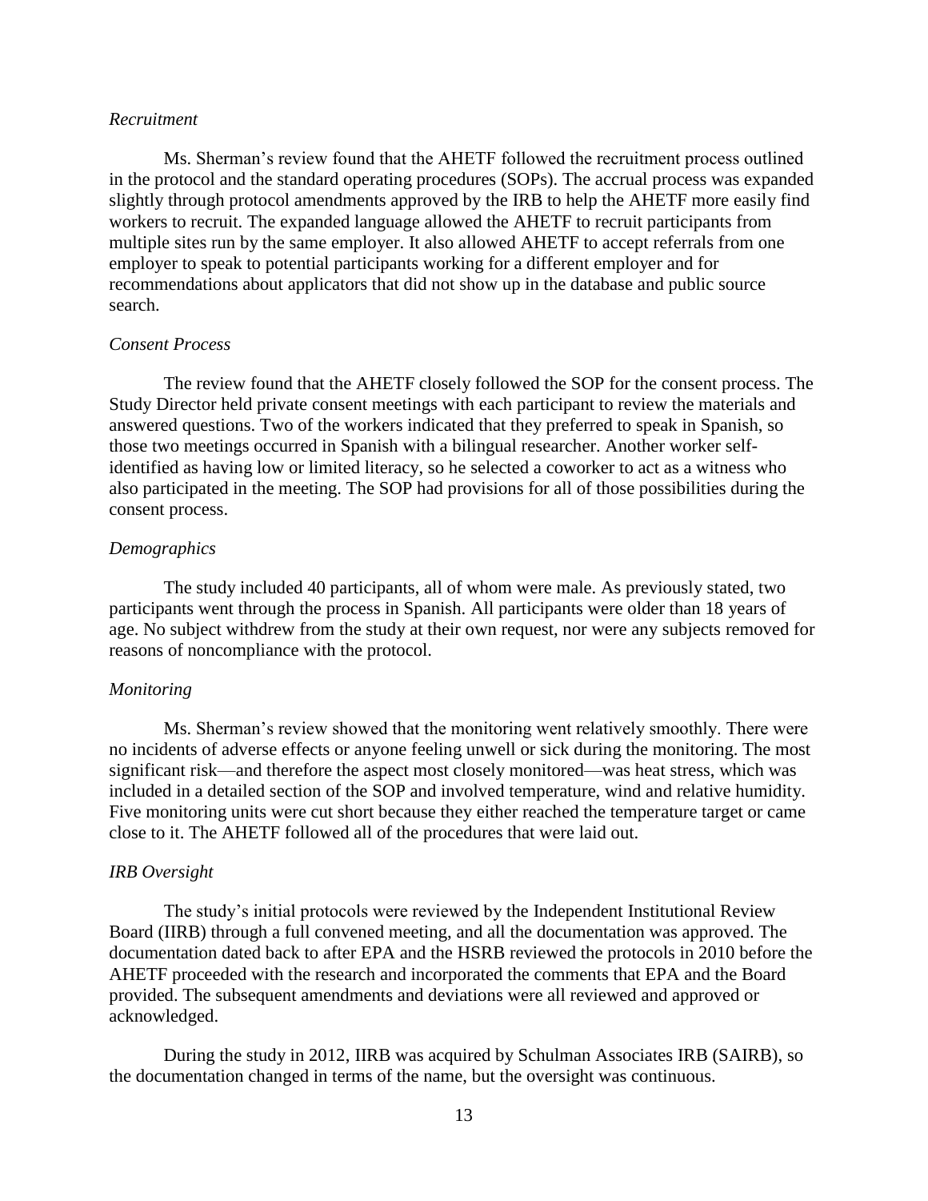*Recruitment*

Ms. Sherman's review found that the AHETF followed the recruitment process outlined in the protocol and the standard operating procedures (SOPs). The accrual process was expanded slightly through protocol amendments approved by the IRB to help the AHETF more easily find workers to recruit. The expanded language allowed the AHETF to recruit participants from multiple sites run by the same employer. It also allowed AHETF to accept referrals from one employer to speak to potential participants working for a different employer and for recommendations about applicators that did not show up in the database and public source search.

*Consent Process*

The review found that the AHETF closely followed the SOP for the consent process. The Study Director held private consent meetings with each participant to review the materials and answered questions. Two of the workers indicated that they preferred to speak in Spanish, so those two meetings occurred in Spanish with a bilingual researcher. Another worker self-identified as having low or limited literacy, so he selected a coworker to act as a witness who also participated in the meeting. The SOP had provisions for all of those possibilities during the consent process.

*Demographics*

The study included 40 participants, all of whom were male. As previously stated, two participants went through the process in Spanish. All participants were older than 18 years of age. No subject withdrew from the study at their own request, nor were any subjects removed for reasons of noncompliance with the protocol.

*Monitoring*

Ms. Sherman's review showed that the monitoring went relatively smoothly. There were no incidents of adverse effects or anyone feeling unwell or sick during the monitoring. The most significant risk—and therefore the aspect most closely monitored—was heat stress, which was included in a detailed section of the SOP and involved temperature, wind and relative humidity. Five monitoring units were cut short because they either reached the temperature target or came close to it. The AHETF followed all of the procedures that were laid out.

*IRB Oversight*

The study's initial protocols were reviewed by the Independent Institutional Review Board (IIRB) through a full convened meeting, and all the documentation was approved. The documentation dated back to after EPA and the HSRB reviewed the protocols in 2010 before the AHETF proceeded with the research and incorporated the comments that EPA and the Board provided. The subsequent amendments and deviations were all reviewed and approved or acknowledged.

During the study in 2012, IIRB was acquired by Schulman Associates IRB (SAIRB), so the documentation changed in terms of the name, but the oversight was continuous.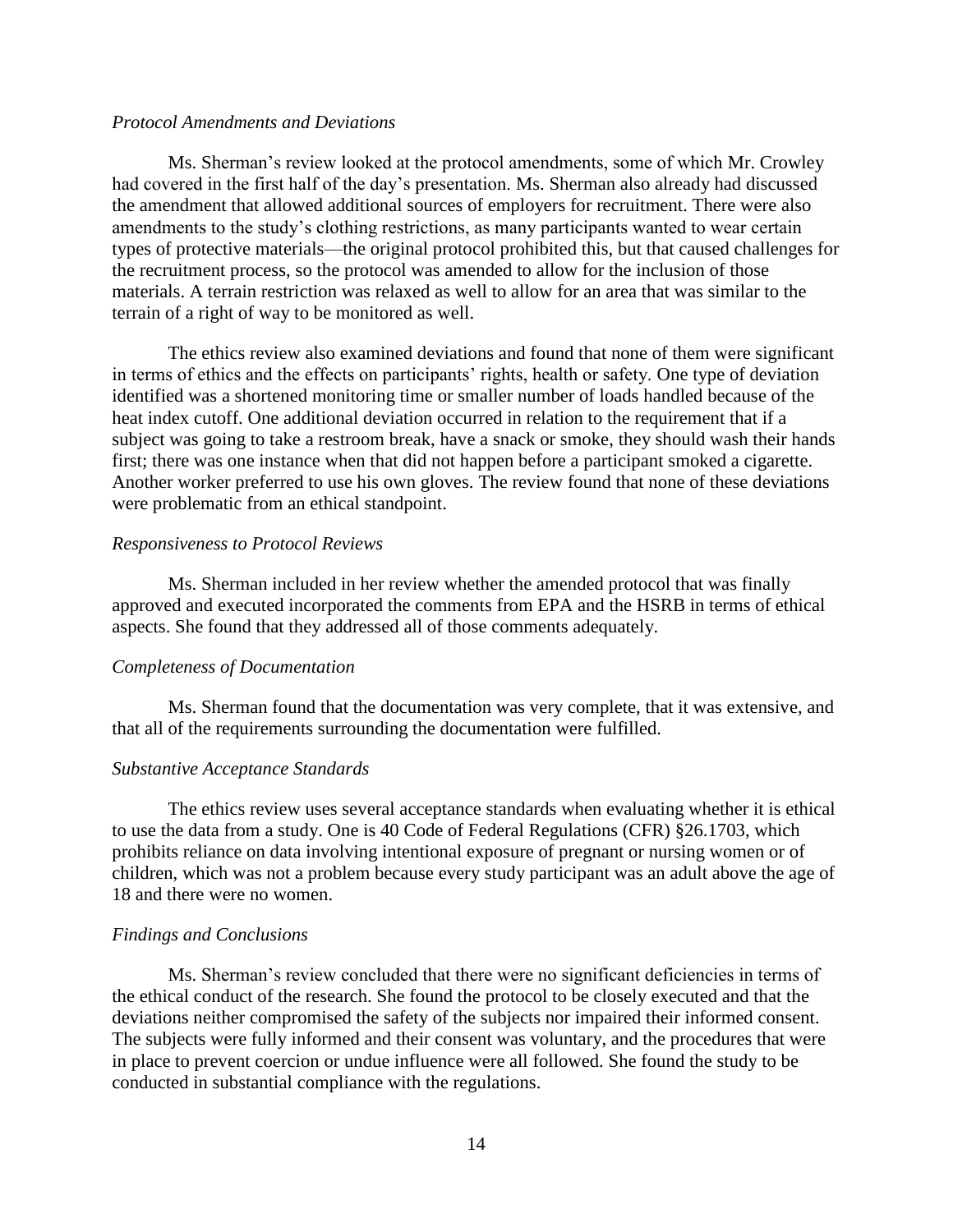*Protocol Amendments and Deviations*

Ms. Sherman's review looked at the protocol amendments, some of which Mr. Crowley had covered in the first half of the day's presentation. Ms. Sherman also already had discussed the amendment that allowed additional sources of employers for recruitment. There were also amendments to the study's clothing restrictions, as many participants wanted to wear certain types of protective materials—the original protocol prohibited this, but that caused challenges for the recruitment process, so the protocol was amended to allow for the inclusion of those materials. A terrain restriction was relaxed as well to allow for an area that was similar to the terrain of a right of way to be monitored as well.

The ethics review also examined deviations and found that none of them were significant in terms of ethics and the effects on participants' rights, health or safety. One type of deviation identified was a shortened monitoring time or smaller number of loads handled because of the heat index cutoff. One additional deviation occurred in relation to the requirement that if a subject was going to take a restroom break, have a snack or smoke, they should wash their hands first; there was one instance when that did not happen before a participant smoked a cigarette. Another worker preferred to use his own gloves. The review found that none of these deviations were problematic from an ethical standpoint.

*Responsiveness to Protocol Reviews*

Ms. Sherman included in her review whether the amended protocol that was finally approved and executed incorporated the comments from EPA and the HSRB in terms of ethical aspects. She found that they addressed all of those comments adequately.

*Completeness of Documentation*

Ms. Sherman found that the documentation was very complete, that it was extensive, and that all of the requirements surrounding the documentation were fulfilled.

*Substantive Acceptance Standards*

The ethics review uses several acceptance standards when evaluating whether it is ethical to use the data from a study. One is 40 Code of Federal Regulations (CFR) §26.1703, which prohibits reliance on data involving intentional exposure of pregnant or nursing women or of children, which was not a problem because every study participant was an adult above the age of 18 and there were no women.

*Findings and Conclusions*

Ms. Sherman's review concluded that there were no significant deficiencies in terms of the ethical conduct of the research. She found the protocol to be closely executed and that the deviations neither compromised the safety of the subjects nor impaired their informed consent. The subjects were fully informed and their consent was voluntary, and the procedures that were in place to prevent coercion or undue influence were all followed. She found the study to be conducted in substantial compliance with the regulations.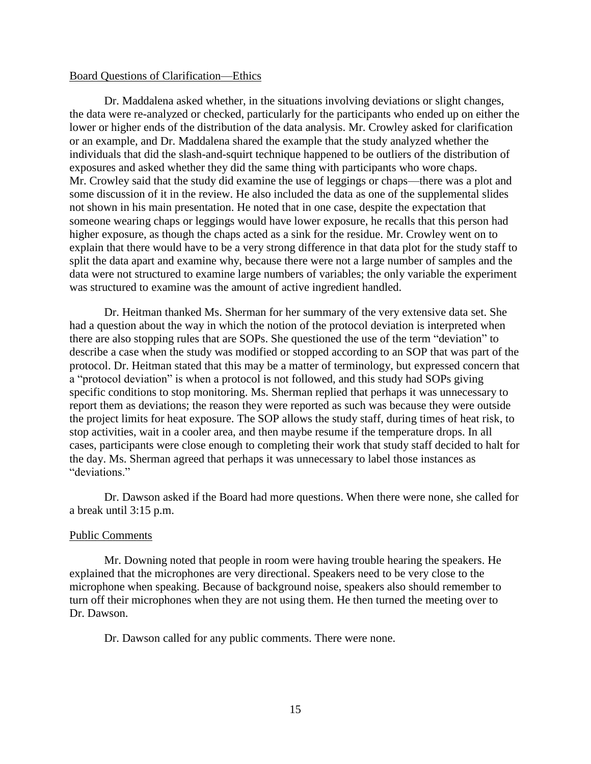Board Questions of Clarification—Ethics

Dr. Maddalena asked whether, in the situations involving deviations or slight changes, the data were re-analyzed or checked, particularly for the participants who ended up on either the lower or higher ends of the distribution of the data analysis. Mr. Crowley asked for clarification or an example, and Dr. Maddalena shared the example that the study analyzed whether the individuals that did the slash-and-squirt technique happened to be outliers of the distribution of exposures and asked whether they did the same thing with participants who wore chaps. Mr. Crowley said that the study did examine the use of leggings or chaps—there was a plot and some discussion of it in the review. He also included the data as one of the supplemental slides not shown in his main presentation. He noted that in one case, despite the expectation that someone wearing chaps or leggings would have lower exposure, he recalls that this person had higher exposure, as though the chaps acted as a sink for the residue. Mr. Crowley went on to explain that there would have to be a very strong difference in that data plot for the study staff to split the data apart and examine why, because there were not a large number of samples and the data were not structured to examine large numbers of variables; the only variable the experiment was structured to examine was the amount of active ingredient handled.

Dr. Heitman thanked Ms. Sherman for her summary of the very extensive data set. She had a question about the way in which the notion of the protocol deviation is interpreted when there are also stopping rules that are SOPs. She questioned the use of the term "deviation" to describe a case when the study was modified or stopped according to an SOP that was part of the protocol. Dr. Heitman stated that this may be a matter of terminology, but expressed concern that a "protocol deviation" is when a protocol is not followed, and this study had SOPs giving specific conditions to stop monitoring. Ms. Sherman replied that perhaps it was unnecessary to report them as deviations; the reason they were reported as such was because they were outside the project limits for heat exposure. The SOP allows the study staff, during times of heat risk, to stop activities, wait in a cooler area, and then maybe resume if the temperature drops. In all cases, participants were close enough to completing their work that study staff decided to halt for the day. Ms. Sherman agreed that perhaps it was unnecessary to label those instances as "deviations."

Dr. Dawson asked if the Board had more questions. When there were none, she called for a break until 3:15 p.m.

Public Comments

Mr. Downing noted that people in room were having trouble hearing the speakers. He explained that the microphones are very directional. Speakers need to be very close to the microphone when speaking. Because of background noise, speakers also should remember to turn off their microphones when they are not using them. He then turned the meeting over to Dr. Dawson.

Dr. Dawson called for any public comments. There were none.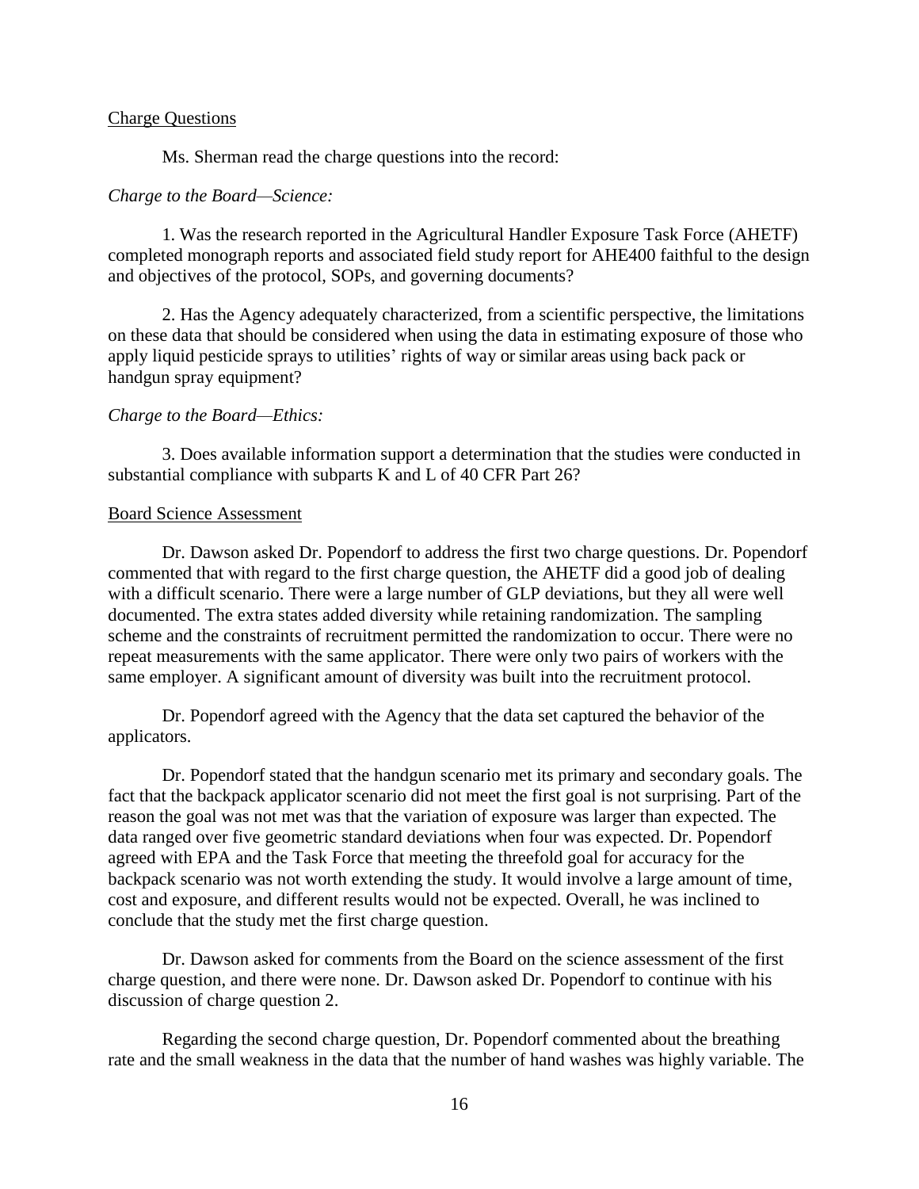Charge Questions

Ms. Sherman read the charge questions into the record:

*Charge to the Board—Science:*

1. Was the research reported in the Agricultural Handler Exposure Task Force (AHETF) completed monograph reports and associated field study report for AHE400 faithful to the design and objectives of the protocol, SOPs, and governing documents?

2. Has the Agency adequately characterized, from a scientific perspective, the limitations on these data that should be considered when using the data in estimating exposure of those who apply liquid pesticide sprays to utilities' rights of way or similar areas using back pack or handgun spray equipment?

*Charge to the Board—Ethics:*

3. Does available information support a determination that the studies were conducted in substantial compliance with subparts K and L of 40 CFR Part 26?

Board Science Assessment

Dr. Dawson asked Dr. Popendorf to address the first two charge questions. Dr. Popendorf commented that with regard to the first charge question, the AHETF did a good job of dealing with a difficult scenario. There were a large number of GLP deviations, but they all were well documented. The extra states added diversity while retaining randomization. The sampling scheme and the constraints of recruitment permitted the randomization to occur. There were no repeat measurements with the same applicator. There were only two pairs of workers with the same employer. A significant amount of diversity was built into the recruitment protocol.

Dr. Popendorf agreed with the Agency that the data set captured the behavior of the applicators.

Dr. Popendorf stated that the handgun scenario met its primary and secondary goals. The fact that the backpack applicator scenario did not meet the first goal is not surprising. Part of the reason the goal was not met was that the variation of exposure was larger than expected. The data ranged over five geometric standard deviations when four was expected. Dr. Popendorf agreed with EPA and the Task Force that meeting the threefold goal for accuracy for the backpack scenario was not worth extending the study. It would involve a large amount of time, cost and exposure, and different results would not be expected. Overall, he was inclined to conclude that the study met the first charge question.

Dr. Dawson asked for comments from the Board on the science assessment of the first charge question, and there were none. Dr. Dawson asked Dr. Popendorf to continue with his discussion of charge question 2.

Regarding the second charge question, Dr. Popendorf commented about the breathing rate and the small weakness in the data that the number of hand washes was highly variable. The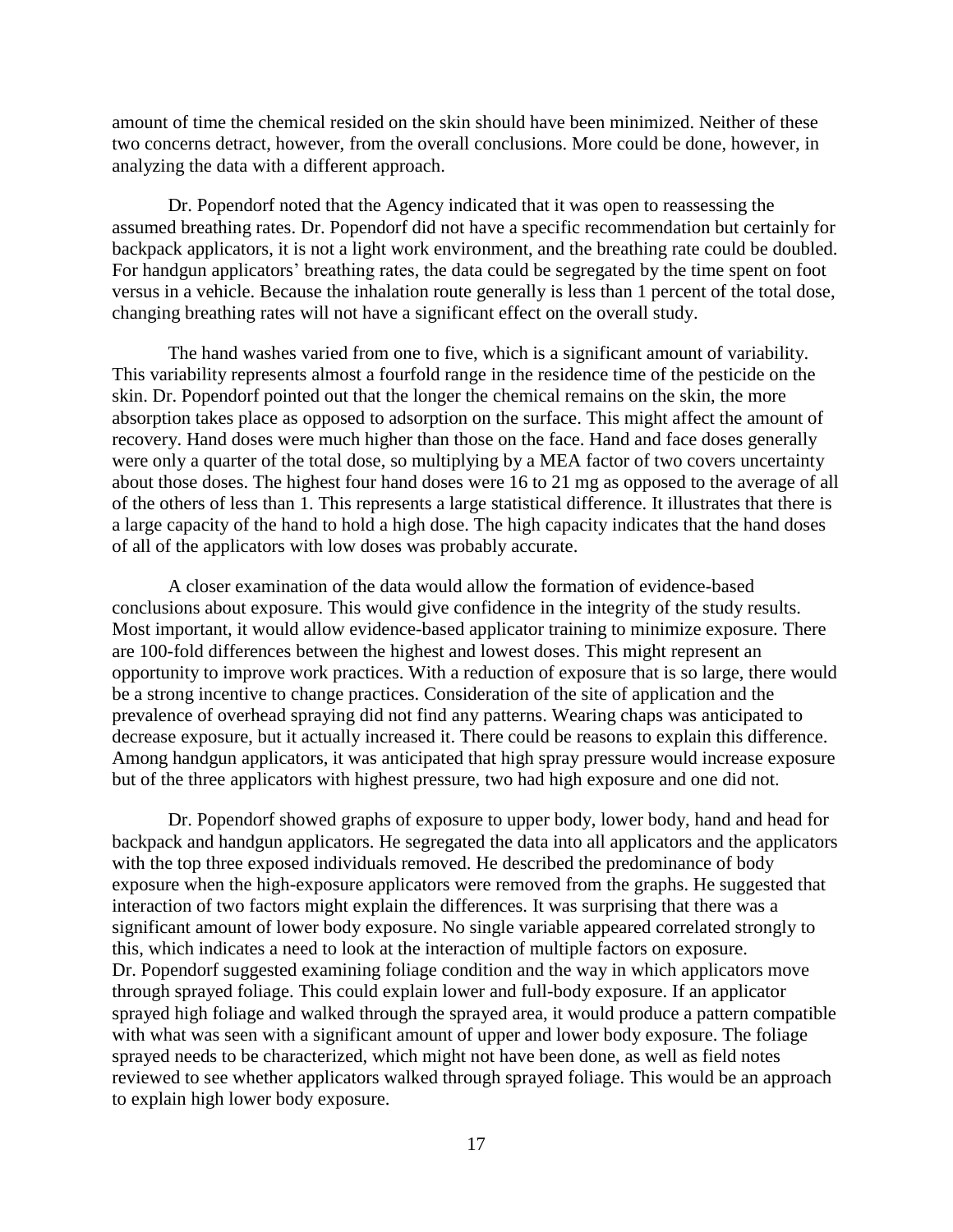amount of time the chemical resided on the skin should have been minimized. Neither of these two concerns detract, however, from the overall conclusions. More could be done, however, in analyzing the data with a different approach.

Dr. Popendorf noted that the Agency indicated that it was open to reassessing the assumed breathing rates. Dr. Popendorf did not have a specific recommendation but certainly for backpack applicators, it is not a light work environment, and the breathing rate could be doubled. For handgun applicators' breathing rates, the data could be segregated by the time spent on foot versus in a vehicle. Because the inhalation route generally is less than 1 percent of the total dose, changing breathing rates will not have a significant effect on the overall study.

The hand washes varied from one to five, which is a significant amount of variability. This variability represents almost a fourfold range in the residence time of the pesticide on the skin. Dr. Popendorf pointed out that the longer the chemical remains on the skin, the more absorption takes place as opposed to adsorption on the surface. This might affect the amount of recovery. Hand doses were much higher than those on the face. Hand and face doses generally were only a quarter of the total dose, so multiplying by a MEA factor of two covers uncertainty about those doses. The highest four hand doses were 16 to 21 mg as opposed to the average of all of the others of less than 1. This represents a large statistical difference. It illustrates that there is a large capacity of the hand to hold a high dose. The high capacity indicates that the hand doses of all of the applicators with low doses was probably accurate.

A closer examination of the data would allow the formation of evidence-based conclusions about exposure. This would give confidence in the integrity of the study results. Most important, it would allow evidence-based applicator training to minimize exposure. There are 100-fold differences between the highest and lowest doses. This might represent an opportunity to improve work practices. With a reduction of exposure that is so large, there would be a strong incentive to change practices. Consideration of the site of application and the prevalence of overhead spraying did not find any patterns. Wearing chaps was anticipated to decrease exposure, but it actually increased it. There could be reasons to explain this difference. Among handgun applicators, it was anticipated that high spray pressure would increase exposure but of the three applicators with highest pressure, two had high exposure and one did not.

Dr. Popendorf showed graphs of exposure to upper body, lower body, hand and head for backpack and handgun applicators. He segregated the data into all applicators and the applicators with the top three exposed individuals removed. He described the predominance of body exposure when the high-exposure applicators were removed from the graphs. He suggested that interaction of two factors might explain the differences. It was surprising that there was a significant amount of lower body exposure. No single variable appeared correlated strongly to this, which indicates a need to look at the interaction of multiple factors on exposure. Dr. Popendorf suggested examining foliage condition and the way in which applicators move through sprayed foliage. This could explain lower and full-body exposure. If an applicator sprayed high foliage and walked through the sprayed area, it would produce a pattern compatible with what was seen with a significant amount of upper and lower body exposure. The foliage sprayed needs to be characterized, which might not have been done, as well as field notes reviewed to see whether applicators walked through sprayed foliage. This would be an approach to explain high lower body exposure.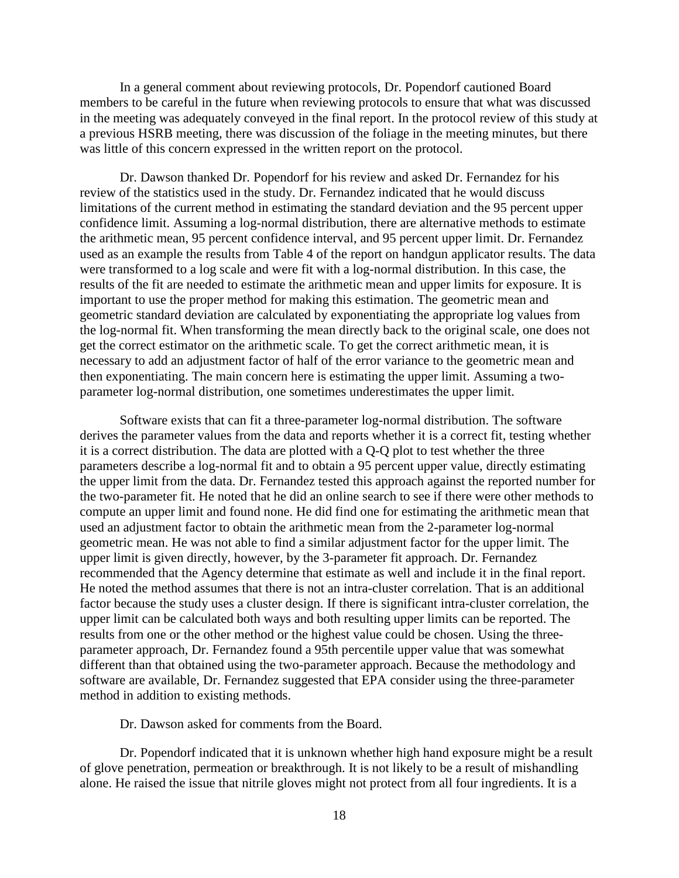In a general comment about reviewing protocols, Dr. Popendorf cautioned Board members to be careful in the future when reviewing protocols to ensure that what was discussed in the meeting was adequately conveyed in the final report. In the protocol review of this study at a previous HSRB meeting, there was discussion of the foliage in the meeting minutes, but there was little of this concern expressed in the written report on the protocol.

Dr. Dawson thanked Dr. Popendorf for his review and asked Dr. Fernandez for his review of the statistics used in the study. Dr. Fernandez indicated that he would discuss limitations of the current method in estimating the standard deviation and the 95 percent upper confidence limit. Assuming a log-normal distribution, there are alternative methods to estimate the arithmetic mean, 95 percent confidence interval, and 95 percent upper limit. Dr. Fernandez used as an example the results from Table 4 of the report on handgun applicator results. The data were transformed to a log scale and were fit with a log-normal distribution. In this case, the results of the fit are needed to estimate the arithmetic mean and upper limits for exposure. It is important to use the proper method for making this estimation. The geometric mean and geometric standard deviation are calculated by exponentiating the appropriate log values from the log-normal fit. When transforming the mean directly back to the original scale, one does not get the correct estimator on the arithmetic scale. To get the correct arithmetic mean, it is necessary to add an adjustment factor of half of the error variance to the geometric mean and then exponentiating. The main concern here is estimating the upper limit. Assuming a two-parameter log-normal distribution, one sometimes underestimates the upper limit.

Software exists that can fit a three-parameter log-normal distribution. The software derives the parameter values from the data and reports whether it is a correct fit, testing whether it is a correct distribution. The data are plotted with a Q-Q plot to test whether the three parameters describe a log-normal fit and to obtain a 95 percent upper value, directly estimating the upper limit from the data. Dr. Fernandez tested this approach against the reported number for the two-parameter fit. He noted that he did an online search to see if there were other methods to compute an upper limit and found none. He did find one for estimating the arithmetic mean that used an adjustment factor to obtain the arithmetic mean from the 2-parameter log-normal geometric mean. He was not able to find a similar adjustment factor for the upper limit. The upper limit is given directly, however, by the 3-parameter fit approach. Dr. Fernandez recommended that the Agency determine that estimate as well and include it in the final report. He noted the method assumes that there is not an intra-cluster correlation. That is an additional factor because the study uses a cluster design. If there is significant intra-cluster correlation, the upper limit can be calculated both ways and both resulting upper limits can be reported. The results from one or the other method or the highest value could be chosen. Using the three-parameter approach, Dr. Fernandez found a 95th percentile upper value that was somewhat different than that obtained using the two-parameter approach. Because the methodology and software are available, Dr. Fernandez suggested that EPA consider using the three-parameter method in addition to existing methods.

Dr. Dawson asked for comments from the Board.

Dr. Popendorf indicated that it is unknown whether high hand exposure might be a result of glove penetration, permeation or breakthrough. It is not likely to be a result of mishandling alone. He raised the issue that nitrile gloves might not protect from all four ingredients. It is a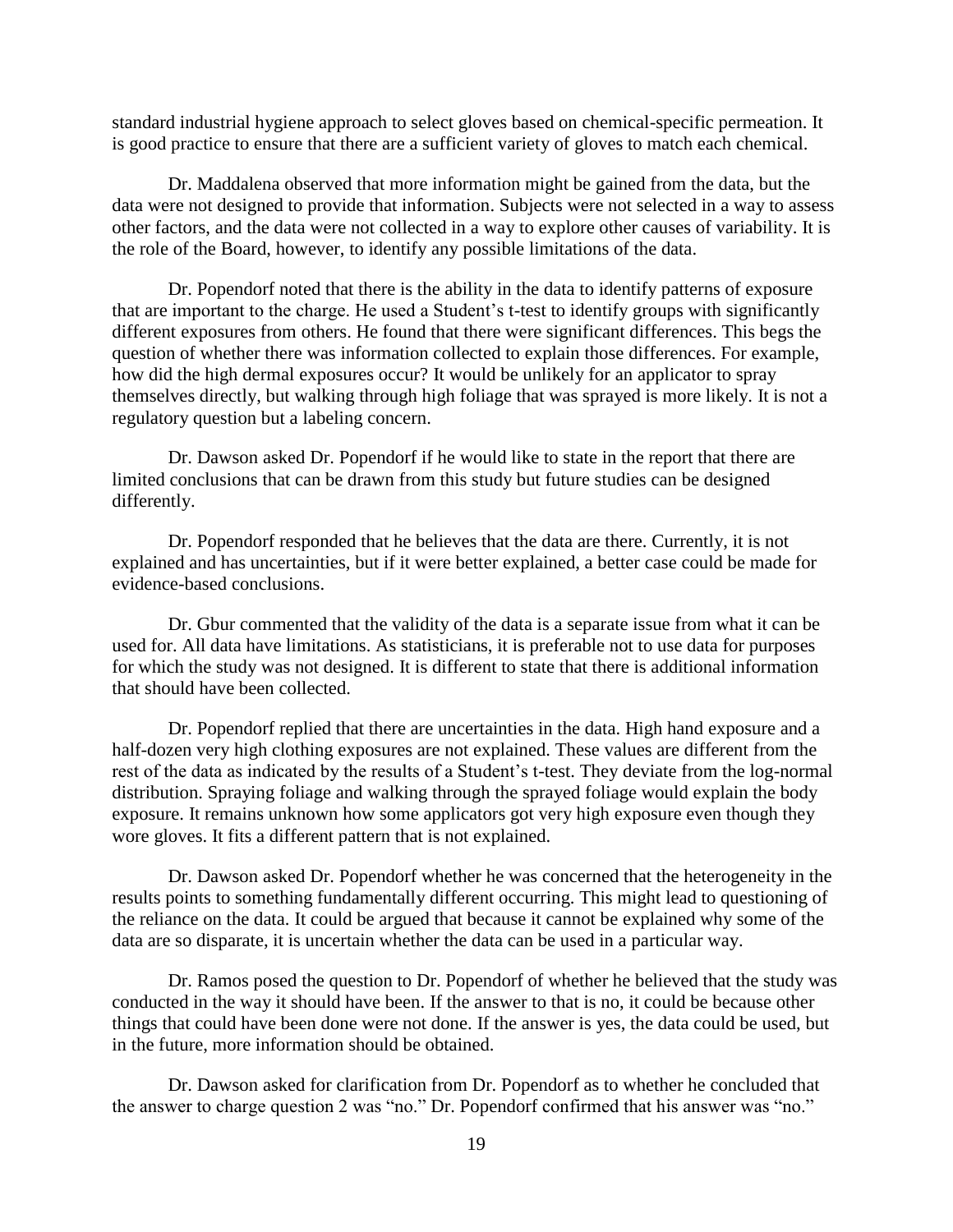standard industrial hygiene approach to select gloves based on chemical-specific permeation. It is good practice to ensure that there are a sufficient variety of gloves to match each chemical.

Dr. Maddalena observed that more information might be gained from the data, but the data were not designed to provide that information. Subjects were not selected in a way to assess other factors, and the data were not collected in a way to explore other causes of variability. It is the role of the Board, however, to identify any possible limitations of the data.

Dr. Popendorf noted that there is the ability in the data to identify patterns of exposure that are important to the charge. He used a Student's t-test to identify groups with significantly different exposures from others. He found that there were significant differences. This begs the question of whether there was information collected to explain those differences. For example, how did the high dermal exposures occur? It would be unlikely for an applicator to spray themselves directly, but walking through high foliage that was sprayed is more likely. It is not a regulatory question but a labeling concern.

Dr. Dawson asked Dr. Popendorf if he would like to state in the report that there are limited conclusions that can be drawn from this study but future studies can be designed differently.

Dr. Popendorf responded that he believes that the data are there. Currently, it is not explained and has uncertainties, but if it were better explained, a better case could be made for evidence-based conclusions.

Dr. Gbur commented that the validity of the data is a separate issue from what it can be used for. All data have limitations. As statisticians, it is preferable not to use data for purposes for which the study was not designed. It is different to state that there is additional information that should have been collected.

Dr. Popendorf replied that there are uncertainties in the data. High hand exposure and a half-dozen very high clothing exposures are not explained. These values are different from the rest of the data as indicated by the results of a Student's t-test. They deviate from the log-normal distribution. Spraying foliage and walking through the sprayed foliage would explain the body exposure. It remains unknown how some applicators got very high exposure even though they wore gloves. It fits a different pattern that is not explained.

Dr. Dawson asked Dr. Popendorf whether he was concerned that the heterogeneity in the results points to something fundamentally different occurring. This might lead to questioning of the reliance on the data. It could be argued that because it cannot be explained why some of the data are so disparate, it is uncertain whether the data can be used in a particular way.

Dr. Ramos posed the question to Dr. Popendorf of whether he believed that the study was conducted in the way it should have been. If the answer to that is no, it could be because other things that could have been done were not done. If the answer is yes, the data could be used, but in the future, more information should be obtained.

Dr. Dawson asked for clarification from Dr. Popendorf as to whether he concluded that the answer to charge question 2 was "no." Dr. Popendorf confirmed that his answer was "no."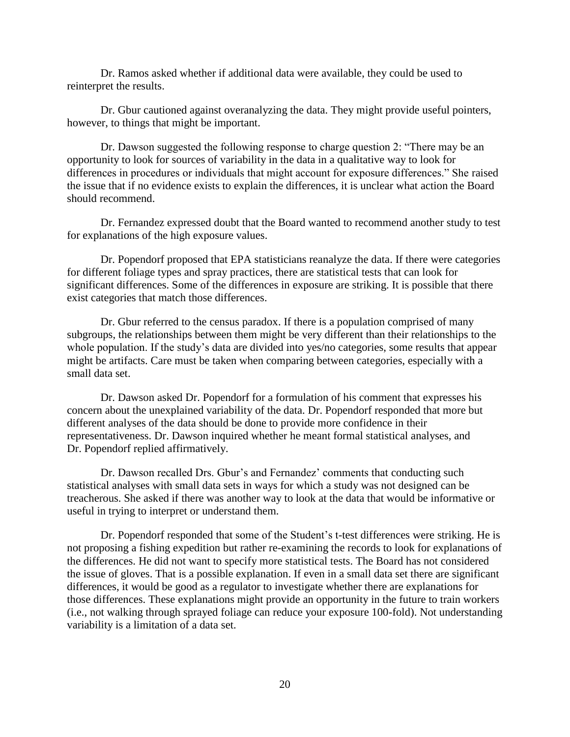Dr. Ramos asked whether if additional data were available, they could be used to reinterpret the results.

Dr. Gbur cautioned against overanalyzing the data. They might provide useful pointers, however, to things that might be important.

Dr. Dawson suggested the following response to charge question 2: "There may be an opportunity to look for sources of variability in the data in a qualitative way to look for differences in procedures or individuals that might account for exposure differences." She raised the issue that if no evidence exists to explain the differences, it is unclear what action the Board should recommend.

Dr. Fernandez expressed doubt that the Board wanted to recommend another study to test for explanations of the high exposure values.

Dr. Popendorf proposed that EPA statisticians reanalyze the data. If there were categories for different foliage types and spray practices, there are statistical tests that can look for significant differences. Some of the differences in exposure are striking. It is possible that there exist categories that match those differences.

Dr. Gbur referred to the census paradox. If there is a population comprised of many subgroups, the relationships between them might be very different than their relationships to the whole population. If the study's data are divided into yes/no categories, some results that appear might be artifacts. Care must be taken when comparing between categories, especially with a small data set.

Dr. Dawson asked Dr. Popendorf for a formulation of his comment that expresses his concern about the unexplained variability of the data. Dr. Popendorf responded that more but different analyses of the data should be done to provide more confidence in their representativeness. Dr. Dawson inquired whether he meant formal statistical analyses, and Dr. Popendorf replied affirmatively.

Dr. Dawson recalled Drs. Gbur's and Fernandez' comments that conducting such statistical analyses with small data sets in ways for which a study was not designed can be treacherous. She asked if there was another way to look at the data that would be informative or useful in trying to interpret or understand them.

Dr. Popendorf responded that some of the Student's t-test differences were striking. He is not proposing a fishing expedition but rather re-examining the records to look for explanations of the differences. He did not want to specify more statistical tests. The Board has not considered the issue of gloves. That is a possible explanation. If even in a small data set there are significant differences, it would be good as a regulator to investigate whether there are explanations for those differences. These explanations might provide an opportunity in the future to train workers (i.e., not walking through sprayed foliage can reduce your exposure 100-fold). Not understanding variability is a limitation of a data set.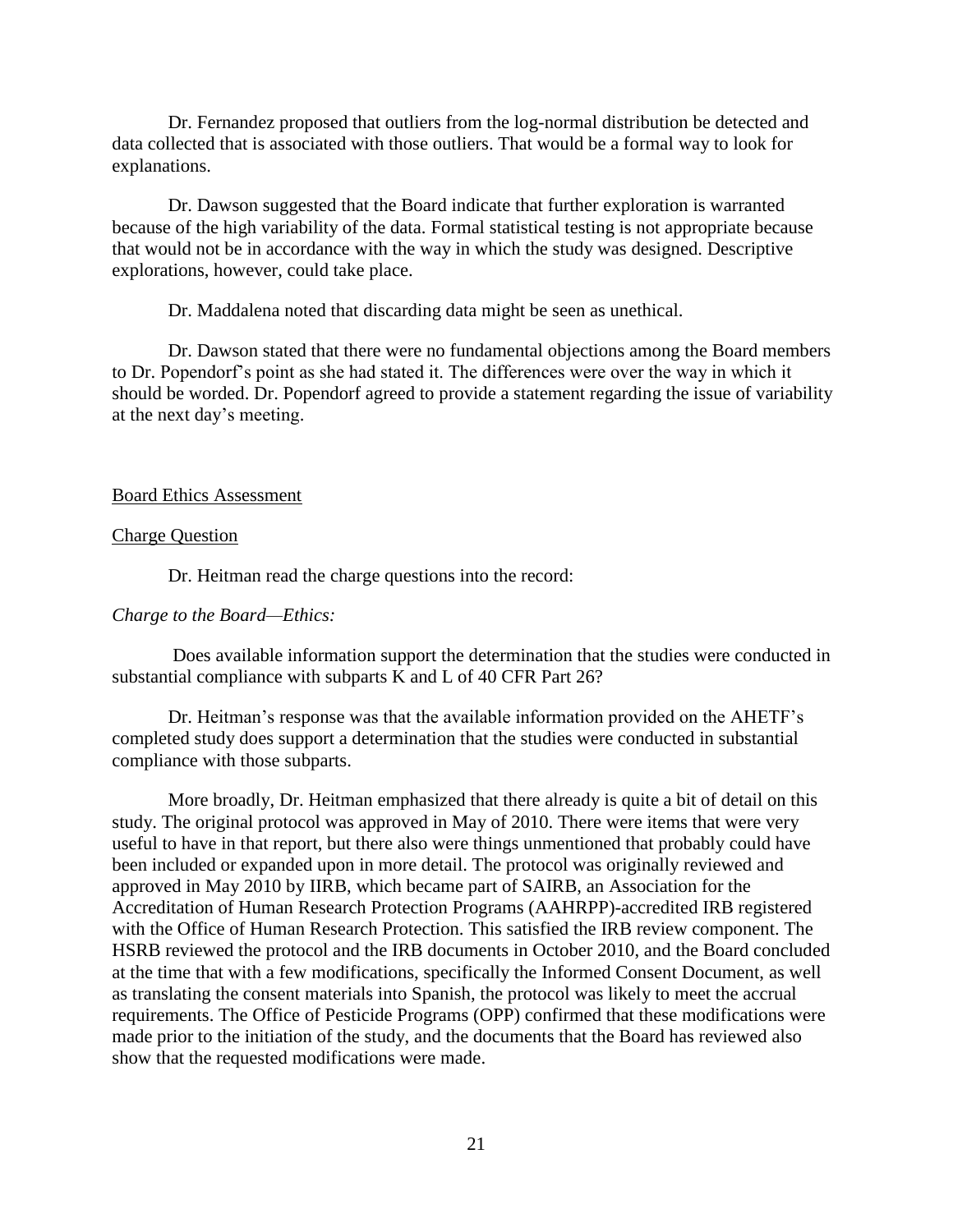Dr. Fernandez proposed that outliers from the log-normal distribution be detected and data collected that is associated with those outliers. That would be a formal way to look for explanations.

Dr. Dawson suggested that the Board indicate that further exploration is warranted because of the high variability of the data. Formal statistical testing is not appropriate because that would not be in accordance with the way in which the study was designed. Descriptive explorations, however, could take place.

Dr. Maddalena noted that discarding data might be seen as unethical.

Dr. Dawson stated that there were no fundamental objections among the Board members to Dr. Popendorf's point as she had stated it. The differences were over the way in which it should be worded. Dr. Popendorf agreed to provide a statement regarding the issue of variability at the next day's meeting.

Board Ethics Assessment

Charge Question

Dr. Heitman read the charge questions into the record:

*Charge to the Board—Ethics:*

Does available information support the determination that the studies were conducted in substantial compliance with subparts K and L of 40 CFR Part 26?

Dr. Heitman's response was that the available information provided on the AHETF's completed study does support a determination that the studies were conducted in substantial compliance with those subparts.

More broadly, Dr. Heitman emphasized that there already is quite a bit of detail on this study. The original protocol was approved in May of 2010. There were items that were very useful to have in that report, but there also were things unmentioned that probably could have been included or expanded upon in more detail. The protocol was originally reviewed and approved in May 2010 by IIRB, which became part of SAIRB, an Association for the Accreditation of Human Research Protection Programs (AAHRPP)-accredited IRB registered with the Office of Human Research Protection. This satisfied the IRB review component. The HSRB reviewed the protocol and the IRB documents in October 2010, and the Board concluded at the time that with a few modifications, specifically the Informed Consent Document, as well as translating the consent materials into Spanish, the protocol was likely to meet the accrual requirements. The Office of Pesticide Programs (OPP) confirmed that these modifications were made prior to the initiation of the study, and the documents that the Board has reviewed also show that the requested modifications were made.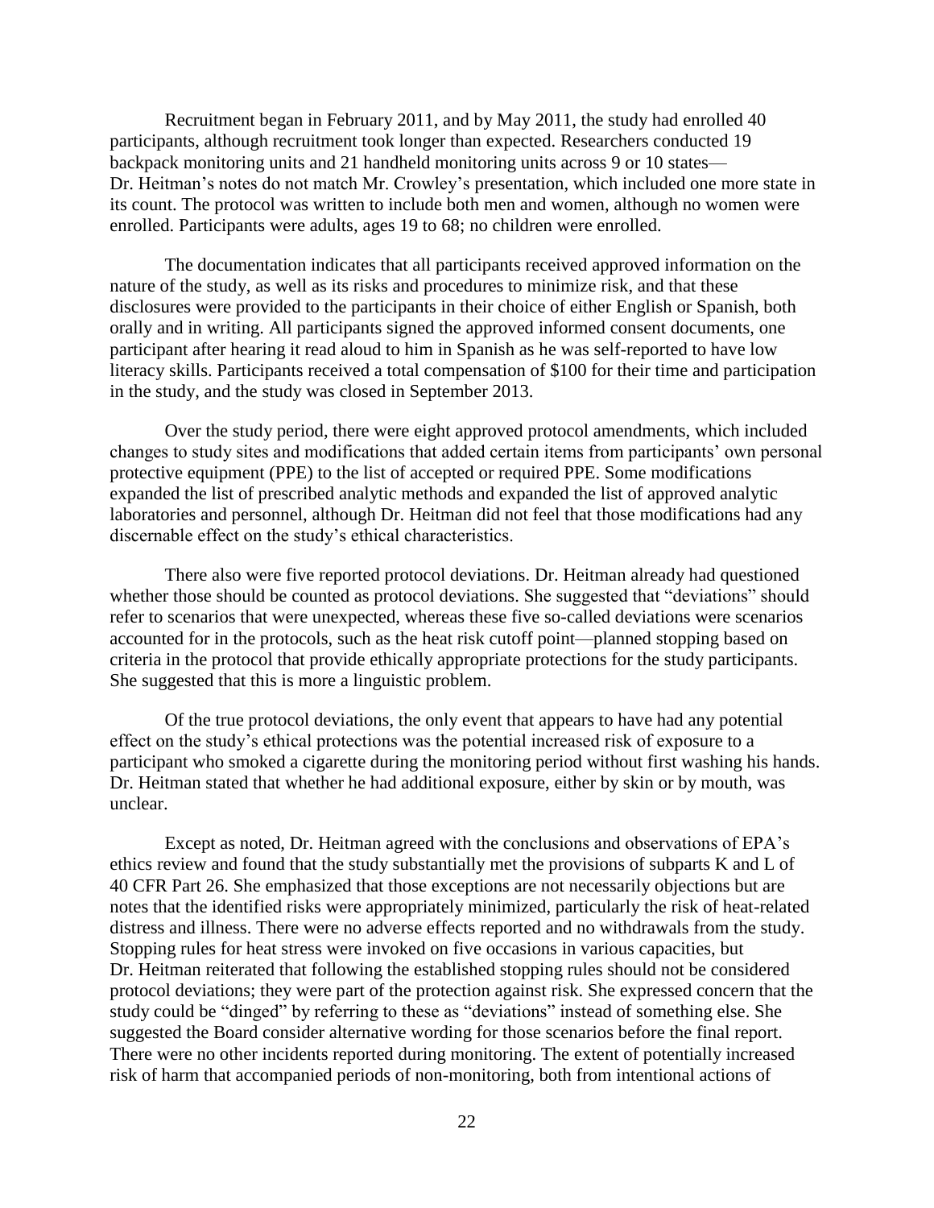Recruitment began in February 2011, and by May 2011, the study had enrolled 40 participants, although recruitment took longer than expected. Researchers conducted 19 backpack monitoring units and 21 handheld monitoring units across 9 or 10 states—Dr. Heitman's notes do not match Mr. Crowley's presentation, which included one more state in its count. The protocol was written to include both men and women, although no women were enrolled. Participants were adults, ages 19 to 68; no children were enrolled.

The documentation indicates that all participants received approved information on the nature of the study, as well as its risks and procedures to minimize risk, and that these disclosures were provided to the participants in their choice of either English or Spanish, both orally and in writing. All participants signed the approved informed consent documents, one participant after hearing it read aloud to him in Spanish as he was self-reported to have low literacy skills. Participants received a total compensation of $100 for their time and participation in the study, and the study was closed in September 2013.

Over the study period, there were eight approved protocol amendments, which included changes to study sites and modifications that added certain items from participants' own personal protective equipment (PPE) to the list of accepted or required PPE. Some modifications expanded the list of prescribed analytic methods and expanded the list of approved analytic laboratories and personnel, although Dr. Heitman did not feel that those modifications had any discernable effect on the study's ethical characteristics.

There also were five reported protocol deviations. Dr. Heitman already had questioned whether those should be counted as protocol deviations. She suggested that "deviations" should refer to scenarios that were unexpected, whereas these five so-called deviations were scenarios accounted for in the protocols, such as the heat risk cutoff point—planned stopping based on criteria in the protocol that provide ethically appropriate protections for the study participants. She suggested that this is more a linguistic problem.

Of the true protocol deviations, the only event that appears to have had any potential effect on the study's ethical protections was the potential increased risk of exposure to a participant who smoked a cigarette during the monitoring period without first washing his hands. Dr. Heitman stated that whether he had additional exposure, either by skin or by mouth, was unclear.

Except as noted, Dr. Heitman agreed with the conclusions and observations of EPA's ethics review and found that the study substantially met the provisions of subparts K and L of 40 CFR Part 26. She emphasized that those exceptions are not necessarily objections but are notes that the identified risks were appropriately minimized, particularly the risk of heat-related distress and illness. There were no adverse effects reported and no withdrawals from the study. Stopping rules for heat stress were invoked on five occasions in various capacities, but Dr. Heitman reiterated that following the established stopping rules should not be considered protocol deviations; they were part of the protection against risk. She expressed concern that the study could be "dinged" by referring to these as "deviations" instead of something else. She suggested the Board consider alternative wording for those scenarios before the final report. There were no other incidents reported during monitoring. The extent of potentially increased risk of harm that accompanied periods of non-monitoring, both from intentional actions of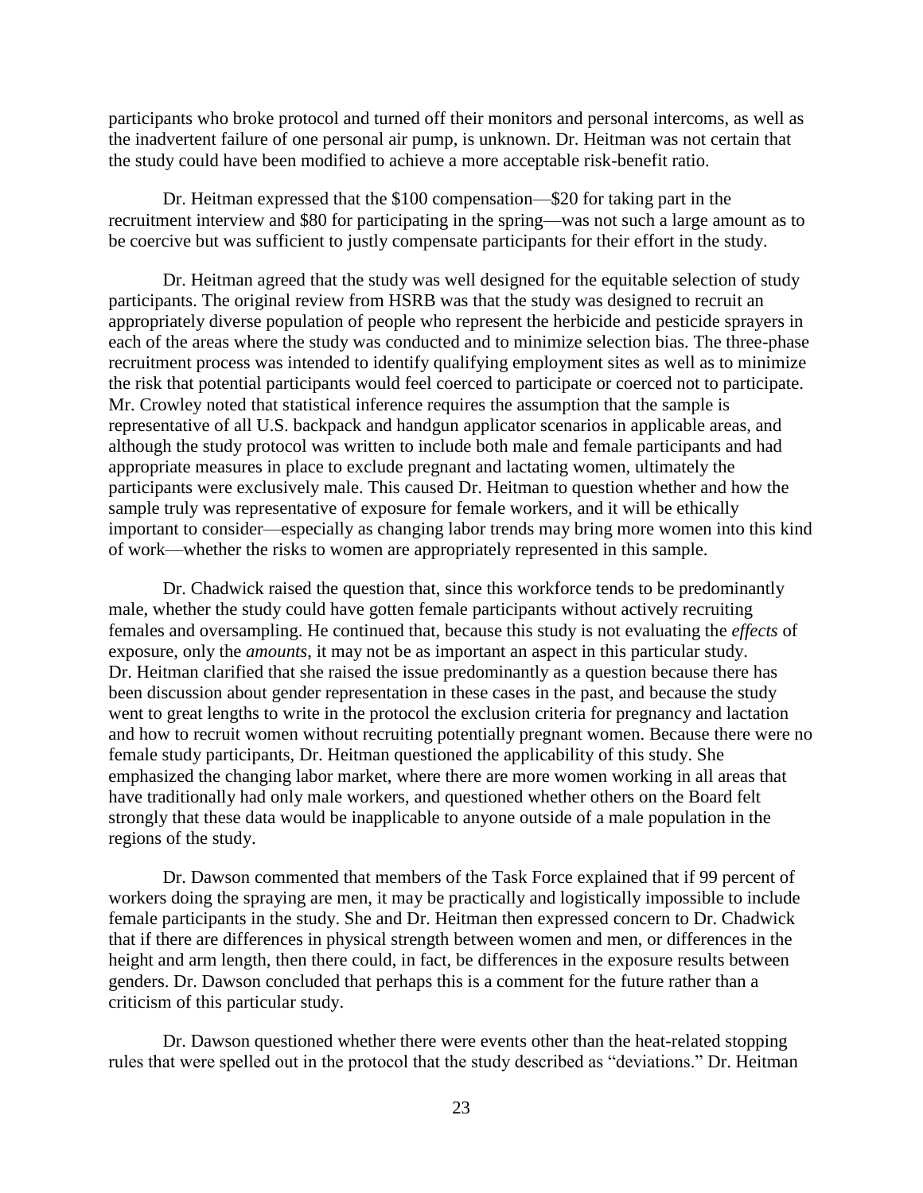participants who broke protocol and turned off their monitors and personal intercoms, as well as the inadvertent failure of one personal air pump, is unknown. Dr. Heitman was not certain that the study could have been modified to achieve a more acceptable risk-benefit ratio.

Dr. Heitman expressed that the $100 compensation—$20 for taking part in the recruitment interview and $80 for participating in the spring—was not such a large amount as to be coercive but was sufficient to justly compensate participants for their effort in the study.

Dr. Heitman agreed that the study was well designed for the equitable selection of study participants. The original review from HSRB was that the study was designed to recruit an appropriately diverse population of people who represent the herbicide and pesticide sprayers in each of the areas where the study was conducted and to minimize selection bias. The three-phase recruitment process was intended to identify qualifying employment sites as well as to minimize the risk that potential participants would feel coerced to participate or coerced not to participate. Mr. Crowley noted that statistical inference requires the assumption that the sample is representative of all U.S. backpack and handgun applicator scenarios in applicable areas, and although the study protocol was written to include both male and female participants and had appropriate measures in place to exclude pregnant and lactating women, ultimately the participants were exclusively male. This caused Dr. Heitman to question whether and how the sample truly was representative of exposure for female workers, and it will be ethically important to consider—especially as changing labor trends may bring more women into this kind of work—whether the risks to women are appropriately represented in this sample.

Dr. Chadwick raised the question that, since this workforce tends to be predominantly male, whether the study could have gotten female participants without actively recruiting females and oversampling. He continued that, because this study is not evaluating the *effects* of exposure, only the *amounts*, it may not be as important an aspect in this particular study. Dr. Heitman clarified that she raised the issue predominantly as a question because there has been discussion about gender representation in these cases in the past, and because the study went to great lengths to write in the protocol the exclusion criteria for pregnancy and lactation and how to recruit women without recruiting potentially pregnant women. Because there were no female study participants, Dr. Heitman questioned the applicability of this study. She emphasized the changing labor market, where there are more women working in all areas that have traditionally had only male workers, and questioned whether others on the Board felt strongly that these data would be inapplicable to anyone outside of a male population in the regions of the study.

Dr. Dawson commented that members of the Task Force explained that if 99 percent of workers doing the spraying are men, it may be practically and logistically impossible to include female participants in the study. She and Dr. Heitman then expressed concern to Dr. Chadwick that if there are differences in physical strength between women and men, or differences in the height and arm length, then there could, in fact, be differences in the exposure results between genders. Dr. Dawson concluded that perhaps this is a comment for the future rather than a criticism of this particular study.

Dr. Dawson questioned whether there were events other than the heat-related stopping rules that were spelled out in the protocol that the study described as "deviations." Dr. Heitman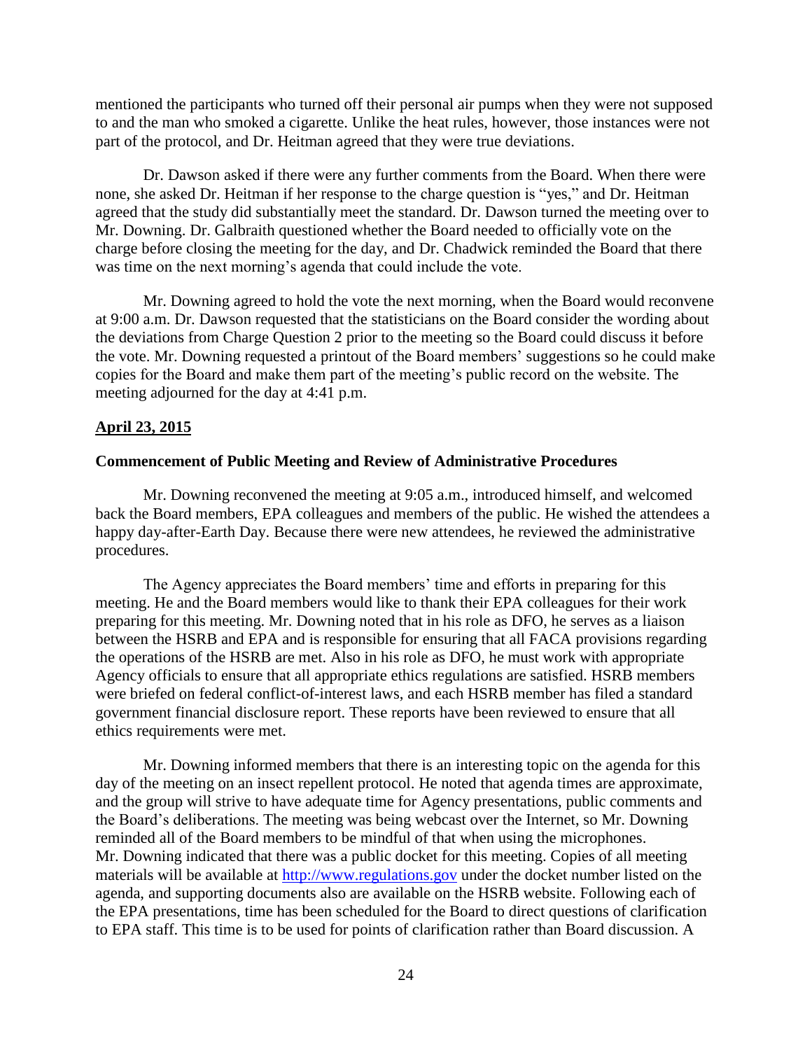mentioned the participants who turned off their personal air pumps when they were not supposed to and the man who smoked a cigarette. Unlike the heat rules, however, those instances were not part of the protocol, and Dr. Heitman agreed that they were true deviations.

Dr. Dawson asked if there were any further comments from the Board. When there were none, she asked Dr. Heitman if her response to the charge question is "yes," and Dr. Heitman agreed that the study did substantially meet the standard. Dr. Dawson turned the meeting over to Mr. Downing. Dr. Galbraith questioned whether the Board needed to officially vote on the charge before closing the meeting for the day, and Dr. Chadwick reminded the Board that there was time on the next morning's agenda that could include the vote.

Mr. Downing agreed to hold the vote the next morning, when the Board would reconvene at 9:00 a.m. Dr. Dawson requested that the statisticians on the Board consider the wording about the deviations from Charge Question 2 prior to the meeting so the Board could discuss it before the vote. Mr. Downing requested a printout of the Board members' suggestions so he could make copies for the Board and make them part of the meeting's public record on the website. The meeting adjourned for the day at 4:41 p.m.

## April 23, 2015

### Commencement of Public Meeting and Review of Administrative Procedures

Mr. Downing reconvened the meeting at 9:05 a.m., introduced himself, and welcomed back the Board members, EPA colleagues and members of the public. He wished the attendees a happy day-after-Earth Day. Because there were new attendees, he reviewed the administrative procedures.

The Agency appreciates the Board members' time and efforts in preparing for this meeting. He and the Board members would like to thank their EPA colleagues for their work preparing for this meeting. Mr. Downing noted that in his role as DFO, he serves as a liaison between the HSRB and EPA and is responsible for ensuring that all FACA provisions regarding the operations of the HSRB are met. Also in his role as DFO, he must work with appropriate Agency officials to ensure that all appropriate ethics regulations are satisfied. HSRB members were briefed on federal conflict-of-interest laws, and each HSRB member has filed a standard government financial disclosure report. These reports have been reviewed to ensure that all ethics requirements were met.

Mr. Downing informed members that there is an interesting topic on the agenda for this day of the meeting on an insect repellent protocol. He noted that agenda times are approximate, and the group will strive to have adequate time for Agency presentations, public comments and the Board's deliberations. The meeting was being webcast over the Internet, so Mr. Downing reminded all of the Board members to be mindful of that when using the microphones. Mr. Downing indicated that there was a public docket for this meeting. Copies of all meeting materials will be available at http://www.regulations.gov under the docket number listed on the agenda, and supporting documents also are available on the HSRB website. Following each of the EPA presentations, time has been scheduled for the Board to direct questions of clarification to EPA staff. This time is to be used for points of clarification rather than Board discussion. A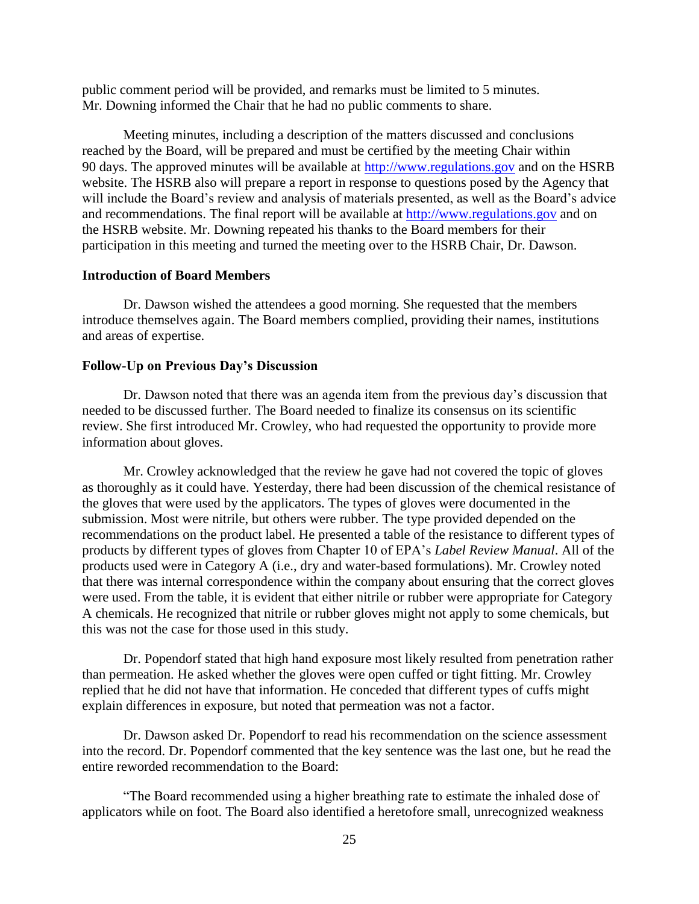public comment period will be provided, and remarks must be limited to 5 minutes. Mr. Downing informed the Chair that he had no public comments to share.

Meeting minutes, including a description of the matters discussed and conclusions reached by the Board, will be prepared and must be certified by the meeting Chair within 90 days. The approved minutes will be available at http://www.regulations.gov and on the HSRB website. The HSRB also will prepare a report in response to questions posed by the Agency that will include the Board's review and analysis of materials presented, as well as the Board's advice and recommendations. The final report will be available at http://www.regulations.gov and on the HSRB website. Mr. Downing repeated his thanks to the Board members for their participation in this meeting and turned the meeting over to the HSRB Chair, Dr. Dawson.

### Introduction of Board Members

Dr. Dawson wished the attendees a good morning. She requested that the members introduce themselves again. The Board members complied, providing their names, institutions and areas of expertise.

### Follow-Up on Previous Day's Discussion

Dr. Dawson noted that there was an agenda item from the previous day's discussion that needed to be discussed further. The Board needed to finalize its consensus on its scientific review. She first introduced Mr. Crowley, who had requested the opportunity to provide more information about gloves.

Mr. Crowley acknowledged that the review he gave had not covered the topic of gloves as thoroughly as it could have. Yesterday, there had been discussion of the chemical resistance of the gloves that were used by the applicators. The types of gloves were documented in the submission. Most were nitrile, but others were rubber. The type provided depended on the recommendations on the product label. He presented a table of the resistance to different types of products by different types of gloves from Chapter 10 of EPA's *Label Review Manual*. All of the products used were in Category A (i.e., dry and water-based formulations). Mr. Crowley noted that there was internal correspondence within the company about ensuring that the correct gloves were used. From the table, it is evident that either nitrile or rubber were appropriate for Category A chemicals. He recognized that nitrile or rubber gloves might not apply to some chemicals, but this was not the case for those used in this study.

Dr. Popendorf stated that high hand exposure most likely resulted from penetration rather than permeation. He asked whether the gloves were open cuffed or tight fitting. Mr. Crowley replied that he did not have that information. He conceded that different types of cuffs might explain differences in exposure, but noted that permeation was not a factor.

Dr. Dawson asked Dr. Popendorf to read his recommendation on the science assessment into the record. Dr. Popendorf commented that the key sentence was the last one, but he read the entire reworded recommendation to the Board:

"The Board recommended using a higher breathing rate to estimate the inhaled dose of applicators while on foot. The Board also identified a heretofore small, unrecognized weakness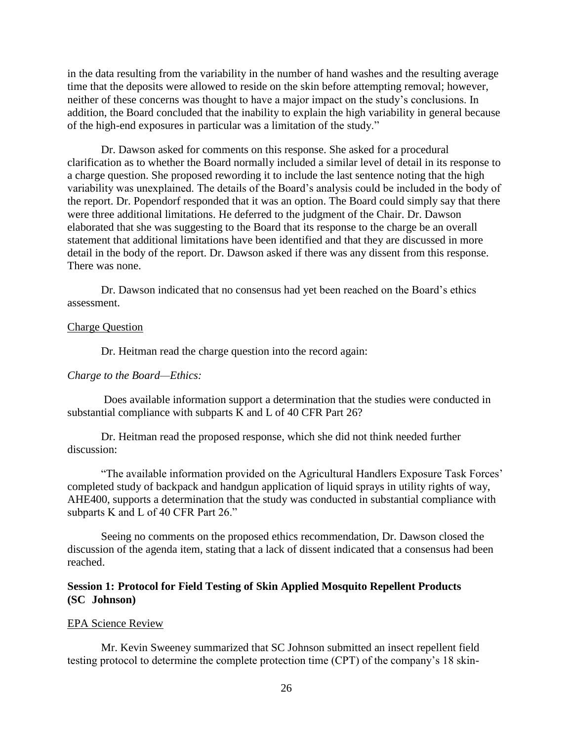in the data resulting from the variability in the number of hand washes and the resulting average time that the deposits were allowed to reside on the skin before attempting removal; however, neither of these concerns was thought to have a major impact on the study's conclusions. In addition, the Board concluded that the inability to explain the high variability in general because of the high-end exposures in particular was a limitation of the study."

Dr. Dawson asked for comments on this response. She asked for a procedural clarification as to whether the Board normally included a similar level of detail in its response to a charge question. She proposed rewording it to include the last sentence noting that the high variability was unexplained. The details of the Board's analysis could be included in the body of the report. Dr. Popendorf responded that it was an option. The Board could simply say that there were three additional limitations. He deferred to the judgment of the Chair. Dr. Dawson elaborated that she was suggesting to the Board that its response to the charge be an overall statement that additional limitations have been identified and that they are discussed in more detail in the body of the report. Dr. Dawson asked if there was any dissent from this response. There was none.

Dr. Dawson indicated that no consensus had yet been reached on the Board's ethics assessment.

Charge Question

Dr. Heitman read the charge question into the record again:

*Charge to the Board—Ethics:*

Does available information support a determination that the studies were conducted in substantial compliance with subparts K and L of 40 CFR Part 26?

Dr. Heitman read the proposed response, which she did not think needed further discussion:

"The available information provided on the Agricultural Handlers Exposure Task Forces' completed study of backpack and handgun application of liquid sprays in utility rights of way, AHE400, supports a determination that the study was conducted in substantial compliance with subparts K and L of 40 CFR Part 26."

Seeing no comments on the proposed ethics recommendation, Dr. Dawson closed the discussion of the agenda item, stating that a lack of dissent indicated that a consensus had been reached.

**Session 1: Protocol for Field Testing of Skin Applied Mosquito Repellent Products (SC Johnson)**

EPA Science Review

Mr. Kevin Sweeney summarized that SC Johnson submitted an insect repellent field testing protocol to determine the complete protection time (CPT) of the company's 18 skin-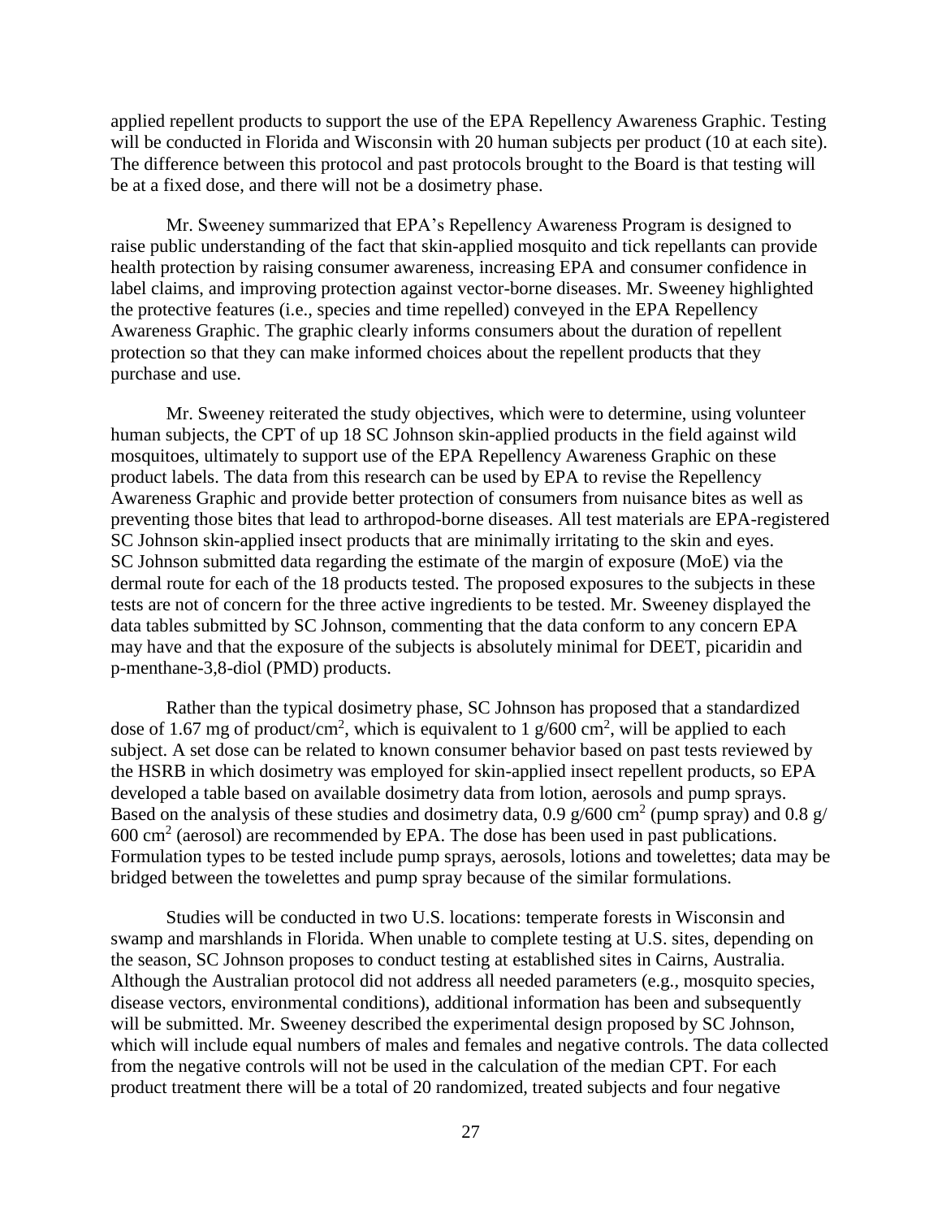applied repellent products to support the use of the EPA Repellency Awareness Graphic. Testing will be conducted in Florida and Wisconsin with 20 human subjects per product (10 at each site). The difference between this protocol and past protocols brought to the Board is that testing will be at a fixed dose, and there will not be a dosimetry phase.

Mr. Sweeney summarized that EPA's Repellency Awareness Program is designed to raise public understanding of the fact that skin-applied mosquito and tick repellants can provide health protection by raising consumer awareness, increasing EPA and consumer confidence in label claims, and improving protection against vector-borne diseases. Mr. Sweeney highlighted the protective features (i.e., species and time repelled) conveyed in the EPA Repellency Awareness Graphic. The graphic clearly informs consumers about the duration of repellent protection so that they can make informed choices about the repellent products that they purchase and use.

Mr. Sweeney reiterated the study objectives, which were to determine, using volunteer human subjects, the CPT of up 18 SC Johnson skin-applied products in the field against wild mosquitoes, ultimately to support use of the EPA Repellency Awareness Graphic on these product labels. The data from this research can be used by EPA to revise the Repellency Awareness Graphic and provide better protection of consumers from nuisance bites as well as preventing those bites that lead to arthropod-borne diseases. All test materials are EPA-registered SC Johnson skin-applied insect products that are minimally irritating to the skin and eyes. SC Johnson submitted data regarding the estimate of the margin of exposure (MoE) via the dermal route for each of the 18 products tested. The proposed exposures to the subjects in these tests are not of concern for the three active ingredients to be tested. Mr. Sweeney displayed the data tables submitted by SC Johnson, commenting that the data conform to any concern EPA may have and that the exposure of the subjects is absolutely minimal for DEET, picaridin and p-menthane-3,8-diol (PMD) products.

Rather than the typical dosimetry phase, SC Johnson has proposed that a standardized dose of 1.67 mg of product/$cm^2$, which is equivalent to 1 g/600 $cm^2$, will be applied to each subject. A set dose can be related to known consumer behavior based on past tests reviewed by the HSRB in which dosimetry was employed for skin-applied insect repellent products, so EPA developed a table based on available dosimetry data from lotion, aerosols and pump sprays. Based on the analysis of these studies and dosimetry data, 0.9 g/600 $cm^2$ (pump spray) and 0.8 g/ 600 $cm^2$ (aerosol) are recommended by EPA. The dose has been used in past publications. Formulation types to be tested include pump sprays, aerosols, lotions and towelettes; data may be bridged between the towelettes and pump spray because of the similar formulations.

Studies will be conducted in two U.S. locations: temperate forests in Wisconsin and swamp and marshlands in Florida. When unable to complete testing at U.S. sites, depending on the season, SC Johnson proposes to conduct testing at established sites in Cairns, Australia. Although the Australian protocol did not address all needed parameters (e.g., mosquito species, disease vectors, environmental conditions), additional information has been and subsequently will be submitted. Mr. Sweeney described the experimental design proposed by SC Johnson, which will include equal numbers of males and females and negative controls. The data collected from the negative controls will not be used in the calculation of the median CPT. For each product treatment there will be a total of 20 randomized, treated subjects and four negative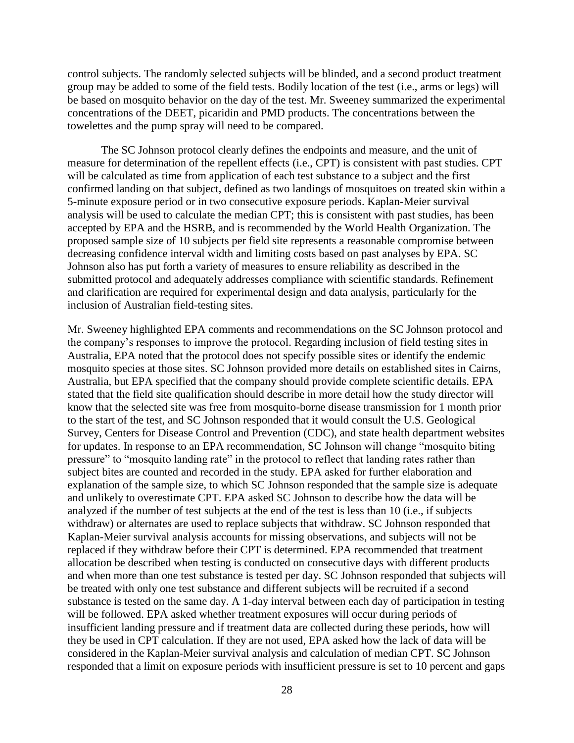control subjects. The randomly selected subjects will be blinded, and a second product treatment group may be added to some of the field tests. Bodily location of the test (i.e., arms or legs) will be based on mosquito behavior on the day of the test. Mr. Sweeney summarized the experimental concentrations of the DEET, picaridin and PMD products. The concentrations between the towelettes and the pump spray will need to be compared.

The SC Johnson protocol clearly defines the endpoints and measure, and the unit of measure for determination of the repellent effects (i.e., CPT) is consistent with past studies. CPT will be calculated as time from application of each test substance to a subject and the first confirmed landing on that subject, defined as two landings of mosquitoes on treated skin within a 5-minute exposure period or in two consecutive exposure periods. Kaplan-Meier survival analysis will be used to calculate the median CPT; this is consistent with past studies, has been accepted by EPA and the HSRB, and is recommended by the World Health Organization. The proposed sample size of 10 subjects per field site represents a reasonable compromise between decreasing confidence interval width and limiting costs based on past analyses by EPA. SC Johnson also has put forth a variety of measures to ensure reliability as described in the submitted protocol and adequately addresses compliance with scientific standards. Refinement and clarification are required for experimental design and data analysis, particularly for the inclusion of Australian field-testing sites.

Mr. Sweeney highlighted EPA comments and recommendations on the SC Johnson protocol and the company's responses to improve the protocol. Regarding inclusion of field testing sites in Australia, EPA noted that the protocol does not specify possible sites or identify the endemic mosquito species at those sites. SC Johnson provided more details on established sites in Cairns, Australia, but EPA specified that the company should provide complete scientific details. EPA stated that the field site qualification should describe in more detail how the study director will know that the selected site was free from mosquito-borne disease transmission for 1 month prior to the start of the test, and SC Johnson responded that it would consult the U.S. Geological Survey, Centers for Disease Control and Prevention (CDC), and state health department websites for updates. In response to an EPA recommendation, SC Johnson will change "mosquito biting pressure" to "mosquito landing rate" in the protocol to reflect that landing rates rather than subject bites are counted and recorded in the study. EPA asked for further elaboration and explanation of the sample size, to which SC Johnson responded that the sample size is adequate and unlikely to overestimate CPT. EPA asked SC Johnson to describe how the data will be analyzed if the number of test subjects at the end of the test is less than 10 (i.e., if subjects withdraw) or alternates are used to replace subjects that withdraw. SC Johnson responded that Kaplan-Meier survival analysis accounts for missing observations, and subjects will not be replaced if they withdraw before their CPT is determined. EPA recommended that treatment allocation be described when testing is conducted on consecutive days with different products and when more than one test substance is tested per day. SC Johnson responded that subjects will be treated with only one test substance and different subjects will be recruited if a second substance is tested on the same day. A 1-day interval between each day of participation in testing will be followed. EPA asked whether treatment exposures will occur during periods of insufficient landing pressure and if treatment data are collected during these periods, how will they be used in CPT calculation. If they are not used, EPA asked how the lack of data will be considered in the Kaplan-Meier survival analysis and calculation of median CPT. SC Johnson responded that a limit on exposure periods with insufficient pressure is set to 10 percent and gaps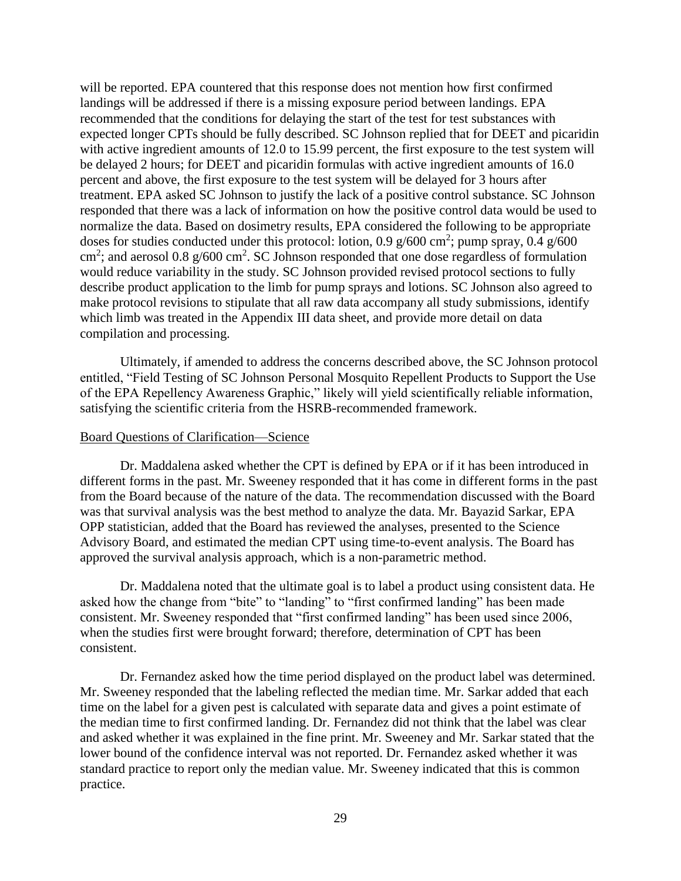will be reported. EPA countered that this response does not mention how first confirmed landings will be addressed if there is a missing exposure period between landings. EPA recommended that the conditions for delaying the start of the test for test substances with expected longer CPTs should be fully described. SC Johnson replied that for DEET and picaridin with active ingredient amounts of 12.0 to 15.99 percent, the first exposure to the test system will be delayed 2 hours; for DEET and picaridin formulas with active ingredient amounts of 16.0 percent and above, the first exposure to the test system will be delayed for 3 hours after treatment. EPA asked SC Johnson to justify the lack of a positive control substance. SC Johnson responded that there was a lack of information on how the positive control data would be used to normalize the data. Based on dosimetry results, EPA considered the following to be appropriate doses for studies conducted under this protocol: lotion, 0.9 g/600 $cm^2$; pump spray, 0.4 g/600 $cm^2$; and aerosol 0.8 g/600 $cm^2$. SC Johnson responded that one dose regardless of formulation would reduce variability in the study. SC Johnson provided revised protocol sections to fully describe product application to the limb for pump sprays and lotions. SC Johnson also agreed to make protocol revisions to stipulate that all raw data accompany all study submissions, identify which limb was treated in the Appendix III data sheet, and provide more detail on data compilation and processing.

Ultimately, if amended to address the concerns described above, the SC Johnson protocol entitled, "Field Testing of SC Johnson Personal Mosquito Repellent Products to Support the Use of the EPA Repellency Awareness Graphic," likely will yield scientifically reliable information, satisfying the scientific criteria from the HSRB-recommended framework.

Board Questions of Clarification—Science

Dr. Maddalena asked whether the CPT is defined by EPA or if it has been introduced in different forms in the past. Mr. Sweeney responded that it has come in different forms in the past from the Board because of the nature of the data. The recommendation discussed with the Board was that survival analysis was the best method to analyze the data. Mr. Bayazid Sarkar, EPA OPP statistician, added that the Board has reviewed the analyses, presented to the Science Advisory Board, and estimated the median CPT using time-to-event analysis. The Board has approved the survival analysis approach, which is a non-parametric method.

Dr. Maddalena noted that the ultimate goal is to label a product using consistent data. He asked how the change from "bite" to "landing" to "first confirmed landing" has been made consistent. Mr. Sweeney responded that "first confirmed landing" has been used since 2006, when the studies first were brought forward; therefore, determination of CPT has been consistent.

Dr. Fernandez asked how the time period displayed on the product label was determined. Mr. Sweeney responded that the labeling reflected the median time. Mr. Sarkar added that each time on the label for a given pest is calculated with separate data and gives a point estimate of the median time to first confirmed landing. Dr. Fernandez did not think that the label was clear and asked whether it was explained in the fine print. Mr. Sweeney and Mr. Sarkar stated that the lower bound of the confidence interval was not reported. Dr. Fernandez asked whether it was standard practice to report only the median value. Mr. Sweeney indicated that this is common practice.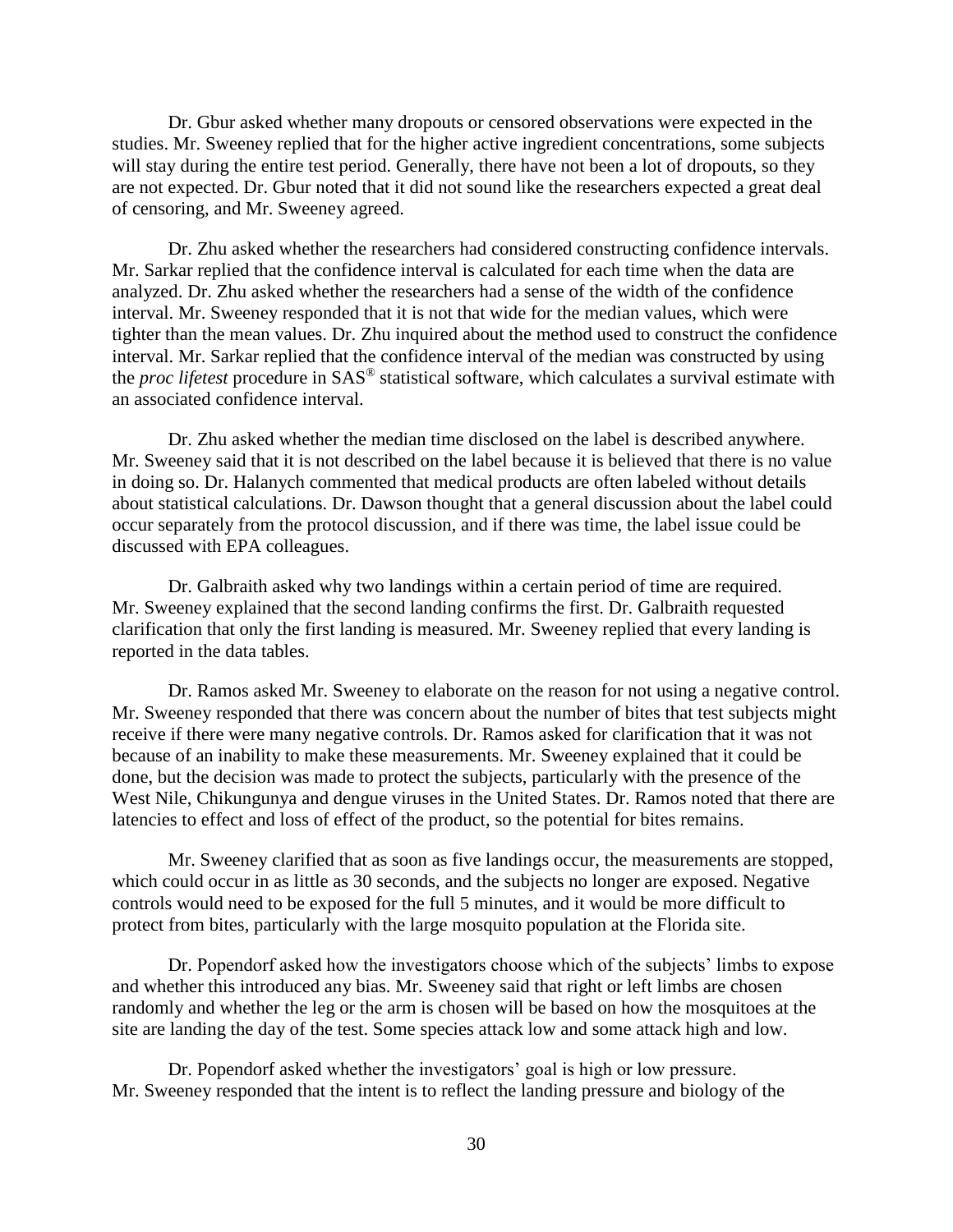Dr. Gbur asked whether many dropouts or censored observations were expected in the studies. Mr. Sweeney replied that for the higher active ingredient concentrations, some subjects will stay during the entire test period. Generally, there have not been a lot of dropouts, so they are not expected. Dr. Gbur noted that it did not sound like the researchers expected a great deal of censoring, and Mr. Sweeney agreed.

Dr. Zhu asked whether the researchers had considered constructing confidence intervals. Mr. Sarkar replied that the confidence interval is calculated for each time when the data are analyzed. Dr. Zhu asked whether the researchers had a sense of the width of the confidence interval. Mr. Sweeney responded that it is not that wide for the median values, which were tighter than the mean values. Dr. Zhu inquired about the method used to construct the confidence interval. Mr. Sarkar replied that the confidence interval of the median was constructed by using the *proc lifetest* procedure in SAS® statistical software, which calculates a survival estimate with an associated confidence interval.

Dr. Zhu asked whether the median time disclosed on the label is described anywhere. Mr. Sweeney said that it is not described on the label because it is believed that there is no value in doing so. Dr. Halanych commented that medical products are often labeled without details about statistical calculations. Dr. Dawson thought that a general discussion about the label could occur separately from the protocol discussion, and if there was time, the label issue could be discussed with EPA colleagues.

Dr. Galbraith asked why two landings within a certain period of time are required. Mr. Sweeney explained that the second landing confirms the first. Dr. Galbraith requested clarification that only the first landing is measured. Mr. Sweeney replied that every landing is reported in the data tables.

Dr. Ramos asked Mr. Sweeney to elaborate on the reason for not using a negative control. Mr. Sweeney responded that there was concern about the number of bites that test subjects might receive if there were many negative controls. Dr. Ramos asked for clarification that it was not because of an inability to make these measurements. Mr. Sweeney explained that it could be done, but the decision was made to protect the subjects, particularly with the presence of the West Nile, Chikungunya and dengue viruses in the United States. Dr. Ramos noted that there are latencies to effect and loss of effect of the product, so the potential for bites remains.

Mr. Sweeney clarified that as soon as five landings occur, the measurements are stopped, which could occur in as little as 30 seconds, and the subjects no longer are exposed. Negative controls would need to be exposed for the full 5 minutes, and it would be more difficult to protect from bites, particularly with the large mosquito population at the Florida site.

Dr. Popendorf asked how the investigators choose which of the subjects' limbs to expose and whether this introduced any bias. Mr. Sweeney said that right or left limbs are chosen randomly and whether the leg or the arm is chosen will be based on how the mosquitoes at the site are landing the day of the test. Some species attack low and some attack high and low.

Dr. Popendorf asked whether the investigators' goal is high or low pressure. Mr. Sweeney responded that the intent is to reflect the landing pressure and biology of the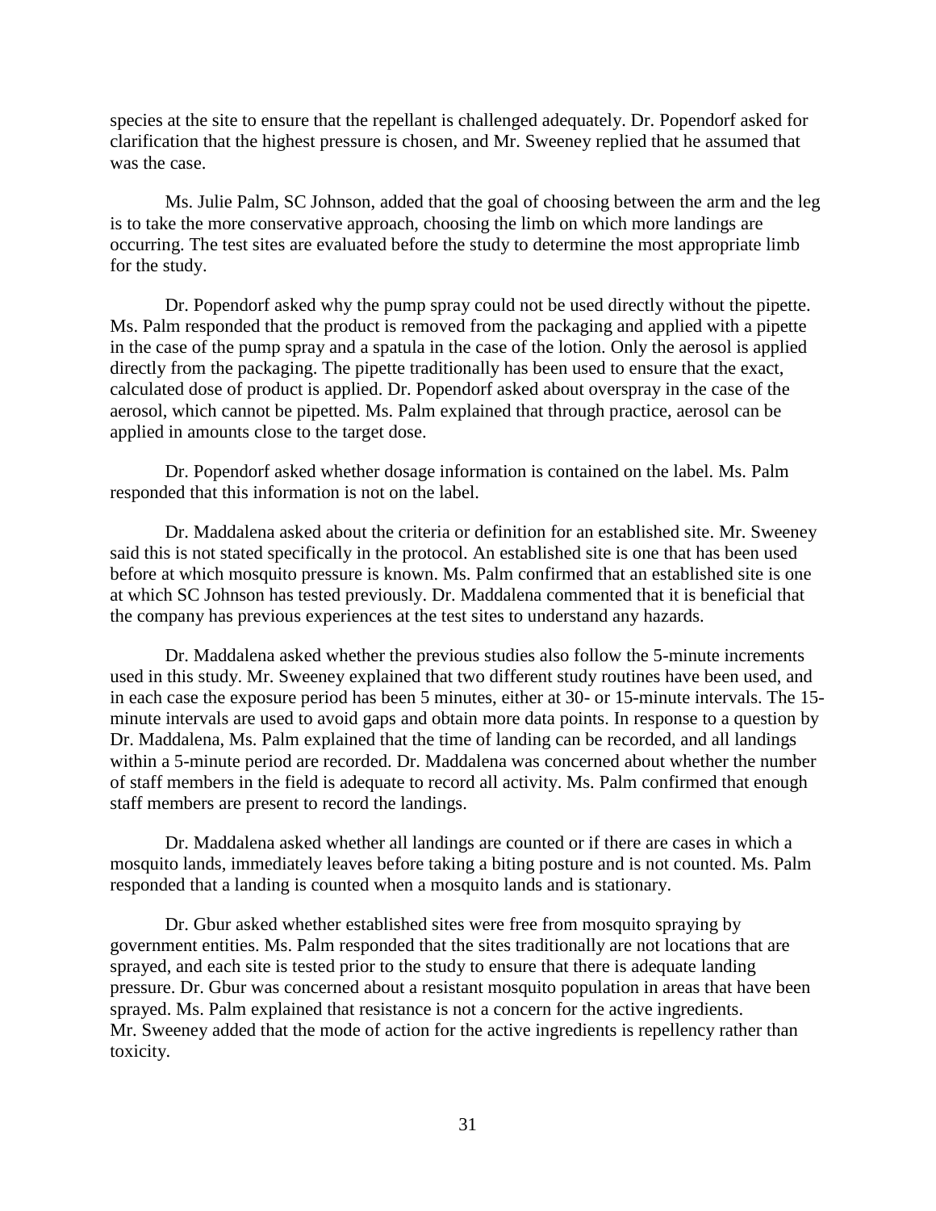species at the site to ensure that the repellant is challenged adequately. Dr. Popendorf asked for clarification that the highest pressure is chosen, and Mr. Sweeney replied that he assumed that was the case.

Ms. Julie Palm, SC Johnson, added that the goal of choosing between the arm and the leg is to take the more conservative approach, choosing the limb on which more landings are occurring. The test sites are evaluated before the study to determine the most appropriate limb for the study.

Dr. Popendorf asked why the pump spray could not be used directly without the pipette. Ms. Palm responded that the product is removed from the packaging and applied with a pipette in the case of the pump spray and a spatula in the case of the lotion. Only the aerosol is applied directly from the packaging. The pipette traditionally has been used to ensure that the exact, calculated dose of product is applied. Dr. Popendorf asked about overspray in the case of the aerosol, which cannot be pipetted. Ms. Palm explained that through practice, aerosol can be applied in amounts close to the target dose.

Dr. Popendorf asked whether dosage information is contained on the label. Ms. Palm responded that this information is not on the label.

Dr. Maddalena asked about the criteria or definition for an established site. Mr. Sweeney said this is not stated specifically in the protocol. An established site is one that has been used before at which mosquito pressure is known. Ms. Palm confirmed that an established site is one at which SC Johnson has tested previously. Dr. Maddalena commented that it is beneficial that the company has previous experiences at the test sites to understand any hazards.

Dr. Maddalena asked whether the previous studies also follow the 5-minute increments used in this study. Mr. Sweeney explained that two different study routines have been used, and in each case the exposure period has been 5 minutes, either at 30- or 15-minute intervals. The 15-minute intervals are used to avoid gaps and obtain more data points. In response to a question by Dr. Maddalena, Ms. Palm explained that the time of landing can be recorded, and all landings within a 5-minute period are recorded. Dr. Maddalena was concerned about whether the number of staff members in the field is adequate to record all activity. Ms. Palm confirmed that enough staff members are present to record the landings.

Dr. Maddalena asked whether all landings are counted or if there are cases in which a mosquito lands, immediately leaves before taking a biting posture and is not counted. Ms. Palm responded that a landing is counted when a mosquito lands and is stationary.

Dr. Gbur asked whether established sites were free from mosquito spraying by government entities. Ms. Palm responded that the sites traditionally are not locations that are sprayed, and each site is tested prior to the study to ensure that there is adequate landing pressure. Dr. Gbur was concerned about a resistant mosquito population in areas that have been sprayed. Ms. Palm explained that resistance is not a concern for the active ingredients. Mr. Sweeney added that the mode of action for the active ingredients is repellency rather than toxicity.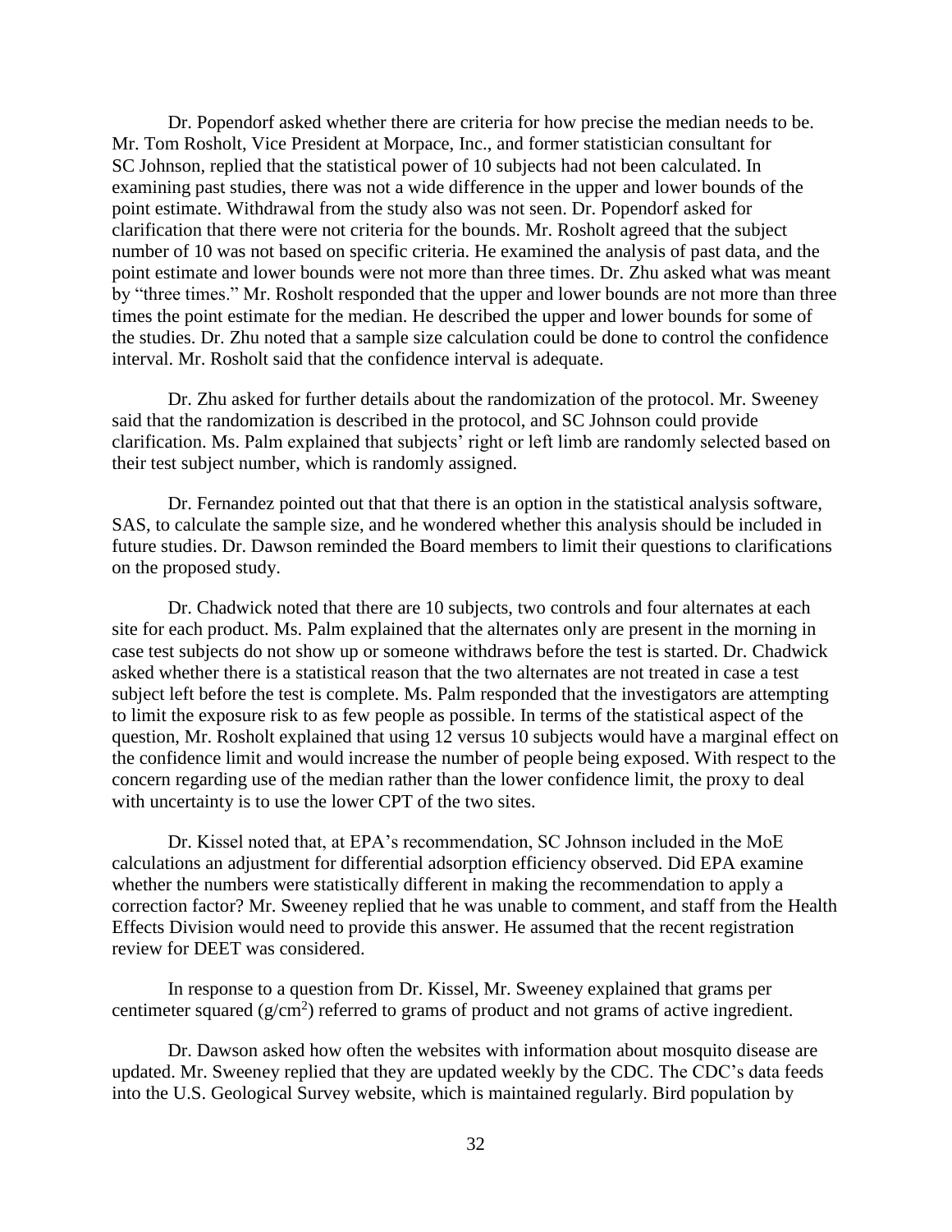Dr. Popendorf asked whether there are criteria for how precise the median needs to be. Mr. Tom Rosholt, Vice President at Morpace, Inc., and former statistician consultant for SC Johnson, replied that the statistical power of 10 subjects had not been calculated. In examining past studies, there was not a wide difference in the upper and lower bounds of the point estimate. Withdrawal from the study also was not seen. Dr. Popendorf asked for clarification that there were not criteria for the bounds. Mr. Rosholt agreed that the subject number of 10 was not based on specific criteria. He examined the analysis of past data, and the point estimate and lower bounds were not more than three times. Dr. Zhu asked what was meant by "three times." Mr. Rosholt responded that the upper and lower bounds are not more than three times the point estimate for the median. He described the upper and lower bounds for some of the studies. Dr. Zhu noted that a sample size calculation could be done to control the confidence interval. Mr. Rosholt said that the confidence interval is adequate.

Dr. Zhu asked for further details about the randomization of the protocol. Mr. Sweeney said that the randomization is described in the protocol, and SC Johnson could provide clarification. Ms. Palm explained that subjects' right or left limb are randomly selected based on their test subject number, which is randomly assigned.

Dr. Fernandez pointed out that that there is an option in the statistical analysis software, SAS, to calculate the sample size, and he wondered whether this analysis should be included in future studies. Dr. Dawson reminded the Board members to limit their questions to clarifications on the proposed study.

Dr. Chadwick noted that there are 10 subjects, two controls and four alternates at each site for each product. Ms. Palm explained that the alternates only are present in the morning in case test subjects do not show up or someone withdraws before the test is started. Dr. Chadwick asked whether there is a statistical reason that the two alternates are not treated in case a test subject left before the test is complete. Ms. Palm responded that the investigators are attempting to limit the exposure risk to as few people as possible. In terms of the statistical aspect of the question, Mr. Rosholt explained that using 12 versus 10 subjects would have a marginal effect on the confidence limit and would increase the number of people being exposed. With respect to the concern regarding use of the median rather than the lower confidence limit, the proxy to deal with uncertainty is to use the lower CPT of the two sites.

Dr. Kissel noted that, at EPA's recommendation, SC Johnson included in the MoE calculations an adjustment for differential adsorption efficiency observed. Did EPA examine whether the numbers were statistically different in making the recommendation to apply a correction factor? Mr. Sweeney replied that he was unable to comment, and staff from the Health Effects Division would need to provide this answer. He assumed that the recent registration review for DEET was considered.

In response to a question from Dr. Kissel, Mr. Sweeney explained that grams per centimeter squared ($g/cm^2$) referred to grams of product and not grams of active ingredient.

Dr. Dawson asked how often the websites with information about mosquito disease are updated. Mr. Sweeney replied that they are updated weekly by the CDC. The CDC's data feeds into the U.S. Geological Survey website, which is maintained regularly. Bird population by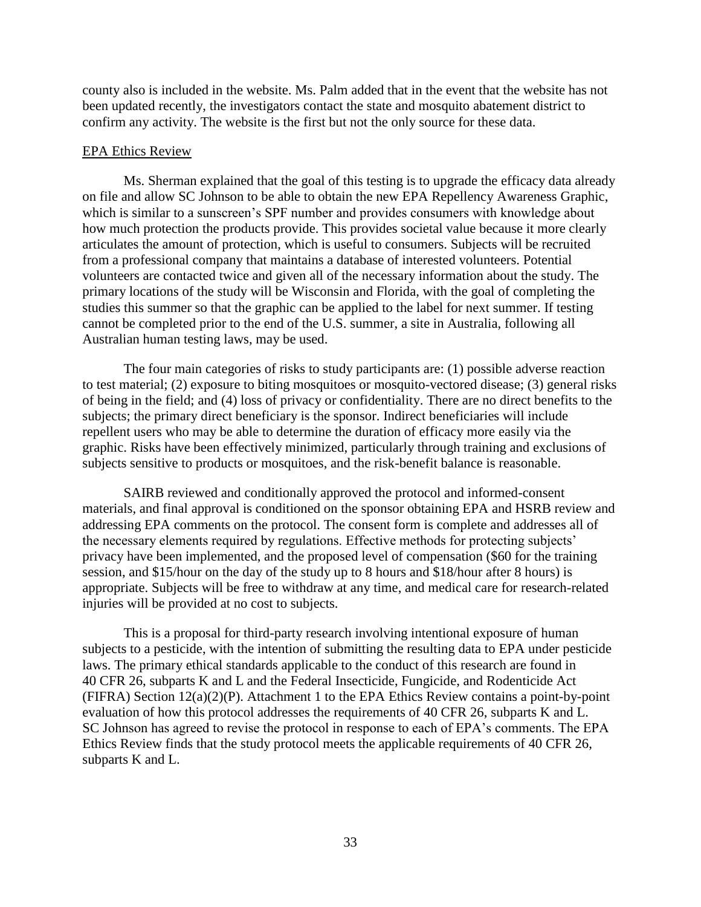county also is included in the website. Ms. Palm added that in the event that the website has not been updated recently, the investigators contact the state and mosquito abatement district to confirm any activity. The website is the first but not the only source for these data.

EPA Ethics Review

Ms. Sherman explained that the goal of this testing is to upgrade the efficacy data already on file and allow SC Johnson to be able to obtain the new EPA Repellency Awareness Graphic, which is similar to a sunscreen's SPF number and provides consumers with knowledge about how much protection the products provide. This provides societal value because it more clearly articulates the amount of protection, which is useful to consumers. Subjects will be recruited from a professional company that maintains a database of interested volunteers. Potential volunteers are contacted twice and given all of the necessary information about the study. The primary locations of the study will be Wisconsin and Florida, with the goal of completing the studies this summer so that the graphic can be applied to the label for next summer. If testing cannot be completed prior to the end of the U.S. summer, a site in Australia, following all Australian human testing laws, may be used.

The four main categories of risks to study participants are: (1) possible adverse reaction to test material; (2) exposure to biting mosquitoes or mosquito-vectored disease; (3) general risks of being in the field; and (4) loss of privacy or confidentiality. There are no direct benefits to the subjects; the primary direct beneficiary is the sponsor. Indirect beneficiaries will include repellent users who may be able to determine the duration of efficacy more easily via the graphic. Risks have been effectively minimized, particularly through training and exclusions of subjects sensitive to products or mosquitoes, and the risk-benefit balance is reasonable.

SAIRB reviewed and conditionally approved the protocol and informed-consent materials, and final approval is conditioned on the sponsor obtaining EPA and HSRB review and addressing EPA comments on the protocol. The consent form is complete and addresses all of the necessary elements required by regulations. Effective methods for protecting subjects' privacy have been implemented, and the proposed level of compensation ($60 for the training session, and $15/hour on the day of the study up to 8 hours and $18/hour after 8 hours) is appropriate. Subjects will be free to withdraw at any time, and medical care for research-related injuries will be provided at no cost to subjects.

This is a proposal for third-party research involving intentional exposure of human subjects to a pesticide, with the intention of submitting the resulting data to EPA under pesticide laws. The primary ethical standards applicable to the conduct of this research are found in 40 CFR 26, subparts K and L and the Federal Insecticide, Fungicide, and Rodenticide Act (FIFRA) Section 12(a)(2)(P). Attachment 1 to the EPA Ethics Review contains a point-by-point evaluation of how this protocol addresses the requirements of 40 CFR 26, subparts K and L. SC Johnson has agreed to revise the protocol in response to each of EPA's comments. The EPA Ethics Review finds that the study protocol meets the applicable requirements of 40 CFR 26, subparts K and L.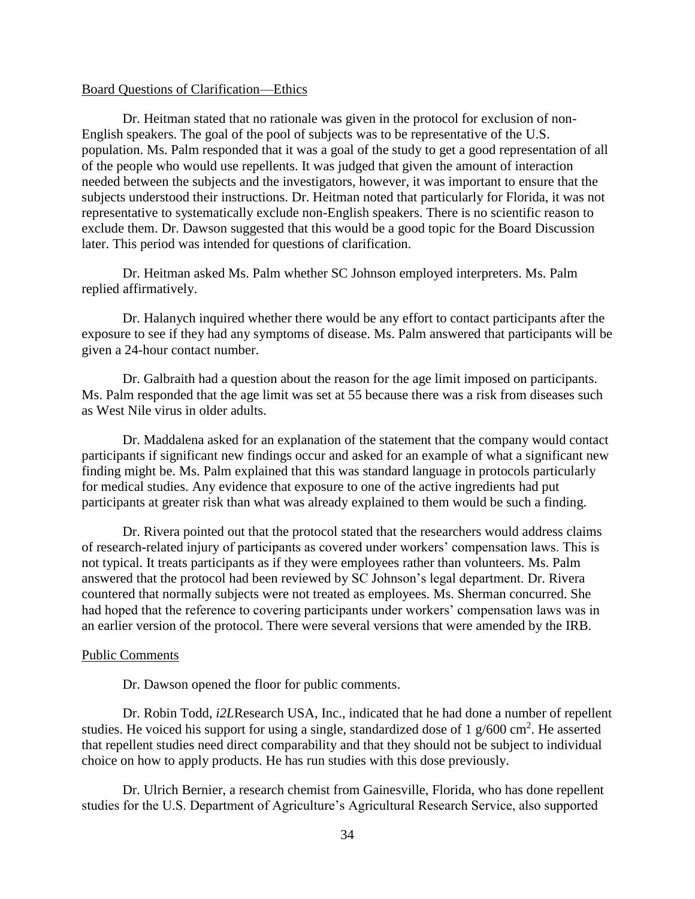Board Questions of Clarification—Ethics

Dr. Heitman stated that no rationale was given in the protocol for exclusion of non-English speakers. The goal of the pool of subjects was to be representative of the U.S. population. Ms. Palm responded that it was a goal of the study to get a good representation of all of the people who would use repellents. It was judged that given the amount of interaction needed between the subjects and the investigators, however, it was important to ensure that the subjects understood their instructions. Dr. Heitman noted that particularly for Florida, it was not representative to systematically exclude non-English speakers. There is no scientific reason to exclude them. Dr. Dawson suggested that this would be a good topic for the Board Discussion later. This period was intended for questions of clarification.

Dr. Heitman asked Ms. Palm whether SC Johnson employed interpreters. Ms. Palm replied affirmatively.

Dr. Halanych inquired whether there would be any effort to contact participants after the exposure to see if they had any symptoms of disease. Ms. Palm answered that participants will be given a 24-hour contact number.

Dr. Galbraith had a question about the reason for the age limit imposed on participants. Ms. Palm responded that the age limit was set at 55 because there was a risk from diseases such as West Nile virus in older adults.

Dr. Maddalena asked for an explanation of the statement that the company would contact participants if significant new findings occur and asked for an example of what a significant new finding might be. Ms. Palm explained that this was standard language in protocols particularly for medical studies. Any evidence that exposure to one of the active ingredients had put participants at greater risk than what was already explained to them would be such a finding.

Dr. Rivera pointed out that the protocol stated that the researchers would address claims of research-related injury of participants as covered under workers' compensation laws. This is not typical. It treats participants as if they were employees rather than volunteers. Ms. Palm answered that the protocol had been reviewed by SC Johnson's legal department. Dr. Rivera countered that normally subjects were not treated as employees. Ms. Sherman concurred. She had hoped that the reference to covering participants under workers' compensation laws was in an earlier version of the protocol. There were several versions that were amended by the IRB.

Public Comments

Dr. Dawson opened the floor for public comments.

Dr. Robin Todd, *i2L*Research USA, Inc., indicated that he had done a number of repellent studies. He voiced his support for using a single, standardized dose of 1 g/600 $cm^2$. He asserted that repellent studies need direct comparability and that they should not be subject to individual choice on how to apply products. He has run studies with this dose previously.

Dr. Ulrich Bernier, a research chemist from Gainesville, Florida, who has done repellent studies for the U.S. Department of Agriculture's Agricultural Research Service, also supported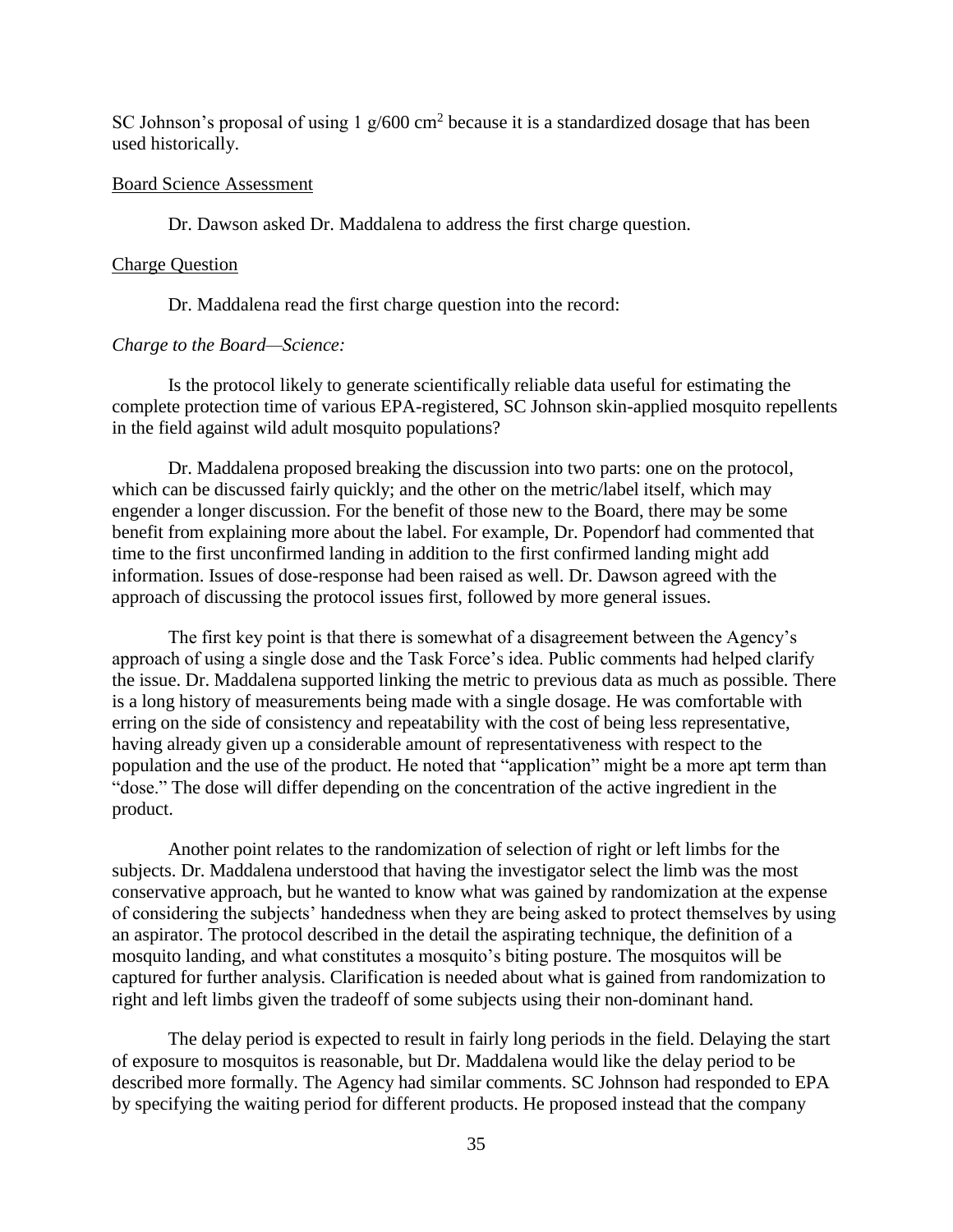SC Johnson's proposal of using 1 g/600 $cm^2$ because it is a standardized dosage that has been used historically.

Board Science Assessment

Dr. Dawson asked Dr. Maddalena to address the first charge question.

Charge Question

Dr. Maddalena read the first charge question into the record:

*Charge to the Board—Science:*

Is the protocol likely to generate scientifically reliable data useful for estimating the complete protection time of various EPA-registered, SC Johnson skin-applied mosquito repellents in the field against wild adult mosquito populations?

Dr. Maddalena proposed breaking the discussion into two parts: one on the protocol, which can be discussed fairly quickly; and the other on the metric/label itself, which may engender a longer discussion. For the benefit of those new to the Board, there may be some benefit from explaining more about the label. For example, Dr. Popendorf had commented that time to the first unconfirmed landing in addition to the first confirmed landing might add information. Issues of dose-response had been raised as well. Dr. Dawson agreed with the approach of discussing the protocol issues first, followed by more general issues.

The first key point is that there is somewhat of a disagreement between the Agency's approach of using a single dose and the Task Force's idea. Public comments had helped clarify the issue. Dr. Maddalena supported linking the metric to previous data as much as possible. There is a long history of measurements being made with a single dosage. He was comfortable with erring on the side of consistency and repeatability with the cost of being less representative, having already given up a considerable amount of representativeness with respect to the population and the use of the product. He noted that "application" might be a more apt term than "dose." The dose will differ depending on the concentration of the active ingredient in the product.

Another point relates to the randomization of selection of right or left limbs for the subjects. Dr. Maddalena understood that having the investigator select the limb was the most conservative approach, but he wanted to know what was gained by randomization at the expense of considering the subjects' handedness when they are being asked to protect themselves by using an aspirator. The protocol described in the detail the aspirating technique, the definition of a mosquito landing, and what constitutes a mosquito's biting posture. The mosquitos will be captured for further analysis. Clarification is needed about what is gained from randomization to right and left limbs given the tradeoff of some subjects using their non-dominant hand.

The delay period is expected to result in fairly long periods in the field. Delaying the start of exposure to mosquitos is reasonable, but Dr. Maddalena would like the delay period to be described more formally. The Agency had similar comments. SC Johnson had responded to EPA by specifying the waiting period for different products. He proposed instead that the company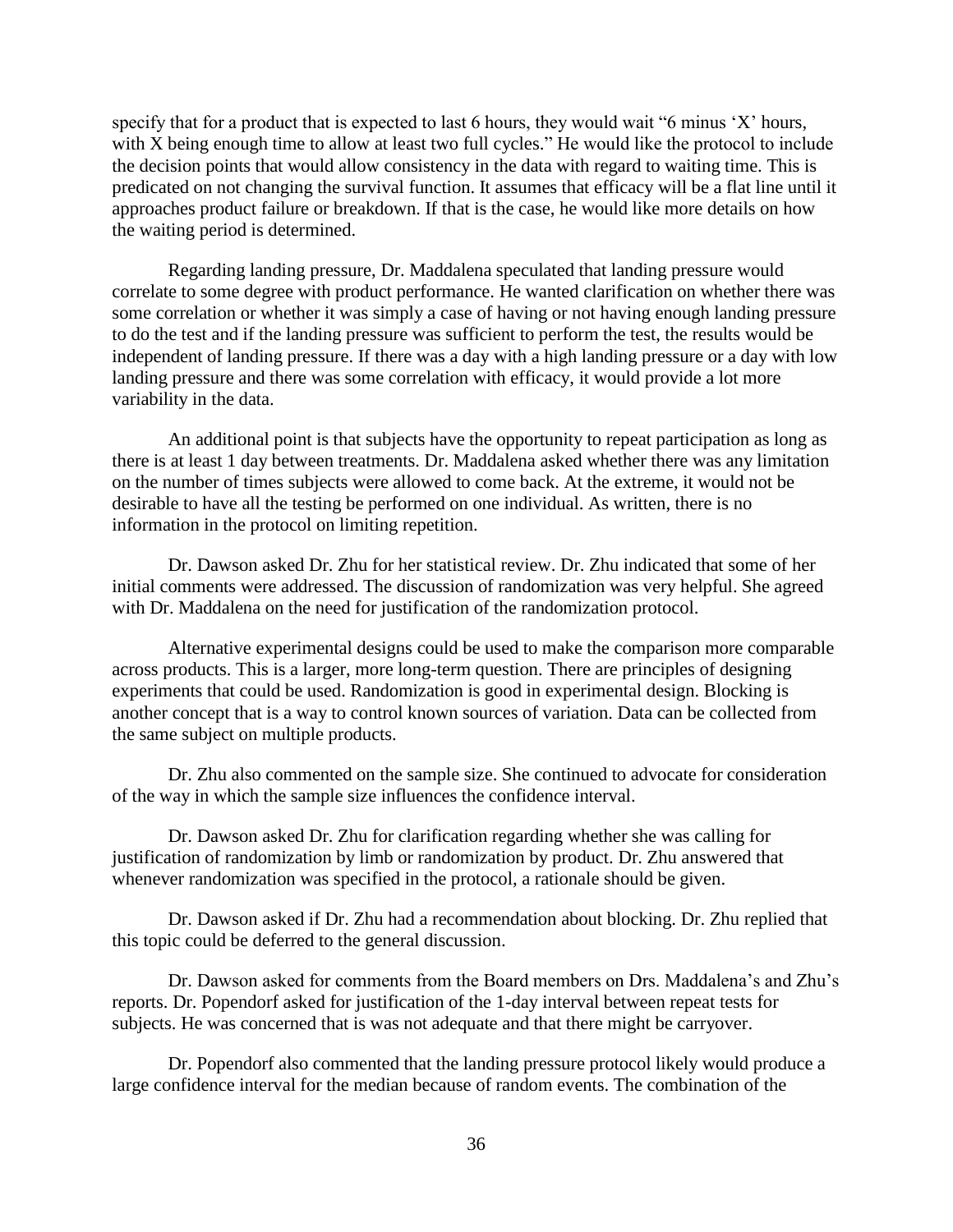specify that for a product that is expected to last 6 hours, they would wait "6 minus 'X' hours, with X being enough time to allow at least two full cycles." He would like the protocol to include the decision points that would allow consistency in the data with regard to waiting time. This is predicated on not changing the survival function. It assumes that efficacy will be a flat line until it approaches product failure or breakdown. If that is the case, he would like more details on how the waiting period is determined.

Regarding landing pressure, Dr. Maddalena speculated that landing pressure would correlate to some degree with product performance. He wanted clarification on whether there was some correlation or whether it was simply a case of having or not having enough landing pressure to do the test and if the landing pressure was sufficient to perform the test, the results would be independent of landing pressure. If there was a day with a high landing pressure or a day with low landing pressure and there was some correlation with efficacy, it would provide a lot more variability in the data.

An additional point is that subjects have the opportunity to repeat participation as long as there is at least 1 day between treatments. Dr. Maddalena asked whether there was any limitation on the number of times subjects were allowed to come back. At the extreme, it would not be desirable to have all the testing be performed on one individual. As written, there is no information in the protocol on limiting repetition.

Dr. Dawson asked Dr. Zhu for her statistical review. Dr. Zhu indicated that some of her initial comments were addressed. The discussion of randomization was very helpful. She agreed with Dr. Maddalena on the need for justification of the randomization protocol.

Alternative experimental designs could be used to make the comparison more comparable across products. This is a larger, more long-term question. There are principles of designing experiments that could be used. Randomization is good in experimental design. Blocking is another concept that is a way to control known sources of variation. Data can be collected from the same subject on multiple products.

Dr. Zhu also commented on the sample size. She continued to advocate for consideration of the way in which the sample size influences the confidence interval.

Dr. Dawson asked Dr. Zhu for clarification regarding whether she was calling for justification of randomization by limb or randomization by product. Dr. Zhu answered that whenever randomization was specified in the protocol, a rationale should be given.

Dr. Dawson asked if Dr. Zhu had a recommendation about blocking. Dr. Zhu replied that this topic could be deferred to the general discussion.

Dr. Dawson asked for comments from the Board members on Drs. Maddalena's and Zhu's reports. Dr. Popendorf asked for justification of the 1-day interval between repeat tests for subjects. He was concerned that is was not adequate and that there might be carryover.

Dr. Popendorf also commented that the landing pressure protocol likely would produce a large confidence interval for the median because of random events. The combination of the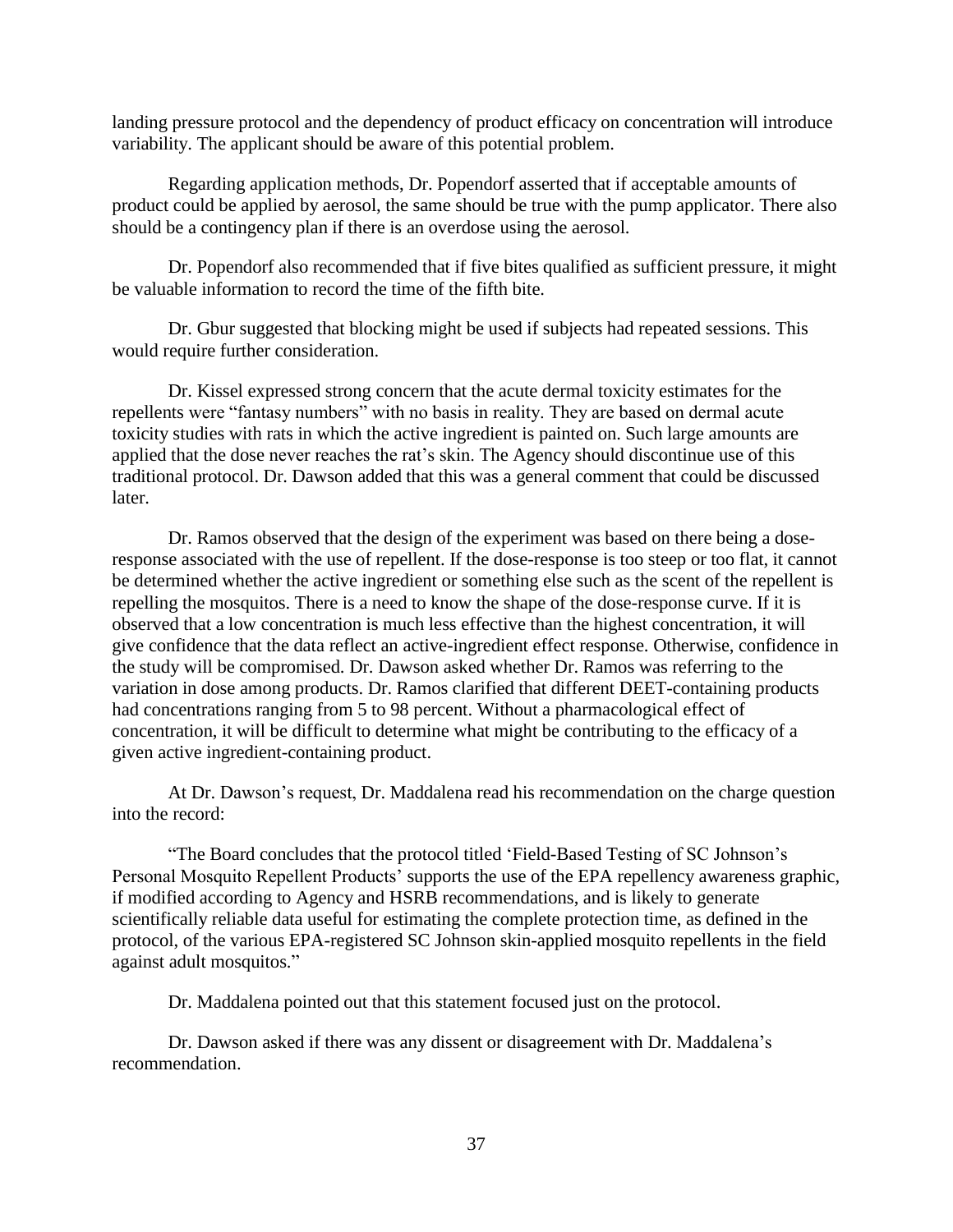landing pressure protocol and the dependency of product efficacy on concentration will introduce variability. The applicant should be aware of this potential problem.

Regarding application methods, Dr. Popendorf asserted that if acceptable amounts of product could be applied by aerosol, the same should be true with the pump applicator. There also should be a contingency plan if there is an overdose using the aerosol.

Dr. Popendorf also recommended that if five bites qualified as sufficient pressure, it might be valuable information to record the time of the fifth bite.

Dr. Gbur suggested that blocking might be used if subjects had repeated sessions. This would require further consideration.

Dr. Kissel expressed strong concern that the acute dermal toxicity estimates for the repellents were "fantasy numbers" with no basis in reality. They are based on dermal acute toxicity studies with rats in which the active ingredient is painted on. Such large amounts are applied that the dose never reaches the rat's skin. The Agency should discontinue use of this traditional protocol. Dr. Dawson added that this was a general comment that could be discussed later.

Dr. Ramos observed that the design of the experiment was based on there being a dose-response associated with the use of repellent. If the dose-response is too steep or too flat, it cannot be determined whether the active ingredient or something else such as the scent of the repellent is repelling the mosquitos. There is a need to know the shape of the dose-response curve. If it is observed that a low concentration is much less effective than the highest concentration, it will give confidence that the data reflect an active-ingredient effect response. Otherwise, confidence in the study will be compromised. Dr. Dawson asked whether Dr. Ramos was referring to the variation in dose among products. Dr. Ramos clarified that different DEET-containing products had concentrations ranging from 5 to 98 percent. Without a pharmacological effect of concentration, it will be difficult to determine what might be contributing to the efficacy of a given active ingredient-containing product.

At Dr. Dawson's request, Dr. Maddalena read his recommendation on the charge question into the record:

"The Board concludes that the protocol titled 'Field-Based Testing of SC Johnson's Personal Mosquito Repellent Products' supports the use of the EPA repellency awareness graphic, if modified according to Agency and HSRB recommendations, and is likely to generate scientifically reliable data useful for estimating the complete protection time, as defined in the protocol, of the various EPA-registered SC Johnson skin-applied mosquito repellents in the field against adult mosquitos."

Dr. Maddalena pointed out that this statement focused just on the protocol.

Dr. Dawson asked if there was any dissent or disagreement with Dr. Maddalena's recommendation.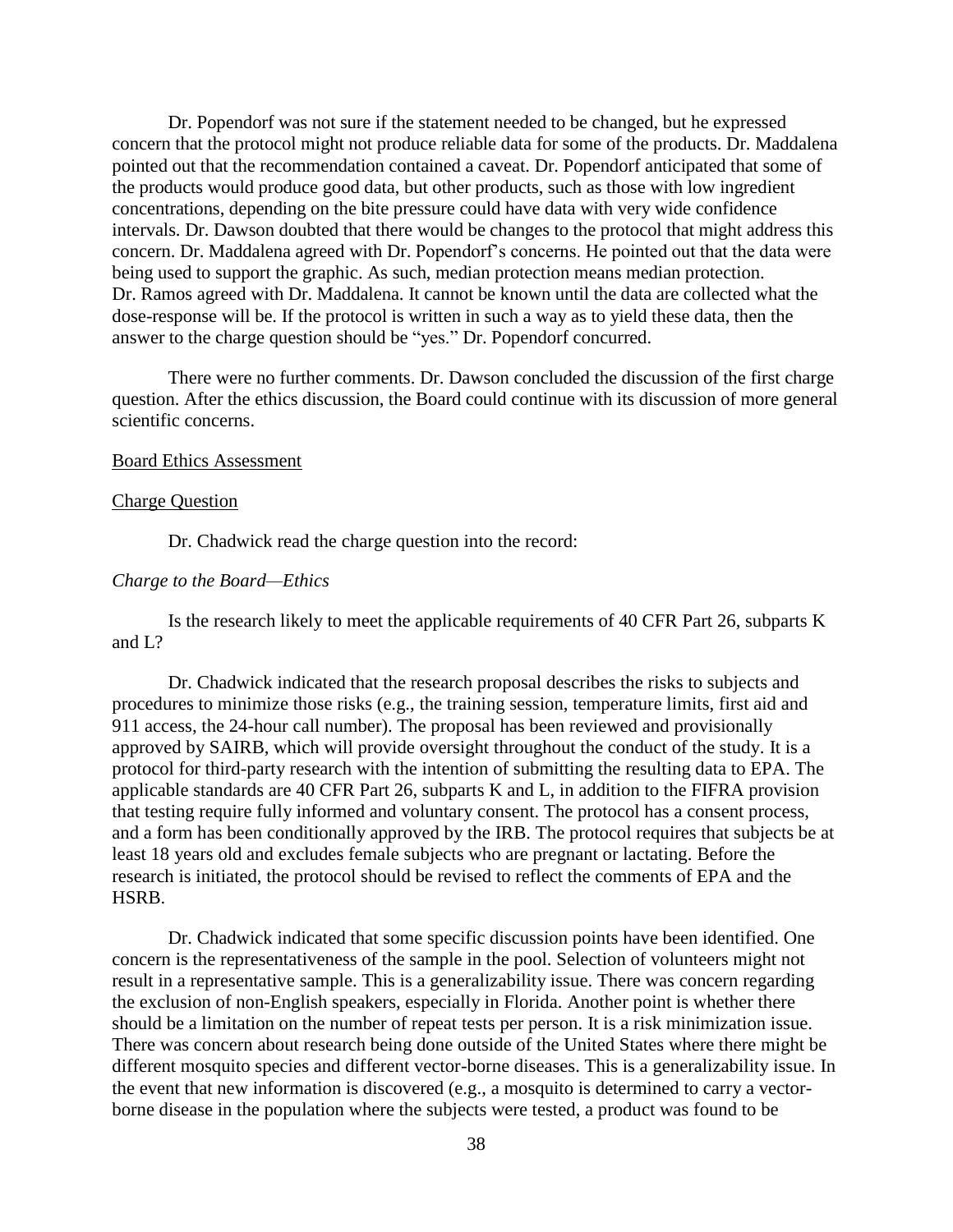Dr. Popendorf was not sure if the statement needed to be changed, but he expressed concern that the protocol might not produce reliable data for some of the products. Dr. Maddalena pointed out that the recommendation contained a caveat. Dr. Popendorf anticipated that some of the products would produce good data, but other products, such as those with low ingredient concentrations, depending on the bite pressure could have data with very wide confidence intervals. Dr. Dawson doubted that there would be changes to the protocol that might address this concern. Dr. Maddalena agreed with Dr. Popendorf's concerns. He pointed out that the data were being used to support the graphic. As such, median protection means median protection. Dr. Ramos agreed with Dr. Maddalena. It cannot be known until the data are collected what the dose-response will be. If the protocol is written in such a way as to yield these data, then the answer to the charge question should be "yes." Dr. Popendorf concurred.

There were no further comments. Dr. Dawson concluded the discussion of the first charge question. After the ethics discussion, the Board could continue with its discussion of more general scientific concerns.

Board Ethics Assessment

Charge Question

Dr. Chadwick read the charge question into the record:

*Charge to the Board—Ethics*

Is the research likely to meet the applicable requirements of 40 CFR Part 26, subparts K and L?

Dr. Chadwick indicated that the research proposal describes the risks to subjects and procedures to minimize those risks (e.g., the training session, temperature limits, first aid and 911 access, the 24-hour call number). The proposal has been reviewed and provisionally approved by SAIRB, which will provide oversight throughout the conduct of the study. It is a protocol for third-party research with the intention of submitting the resulting data to EPA. The applicable standards are 40 CFR Part 26, subparts K and L, in addition to the FIFRA provision that testing require fully informed and voluntary consent. The protocol has a consent process, and a form has been conditionally approved by the IRB. The protocol requires that subjects be at least 18 years old and excludes female subjects who are pregnant or lactating. Before the research is initiated, the protocol should be revised to reflect the comments of EPA and the HSRB.

Dr. Chadwick indicated that some specific discussion points have been identified. One concern is the representativeness of the sample in the pool. Selection of volunteers might not result in a representative sample. This is a generalizability issue. There was concern regarding the exclusion of non-English speakers, especially in Florida. Another point is whether there should be a limitation on the number of repeat tests per person. It is a risk minimization issue. There was concern about research being done outside of the United States where there might be different mosquito species and different vector-borne diseases. This is a generalizability issue. In the event that new information is discovered (e.g., a mosquito is determined to carry a vector-borne disease in the population where the subjects were tested, a product was found to be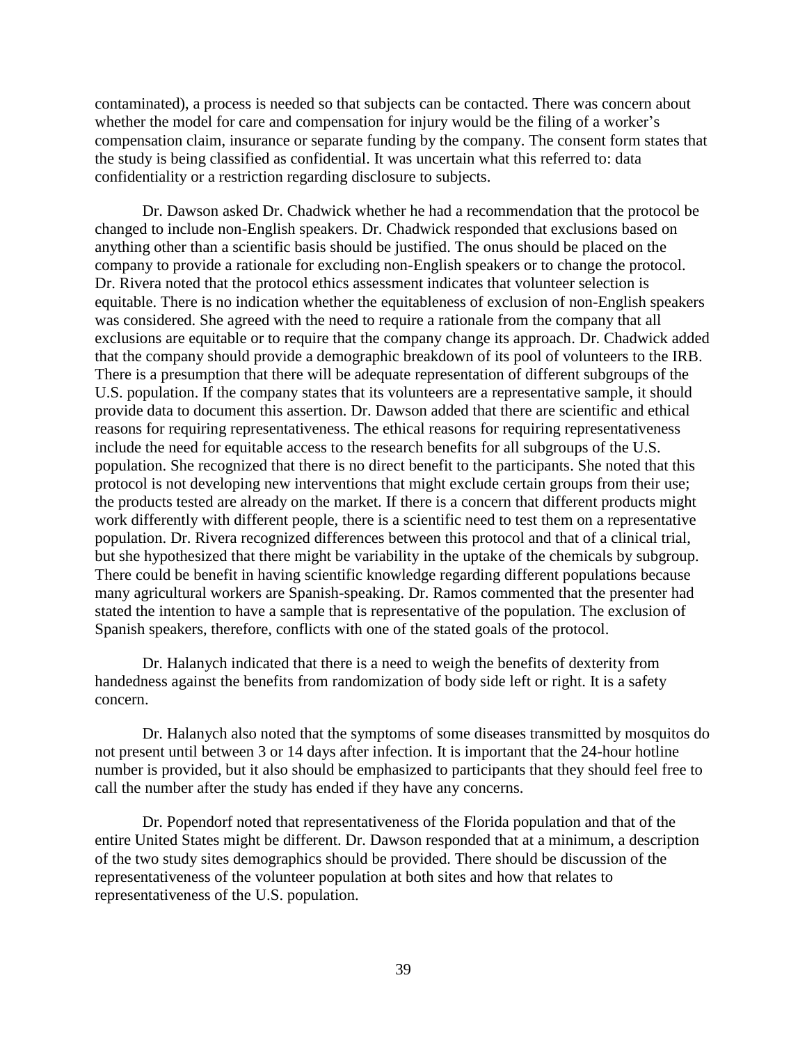contaminated), a process is needed so that subjects can be contacted. There was concern about whether the model for care and compensation for injury would be the filing of a worker's compensation claim, insurance or separate funding by the company. The consent form states that the study is being classified as confidential. It was uncertain what this referred to: data confidentiality or a restriction regarding disclosure to subjects.

Dr. Dawson asked Dr. Chadwick whether he had a recommendation that the protocol be changed to include non-English speakers. Dr. Chadwick responded that exclusions based on anything other than a scientific basis should be justified. The onus should be placed on the company to provide a rationale for excluding non-English speakers or to change the protocol. Dr. Rivera noted that the protocol ethics assessment indicates that volunteer selection is equitable. There is no indication whether the equitableness of exclusion of non-English speakers was considered. She agreed with the need to require a rationale from the company that all exclusions are equitable or to require that the company change its approach. Dr. Chadwick added that the company should provide a demographic breakdown of its pool of volunteers to the IRB. There is a presumption that there will be adequate representation of different subgroups of the U.S. population. If the company states that its volunteers are a representative sample, it should provide data to document this assertion. Dr. Dawson added that there are scientific and ethical reasons for requiring representativeness. The ethical reasons for requiring representativeness include the need for equitable access to the research benefits for all subgroups of the U.S. population. She recognized that there is no direct benefit to the participants. She noted that this protocol is not developing new interventions that might exclude certain groups from their use; the products tested are already on the market. If there is a concern that different products might work differently with different people, there is a scientific need to test them on a representative population. Dr. Rivera recognized differences between this protocol and that of a clinical trial, but she hypothesized that there might be variability in the uptake of the chemicals by subgroup. There could be benefit in having scientific knowledge regarding different populations because many agricultural workers are Spanish-speaking. Dr. Ramos commented that the presenter had stated the intention to have a sample that is representative of the population. The exclusion of Spanish speakers, therefore, conflicts with one of the stated goals of the protocol.

Dr. Halanych indicated that there is a need to weigh the benefits of dexterity from handedness against the benefits from randomization of body side left or right. It is a safety concern.

Dr. Halanych also noted that the symptoms of some diseases transmitted by mosquitos do not present until between 3 or 14 days after infection. It is important that the 24-hour hotline number is provided, but it also should be emphasized to participants that they should feel free to call the number after the study has ended if they have any concerns.

Dr. Popendorf noted that representativeness of the Florida population and that of the entire United States might be different. Dr. Dawson responded that at a minimum, a description of the two study sites demographics should be provided. There should be discussion of the representativeness of the volunteer population at both sites and how that relates to representativeness of the U.S. population.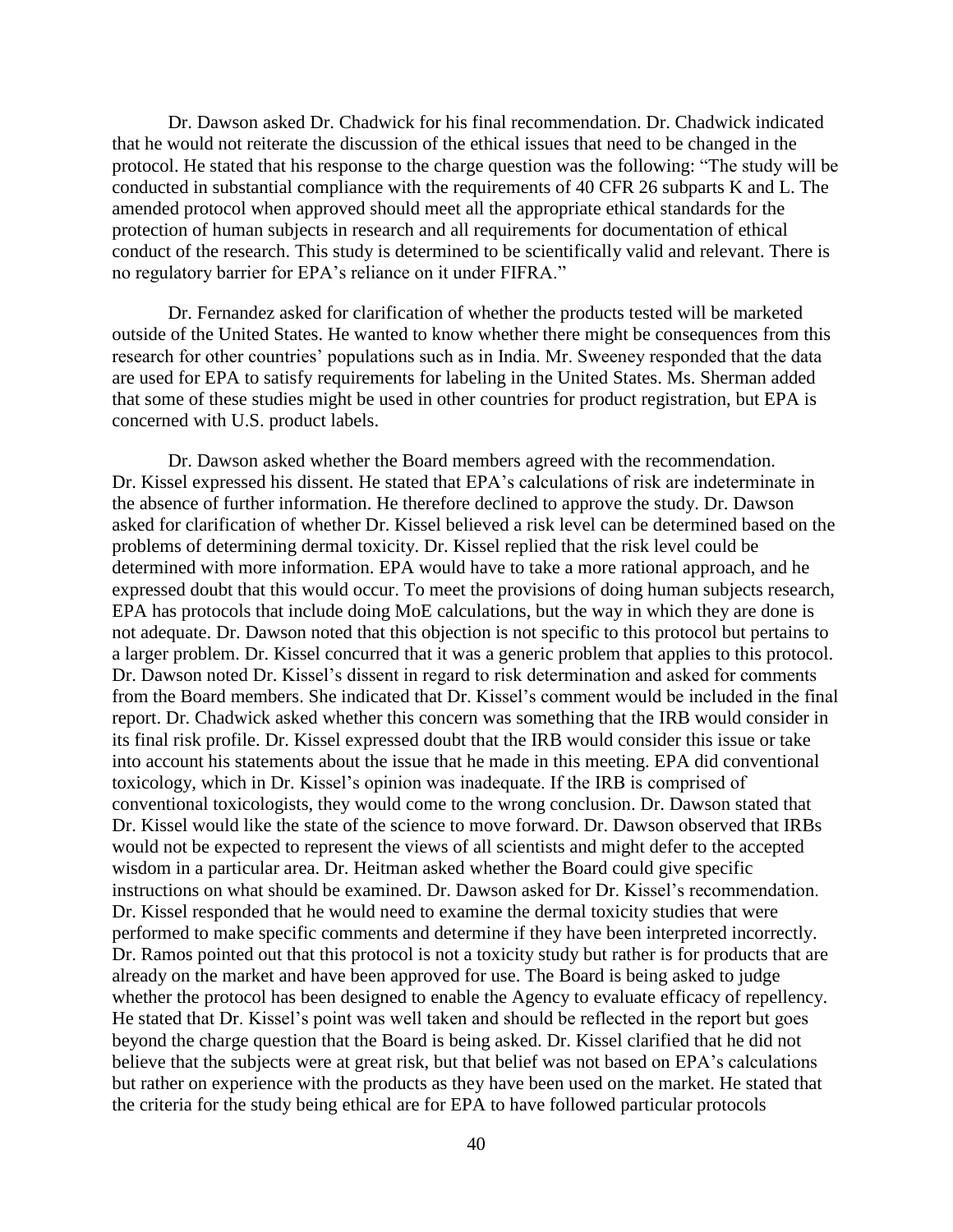Dr. Dawson asked Dr. Chadwick for his final recommendation. Dr. Chadwick indicated that he would not reiterate the discussion of the ethical issues that need to be changed in the protocol. He stated that his response to the charge question was the following: "The study will be conducted in substantial compliance with the requirements of 40 CFR 26 subparts K and L. The amended protocol when approved should meet all the appropriate ethical standards for the protection of human subjects in research and all requirements for documentation of ethical conduct of the research. This study is determined to be scientifically valid and relevant. There is no regulatory barrier for EPA's reliance on it under FIFRA."

Dr. Fernandez asked for clarification of whether the products tested will be marketed outside of the United States. He wanted to know whether there might be consequences from this research for other countries' populations such as in India. Mr. Sweeney responded that the data are used for EPA to satisfy requirements for labeling in the United States. Ms. Sherman added that some of these studies might be used in other countries for product registration, but EPA is concerned with U.S. product labels.

Dr. Dawson asked whether the Board members agreed with the recommendation. Dr. Kissel expressed his dissent. He stated that EPA's calculations of risk are indeterminate in the absence of further information. He therefore declined to approve the study. Dr. Dawson asked for clarification of whether Dr. Kissel believed a risk level can be determined based on the problems of determining dermal toxicity. Dr. Kissel replied that the risk level could be determined with more information. EPA would have to take a more rational approach, and he expressed doubt that this would occur. To meet the provisions of doing human subjects research, EPA has protocols that include doing MoE calculations, but the way in which they are done is not adequate. Dr. Dawson noted that this objection is not specific to this protocol but pertains to a larger problem. Dr. Kissel concurred that it was a generic problem that applies to this protocol. Dr. Dawson noted Dr. Kissel's dissent in regard to risk determination and asked for comments from the Board members. She indicated that Dr. Kissel's comment would be included in the final report. Dr. Chadwick asked whether this concern was something that the IRB would consider in its final risk profile. Dr. Kissel expressed doubt that the IRB would consider this issue or take into account his statements about the issue that he made in this meeting. EPA did conventional toxicology, which in Dr. Kissel's opinion was inadequate. If the IRB is comprised of conventional toxicologists, they would come to the wrong conclusion. Dr. Dawson stated that Dr. Kissel would like the state of the science to move forward. Dr. Dawson observed that IRBs would not be expected to represent the views of all scientists and might defer to the accepted wisdom in a particular area. Dr. Heitman asked whether the Board could give specific instructions on what should be examined. Dr. Dawson asked for Dr. Kissel's recommendation. Dr. Kissel responded that he would need to examine the dermal toxicity studies that were performed to make specific comments and determine if they have been interpreted incorrectly. Dr. Ramos pointed out that this protocol is not a toxicity study but rather is for products that are already on the market and have been approved for use. The Board is being asked to judge whether the protocol has been designed to enable the Agency to evaluate efficacy of repellency. He stated that Dr. Kissel's point was well taken and should be reflected in the report but goes beyond the charge question that the Board is being asked. Dr. Kissel clarified that he did not believe that the subjects were at great risk, but that belief was not based on EPA's calculations but rather on experience with the products as they have been used on the market. He stated that the criteria for the study being ethical are for EPA to have followed particular protocols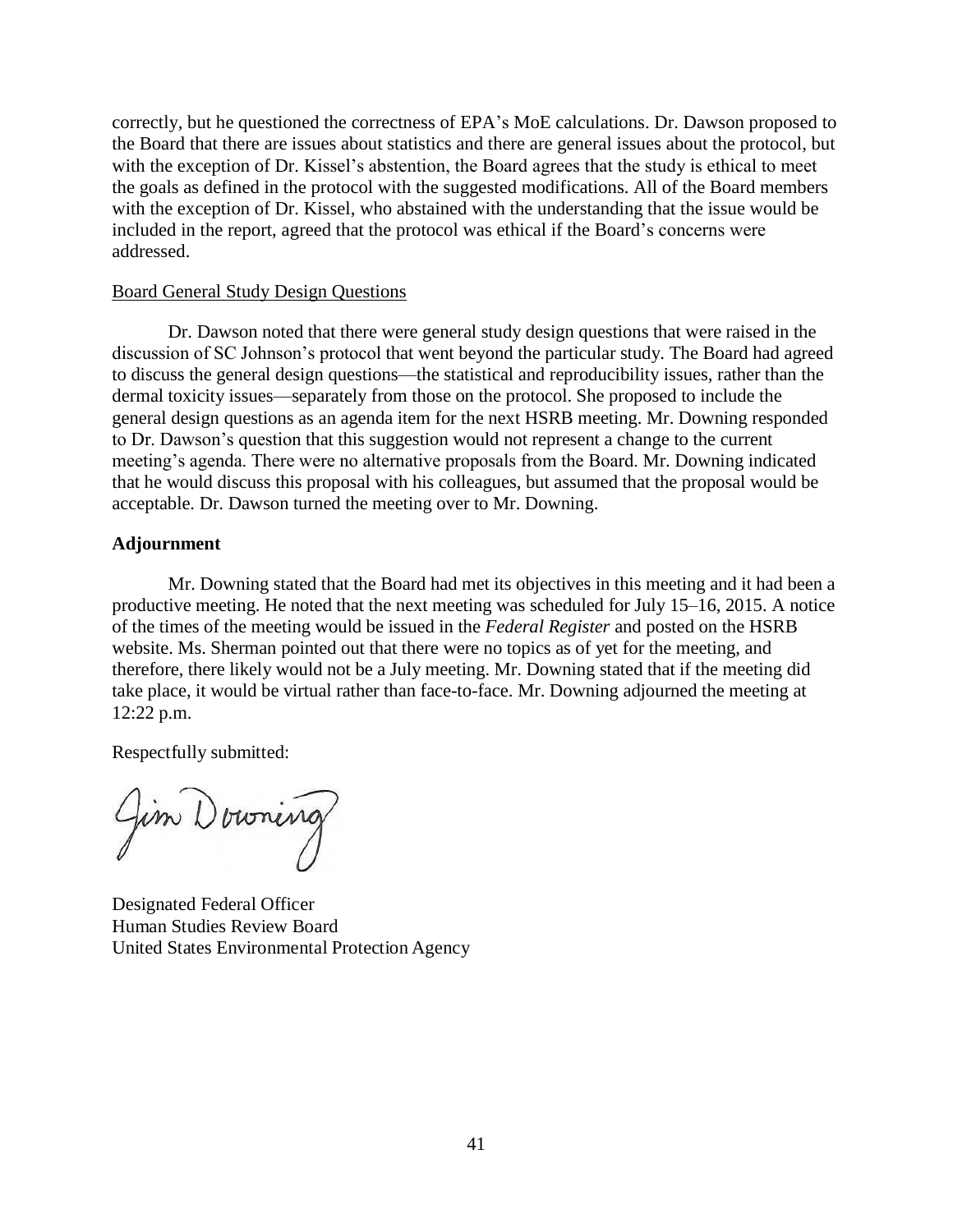correctly, but he questioned the correctness of EPA's MoE calculations. Dr. Dawson proposed to the Board that there are issues about statistics and there are general issues about the protocol, but with the exception of Dr. Kissel's abstention, the Board agrees that the study is ethical to meet the goals as defined in the protocol with the suggested modifications. All of the Board members with the exception of Dr. Kissel, who abstained with the understanding that the issue would be included in the report, agreed that the protocol was ethical if the Board's concerns were addressed.

Board General Study Design Questions

Dr. Dawson noted that there were general study design questions that were raised in the discussion of SC Johnson's protocol that went beyond the particular study. The Board had agreed to discuss the general design questions—the statistical and reproducibility issues, rather than the dermal toxicity issues—separately from those on the protocol. She proposed to include the general design questions as an agenda item for the next HSRB meeting. Mr. Downing responded to Dr. Dawson's question that this suggestion would not represent a change to the current meeting's agenda. There were no alternative proposals from the Board. Mr. Downing indicated that he would discuss this proposal with his colleagues, but assumed that the proposal would be acceptable. Dr. Dawson turned the meeting over to Mr. Downing.

**Adjournment**

Mr. Downing stated that the Board had met its objectives in this meeting and it had been a productive meeting. He noted that the next meeting was scheduled for July 15–16, 2015. A notice of the times of the meeting would be issued in the *Federal Register* and posted on the HSRB website. Ms. Sherman pointed out that there were no topics as of yet for the meeting, and therefore, there likely would not be a July meeting. Mr. Downing stated that if the meeting did take place, it would be virtual rather than face-to-face. Mr. Downing adjourned the meeting at 12:22 p.m.

Respectfully submitted:

Jim Downing

Designated Federal Officer
Human Studies Review Board
United States Environmental Protection Agency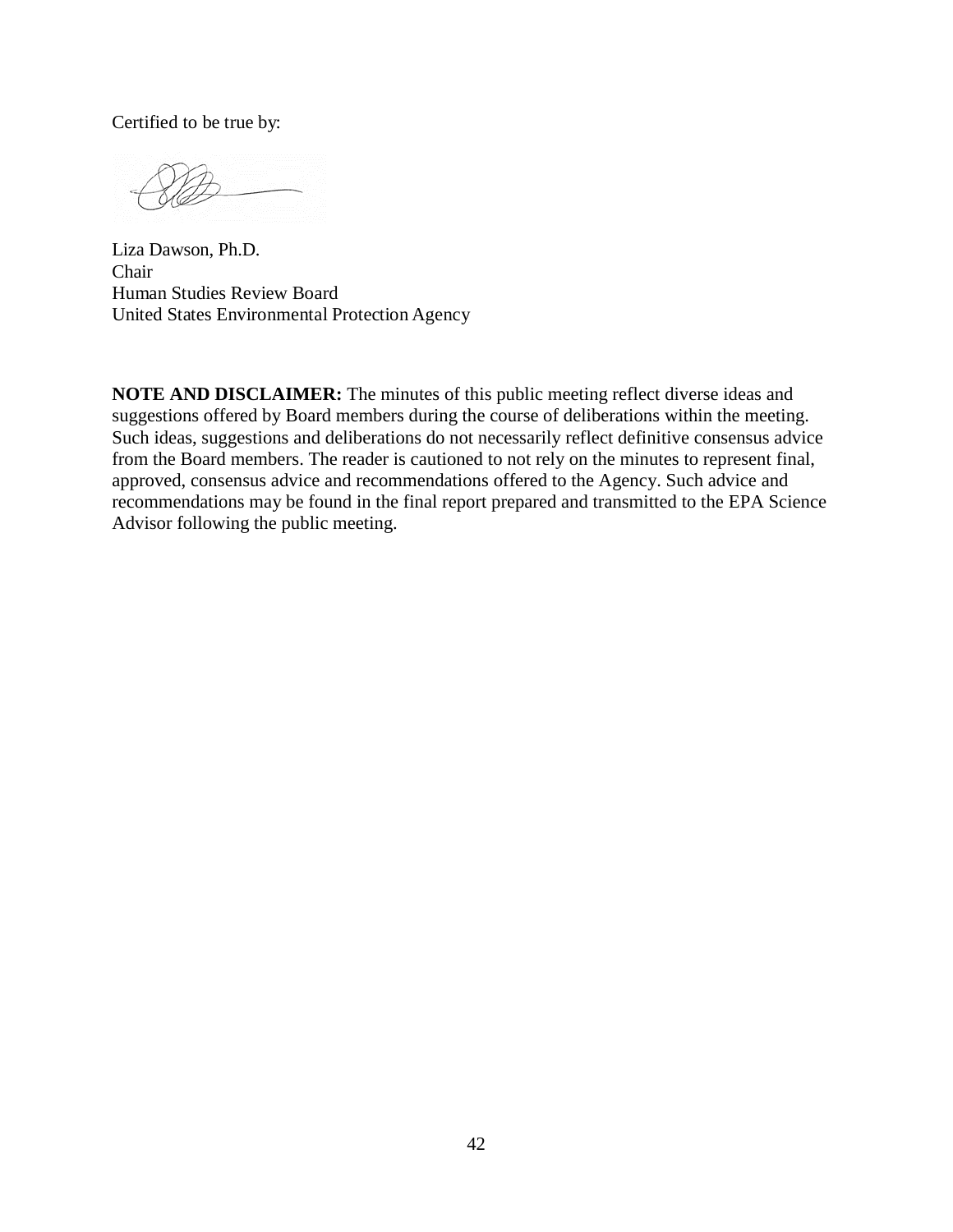Certified to be true by:

Liza Dawson, Ph.D.
Chair
Human Studies Review Board
United States Environmental Protection Agency

**NOTE AND DISCLAIMER:** The minutes of this public meeting reflect diverse ideas and suggestions offered by Board members during the course of deliberations within the meeting. Such ideas, suggestions and deliberations do not necessarily reflect definitive consensus advice from the Board members. The reader is cautioned to not rely on the minutes to represent final, approved, consensus advice and recommendations offered to the Agency. Such advice and recommendations may be found in the final report prepared and transmitted to the EPA Science Advisor following the public meeting.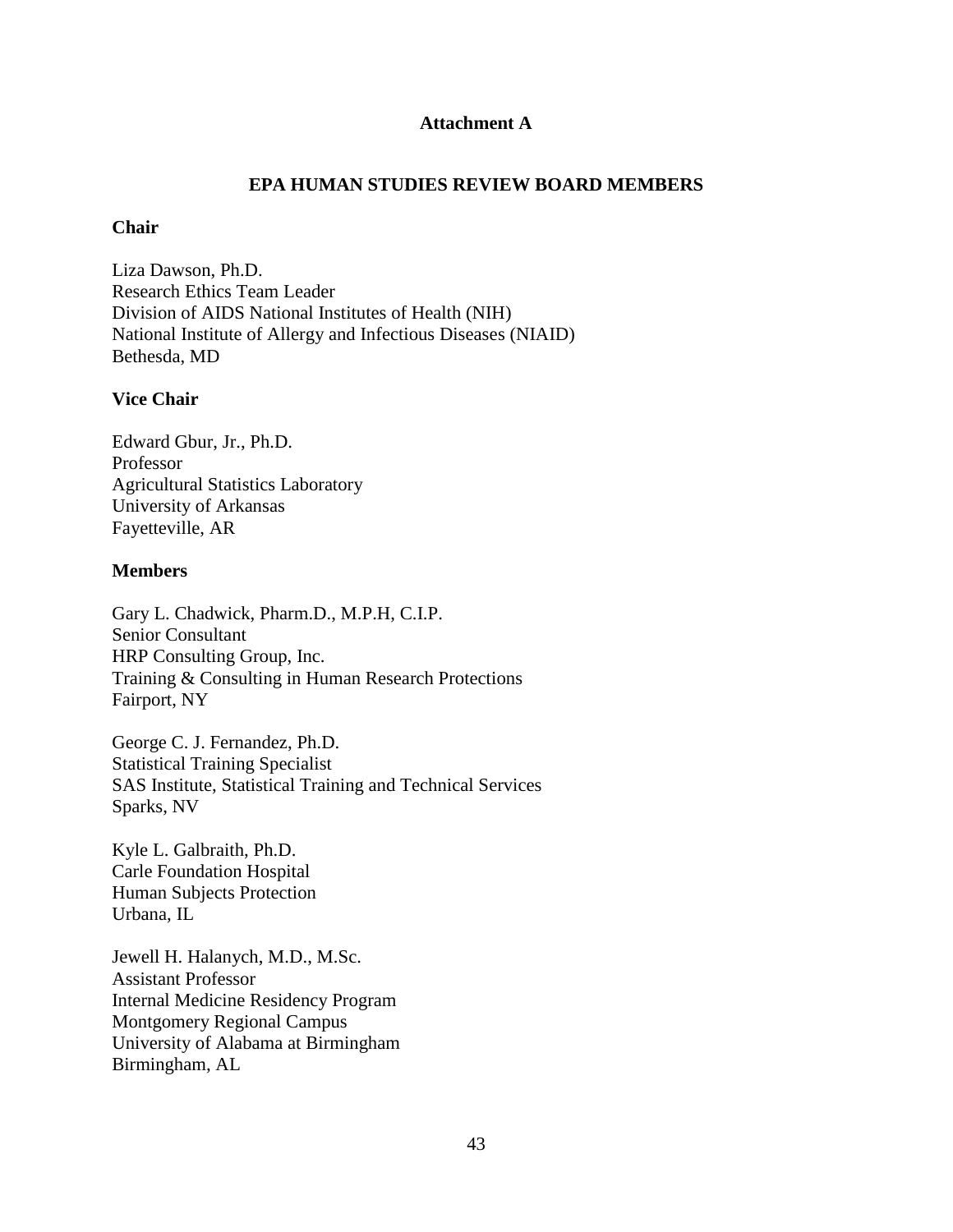**Attachment A**

## EPA HUMAN STUDIES REVIEW BOARD MEMBERS

**Chair**

Liza Dawson, Ph.D.
Research Ethics Team Leader
Division of AIDS National Institutes of Health (NIH)
National Institute of Allergy and Infectious Diseases (NIAID)
Bethesda, MD

**Vice Chair**

Edward Gbur, Jr., Ph.D.
Professor
Agricultural Statistics Laboratory
University of Arkansas
Fayetteville, AR

**Members**

Gary L. Chadwick, Pharm.D., M.P.H, C.I.P.
Senior Consultant
HRP Consulting Group, Inc.
Training & Consulting in Human Research Protections
Fairport, NY

George C. J. Fernandez, Ph.D.
Statistical Training Specialist
SAS Institute, Statistical Training and Technical Services
Sparks, NV

Kyle L. Galbraith, Ph.D.
Carle Foundation Hospital
Human Subjects Protection
Urbana, IL

Jewell H. Halanych, M.D., M.Sc.
Assistant Professor
Internal Medicine Residency Program
Montgomery Regional Campus
University of Alabama at Birmingham
Birmingham, AL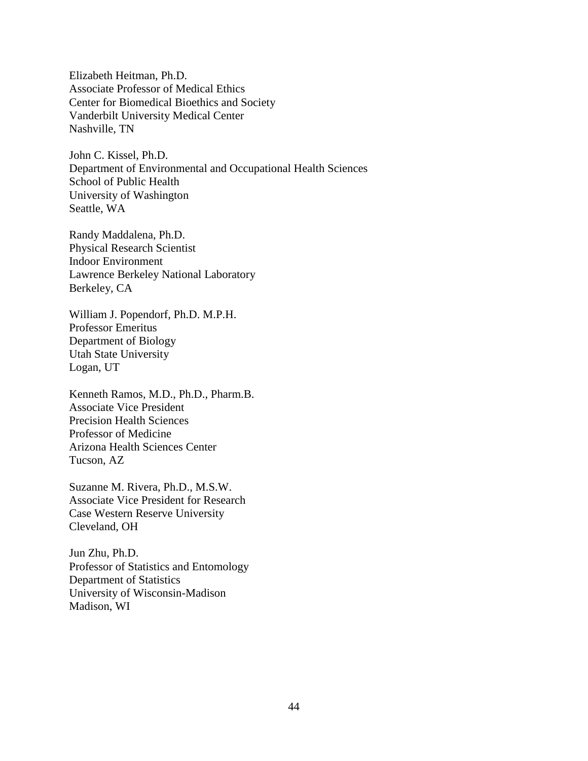Elizabeth Heitman, Ph.D.
Associate Professor of Medical Ethics
Center for Biomedical Bioethics and Society
Vanderbilt University Medical Center
Nashville, TN

John C. Kissel, Ph.D.
Department of Environmental and Occupational Health Sciences
School of Public Health
University of Washington
Seattle, WA

Randy Maddalena, Ph.D.
Physical Research Scientist
Indoor Environment
Lawrence Berkeley National Laboratory
Berkeley, CA

William J. Popendorf, Ph.D. M.P.H.
Professor Emeritus
Department of Biology
Utah State University
Logan, UT

Kenneth Ramos, M.D., Ph.D., Pharm.B.
Associate Vice President
Precision Health Sciences
Professor of Medicine
Arizona Health Sciences Center
Tucson, AZ

Suzanne M. Rivera, Ph.D., M.S.W.
Associate Vice President for Research
Case Western Reserve University
Cleveland, OH

Jun Zhu, Ph.D.
Professor of Statistics and Entomology
Department of Statistics
University of Wisconsin-Madison
Madison, WI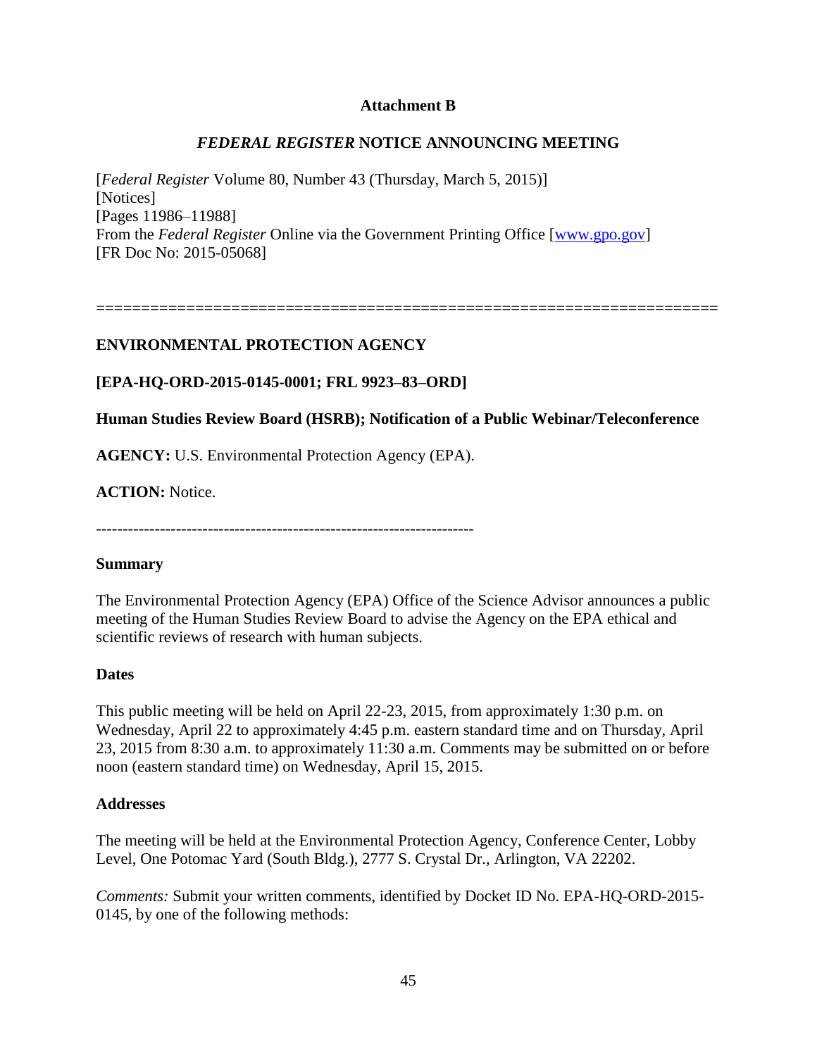**Attachment B**

***FEDERAL REGISTER* NOTICE ANNOUNCING MEETING**

[*Federal Register* Volume 80, Number 43 (Thursday, March 5, 2015)]
[Notices]
[Pages 11986–11988]
From the *Federal Register* Online via the Government Printing Office [www.gpo.gov]
[FR Doc No: 2015-05068]

======================================================================

**ENVIRONMENTAL PROTECTION AGENCY**

**[EPA-HQ-ORD-2015-0145-0001; FRL 9923–83–ORD]**

**Human Studies Review Board (HSRB); Notification of a Public Webinar/Teleconference**

**AGENCY:** U.S. Environmental Protection Agency (EPA).

**ACTION:** Notice.

-----------------------------------------------------------------------

**Summary**

The Environmental Protection Agency (EPA) Office of the Science Advisor announces a public meeting of the Human Studies Review Board to advise the Agency on the EPA ethical and scientific reviews of research with human subjects.

**Dates**

This public meeting will be held on April 22-23, 2015, from approximately 1:30 p.m. on Wednesday, April 22 to approximately 4:45 p.m. eastern standard time and on Thursday, April 23, 2015 from 8:30 a.m. to approximately 11:30 a.m. Comments may be submitted on or before noon (eastern standard time) on Wednesday, April 15, 2015.

**Addresses**

The meeting will be held at the Environmental Protection Agency, Conference Center, Lobby Level, One Potomac Yard (South Bldg.), 2777 S. Crystal Dr., Arlington, VA 22202.

*Comments:* Submit your written comments, identified by Docket ID No. EPA-HQ-ORD-2015-0145, by one of the following methods: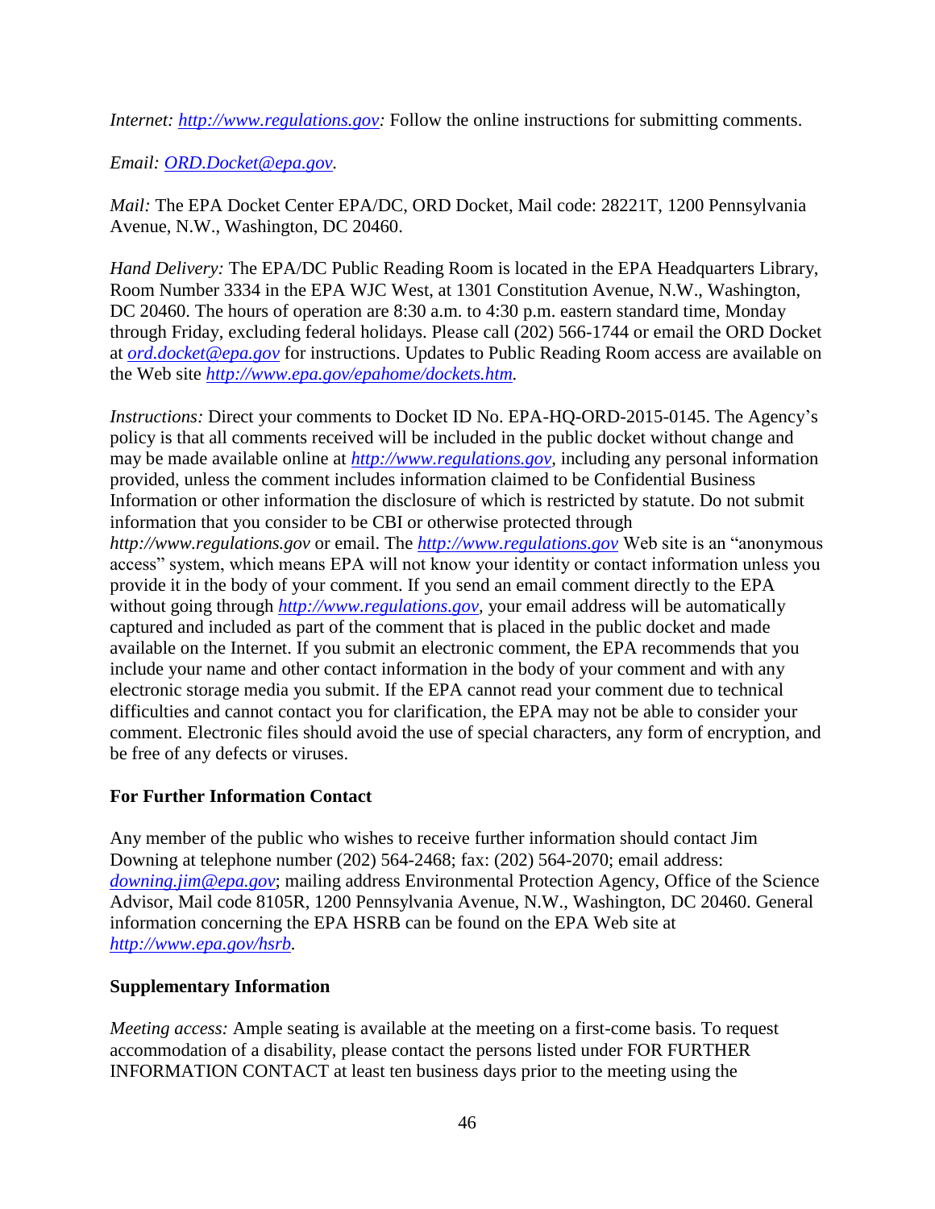*Internet: http://www.regulations.gov:* Follow the online instructions for submitting comments.

*Email: ORD.Docket@epa.gov.*

*Mail:* The EPA Docket Center EPA/DC, ORD Docket, Mail code: 28221T, 1200 Pennsylvania Avenue, N.W., Washington, DC 20460.

*Hand Delivery:* The EPA/DC Public Reading Room is located in the EPA Headquarters Library, Room Number 3334 in the EPA WJC West, at 1301 Constitution Avenue, N.W., Washington, DC 20460. The hours of operation are 8:30 a.m. to 4:30 p.m. eastern standard time, Monday through Friday, excluding federal holidays. Please call (202) 566-1744 or email the ORD Docket at *ord.docket@epa.gov* for instructions. Updates to Public Reading Room access are available on the Web site *http://www.epa.gov/epahome/dockets.htm.*

*Instructions:* Direct your comments to Docket ID No. EPA-HQ-ORD-2015-0145. The Agency's policy is that all comments received will be included in the public docket without change and may be made available online at *http://www.regulations.gov*, including any personal information provided, unless the comment includes information claimed to be Confidential Business Information or other information the disclosure of which is restricted by statute. Do not submit information that you consider to be CBI or otherwise protected through *http://www.regulations.gov* or email. The *http://www.regulations.gov* Web site is an "anonymous access" system, which means EPA will not know your identity or contact information unless you provide it in the body of your comment. If you send an email comment directly to the EPA without going through *http://www.regulations.gov*, your email address will be automatically captured and included as part of the comment that is placed in the public docket and made available on the Internet. If you submit an electronic comment, the EPA recommends that you include your name and other contact information in the body of your comment and with any electronic storage media you submit. If the EPA cannot read your comment due to technical difficulties and cannot contact you for clarification, the EPA may not be able to consider your comment. Electronic files should avoid the use of special characters, any form of encryption, and be free of any defects or viruses.

**For Further Information Contact**

Any member of the public who wishes to receive further information should contact Jim Downing at telephone number (202) 564-2468; fax: (202) 564-2070; email address: *downing.jim@epa.gov*; mailing address Environmental Protection Agency, Office of the Science Advisor, Mail code 8105R, 1200 Pennsylvania Avenue, N.W., Washington, DC 20460. General information concerning the EPA HSRB can be found on the EPA Web site at *http://www.epa.gov/hsrb.*

**Supplementary Information**

*Meeting access:* Ample seating is available at the meeting on a first-come basis. To request accommodation of a disability, please contact the persons listed under FOR FURTHER INFORMATION CONTACT at least ten business days prior to the meeting using the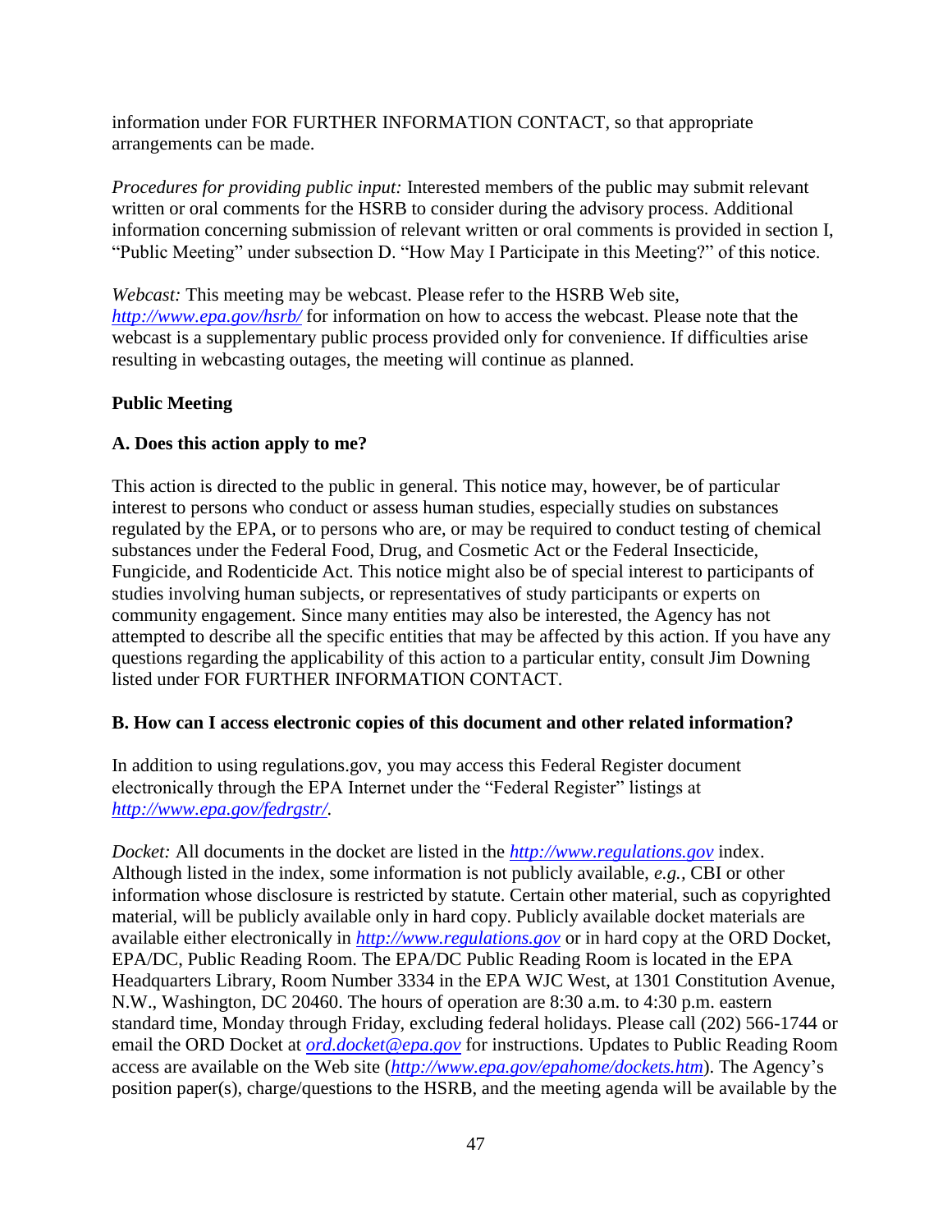information under FOR FURTHER INFORMATION CONTACT, so that appropriate arrangements can be made.

*Procedures for providing public input:* Interested members of the public may submit relevant written or oral comments for the HSRB to consider during the advisory process. Additional information concerning submission of relevant written or oral comments is provided in section I, "Public Meeting" under subsection D. "How May I Participate in this Meeting?" of this notice.

*Webcast:* This meeting may be webcast. Please refer to the HSRB Web site, *http://www.epa.gov/hsrb/* for information on how to access the webcast. Please note that the webcast is a supplementary public process provided only for convenience. If difficulties arise resulting in webcasting outages, the meeting will continue as planned.

**Public Meeting**

**A. Does this action apply to me?**

This action is directed to the public in general. This notice may, however, be of particular interest to persons who conduct or assess human studies, especially studies on substances regulated by the EPA, or to persons who are, or may be required to conduct testing of chemical substances under the Federal Food, Drug, and Cosmetic Act or the Federal Insecticide, Fungicide, and Rodenticide Act. This notice might also be of special interest to participants of studies involving human subjects, or representatives of study participants or experts on community engagement. Since many entities may also be interested, the Agency has not attempted to describe all the specific entities that may be affected by this action. If you have any questions regarding the applicability of this action to a particular entity, consult Jim Downing listed under FOR FURTHER INFORMATION CONTACT.

**B. How can I access electronic copies of this document and other related information?**

In addition to using regulations.gov, you may access this Federal Register document electronically through the EPA Internet under the "Federal Register" listings at *http://www.epa.gov/fedrgstr/*.

*Docket:* All documents in the docket are listed in the *http://www.regulations.gov* index. Although listed in the index, some information is not publicly available, *e.g.,* CBI or other information whose disclosure is restricted by statute. Certain other material, such as copyrighted material, will be publicly available only in hard copy. Publicly available docket materials are available either electronically in *http://www.regulations.gov* or in hard copy at the ORD Docket, EPA/DC, Public Reading Room. The EPA/DC Public Reading Room is located in the EPA Headquarters Library, Room Number 3334 in the EPA WJC West, at 1301 Constitution Avenue, N.W., Washington, DC 20460. The hours of operation are 8:30 a.m. to 4:30 p.m. eastern standard time, Monday through Friday, excluding federal holidays. Please call (202) 566-1744 or email the ORD Docket at *ord.docket@epa.gov* for instructions. Updates to Public Reading Room access are available on the Web site (*http://www.epa.gov/epahome/dockets.htm*). The Agency's position paper(s), charge/questions to the HSRB, and the meeting agenda will be available by the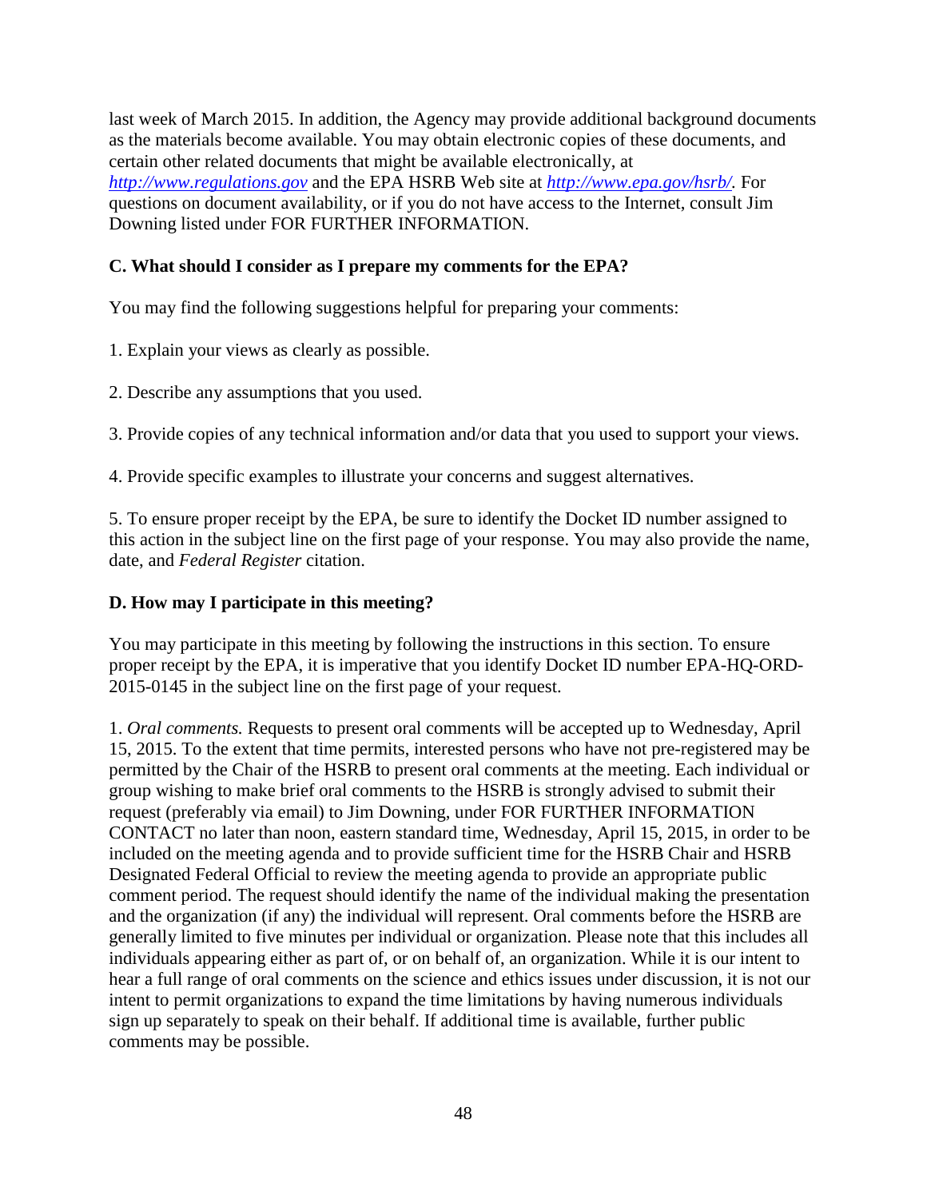last week of March 2015. In addition, the Agency may provide additional background documents as the materials become available. You may obtain electronic copies of these documents, and certain other related documents that might be available electronically, at *http://www.regulations.gov* and the EPA HSRB Web site at *http://www.epa.gov/hsrb/*. For questions on document availability, or if you do not have access to the Internet, consult Jim Downing listed under FOR FURTHER INFORMATION.

**C. What should I consider as I prepare my comments for the EPA?**

You may find the following suggestions helpful for preparing your comments:

1. Explain your views as clearly as possible.

2. Describe any assumptions that you used.

3. Provide copies of any technical information and/or data that you used to support your views.

4. Provide specific examples to illustrate your concerns and suggest alternatives.

5. To ensure proper receipt by the EPA, be sure to identify the Docket ID number assigned to this action in the subject line on the first page of your response. You may also provide the name, date, and *Federal Register* citation.

**D. How may I participate in this meeting?**

You may participate in this meeting by following the instructions in this section. To ensure proper receipt by the EPA, it is imperative that you identify Docket ID number EPA-HQ-ORD-2015-0145 in the subject line on the first page of your request.

1. *Oral comments.* Requests to present oral comments will be accepted up to Wednesday, April 15, 2015. To the extent that time permits, interested persons who have not pre-registered may be permitted by the Chair of the HSRB to present oral comments at the meeting. Each individual or group wishing to make brief oral comments to the HSRB is strongly advised to submit their request (preferably via email) to Jim Downing, under FOR FURTHER INFORMATION CONTACT no later than noon, eastern standard time, Wednesday, April 15, 2015, in order to be included on the meeting agenda and to provide sufficient time for the HSRB Chair and HSRB Designated Federal Official to review the meeting agenda to provide an appropriate public comment period. The request should identify the name of the individual making the presentation and the organization (if any) the individual will represent. Oral comments before the HSRB are generally limited to five minutes per individual or organization. Please note that this includes all individuals appearing either as part of, or on behalf of, an organization. While it is our intent to hear a full range of oral comments on the science and ethics issues under discussion, it is not our intent to permit organizations to expand the time limitations by having numerous individuals sign up separately to speak on their behalf. If additional time is available, further public comments may be possible.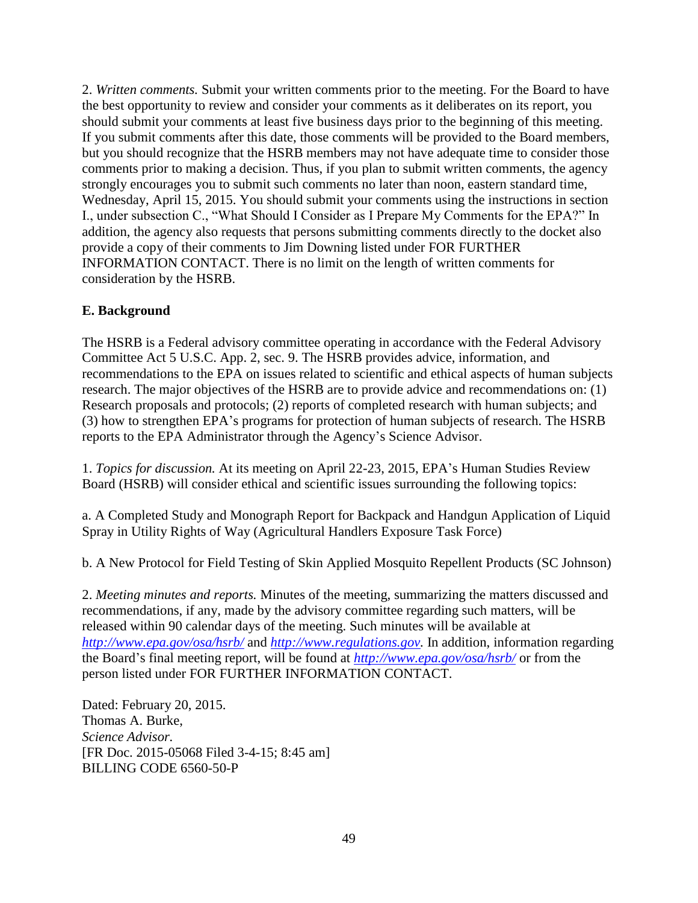2. *Written comments.* Submit your written comments prior to the meeting. For the Board to have the best opportunity to review and consider your comments as it deliberates on its report, you should submit your comments at least five business days prior to the beginning of this meeting. If you submit comments after this date, those comments will be provided to the Board members, but you should recognize that the HSRB members may not have adequate time to consider those comments prior to making a decision. Thus, if you plan to submit written comments, the agency strongly encourages you to submit such comments no later than noon, eastern standard time, Wednesday, April 15, 2015. You should submit your comments using the instructions in section I., under subsection C., "What Should I Consider as I Prepare My Comments for the EPA?" In addition, the agency also requests that persons submitting comments directly to the docket also provide a copy of their comments to Jim Downing listed under FOR FURTHER INFORMATION CONTACT. There is no limit on the length of written comments for consideration by the HSRB.

**E. Background**

The HSRB is a Federal advisory committee operating in accordance with the Federal Advisory Committee Act 5 U.S.C. App. 2, sec. 9. The HSRB provides advice, information, and recommendations to the EPA on issues related to scientific and ethical aspects of human subjects research. The major objectives of the HSRB are to provide advice and recommendations on: (1) Research proposals and protocols; (2) reports of completed research with human subjects; and (3) how to strengthen EPA's programs for protection of human subjects of research. The HSRB reports to the EPA Administrator through the Agency's Science Advisor.

1. *Topics for discussion.* At its meeting on April 22-23, 2015, EPA's Human Studies Review Board (HSRB) will consider ethical and scientific issues surrounding the following topics:

a. A Completed Study and Monograph Report for Backpack and Handgun Application of Liquid Spray in Utility Rights of Way (Agricultural Handlers Exposure Task Force)

b. A New Protocol for Field Testing of Skin Applied Mosquito Repellent Products (SC Johnson)

2. *Meeting minutes and reports.* Minutes of the meeting, summarizing the matters discussed and recommendations, if any, made by the advisory committee regarding such matters, will be released within 90 calendar days of the meeting. Such minutes will be available at *http://www.epa.gov/osa/hsrb/* and *http://www.regulations.gov.* In addition, information regarding the Board's final meeting report, will be found at *http://www.epa.gov/osa/hsrb/* or from the person listed under FOR FURTHER INFORMATION CONTACT.

Dated: February 20, 2015.
Thomas A. Burke,
*Science Advisor.*
[FR Doc. 2015-05068 Filed 3-4-15; 8:45 am]
BILLING CODE 6560-50-P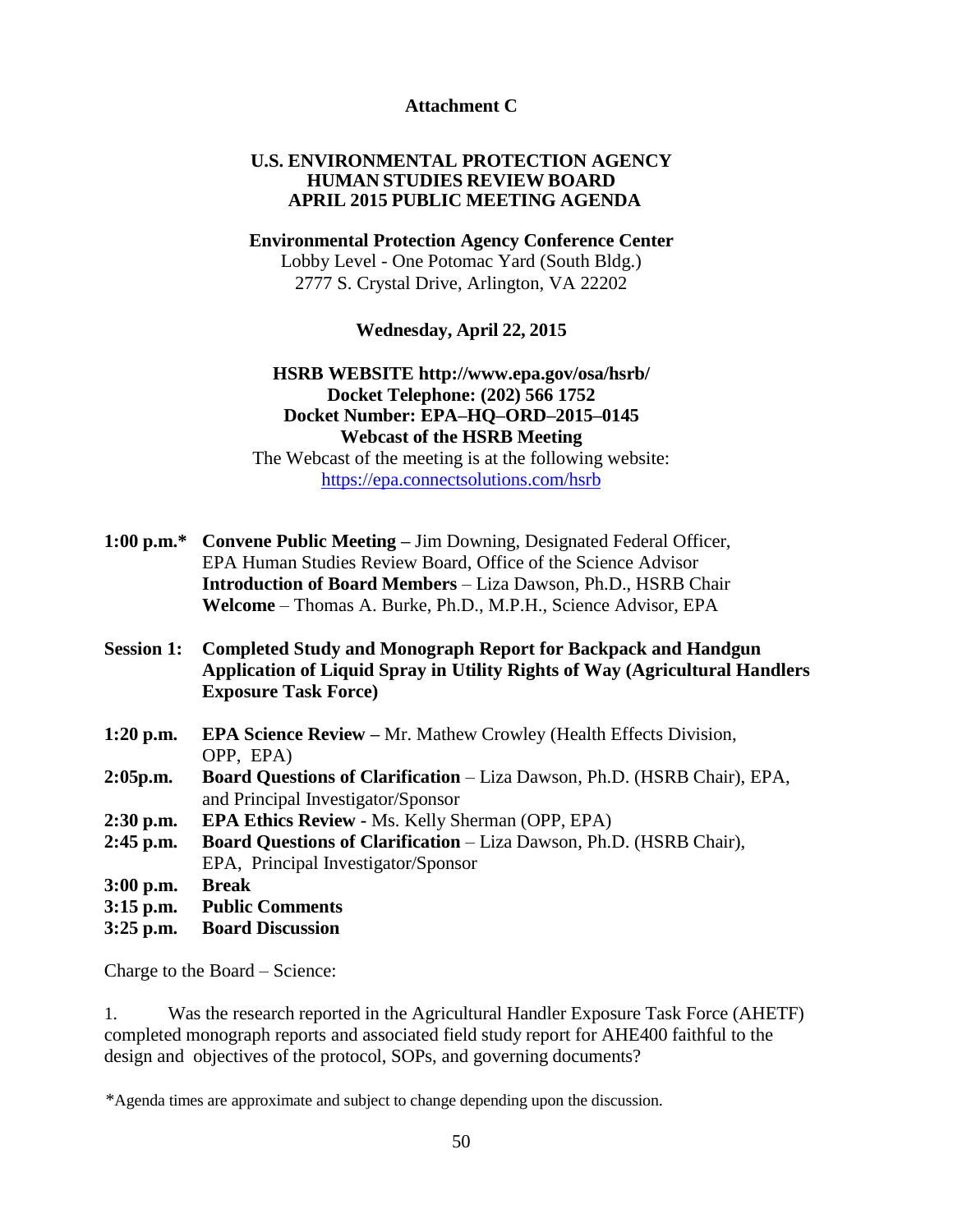**Attachment C**

**U.S. ENVIRONMENTAL PROTECTION AGENCY**
**HUMAN STUDIES REVIEW BOARD**
**APRIL 2015 PUBLIC MEETING AGENDA**

**Environmental Protection Agency Conference Center**
Lobby Level - One Potomac Yard (South Bldg.)
2777 S. Crystal Drive, Arlington, VA 22202

**Wednesday, April 22, 2015**

**HSRB WEBSITE http://www.epa.gov/osa/hsrb/**
**Docket Telephone: (202) 566 1752**
**Docket Number: EPA–HQ–ORD–2015–0145**
**Webcast of the HSRB Meeting**
The Webcast of the meeting is at the following website:
https://epa.connectsolutions.com/hsrb

**1:00 p.m.\*** **Convene Public Meeting –** Jim Downing, Designated Federal Officer, EPA Human Studies Review Board, Office of the Science Advisor
**Introduction of Board Members** – Liza Dawson, Ph.D., HSRB Chair
**Welcome** – Thomas A. Burke, Ph.D., M.P.H., Science Advisor, EPA

**Session 1: Completed Study and Monograph Report for Backpack and Handgun Application of Liquid Spray in Utility Rights of Way (Agricultural Handlers Exposure Task Force)**

**1:20 p.m.** **EPA Science Review –** Mr. Mathew Crowley (Health Effects Division, OPP, EPA)
**2:05p.m.** **Board Questions of Clarification** – Liza Dawson, Ph.D. (HSRB Chair), EPA, and Principal Investigator/Sponsor
**2:30 p.m.** **EPA Ethics Review -** Ms. Kelly Sherman (OPP, EPA)
**2:45 p.m.** **Board Questions of Clarification** – Liza Dawson, Ph.D. (HSRB Chair), EPA, Principal Investigator/Sponsor
**3:00 p.m.** **Break**
**3:15 p.m.** **Public Comments**
**3:25 p.m.** **Board Discussion**

Charge to the Board – Science:

1. Was the research reported in the Agricultural Handler Exposure Task Force (AHETF) completed monograph reports and associated field study report for AHE400 faithful to the design and objectives of the protocol, SOPs, and governing documents?

\*Agenda times are approximate and subject to change depending upon the discussion.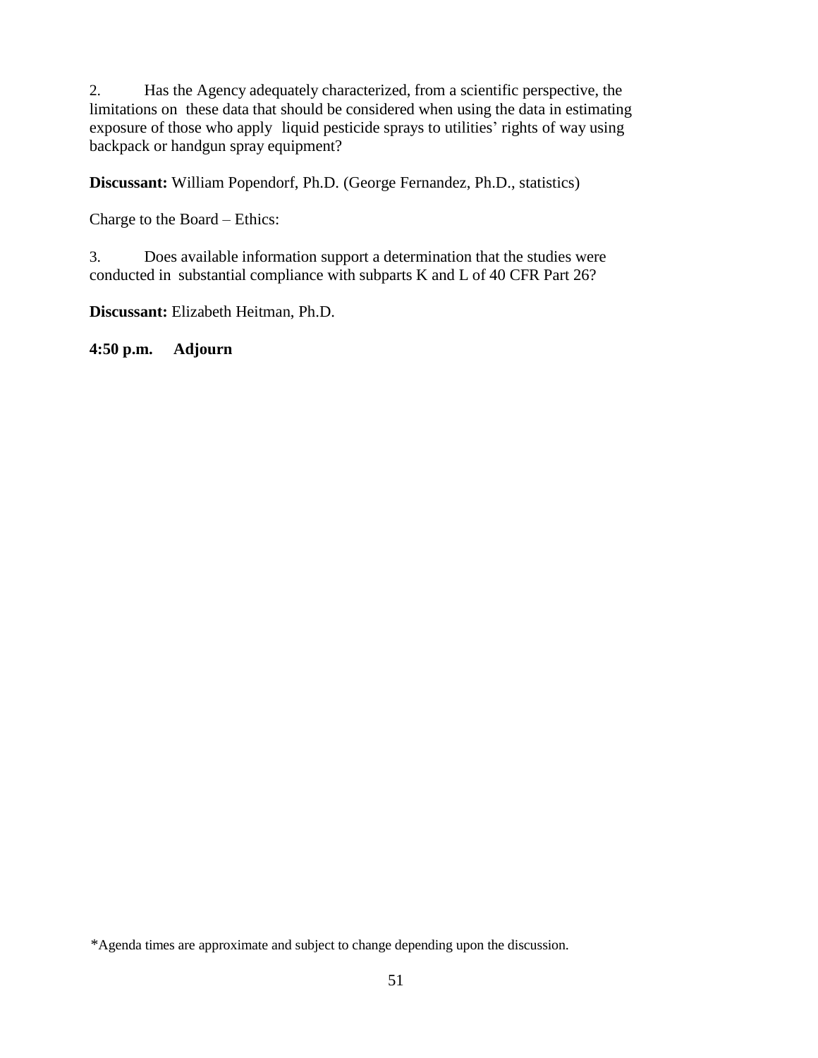2. Has the Agency adequately characterized, from a scientific perspective, the limitations on these data that should be considered when using the data in estimating exposure of those who apply liquid pesticide sprays to utilities' rights of way using backpack or handgun spray equipment?

**Discussant:** William Popendorf, Ph.D. (George Fernandez, Ph.D., statistics)

Charge to the Board – Ethics:

3. Does available information support a determination that the studies were conducted in substantial compliance with subparts K and L of 40 CFR Part 26?

**Discussant:** Elizabeth Heitman, Ph.D.

**4:50 p.m. Adjourn**

*Agenda times are approximate and subject to change depending upon the discussion.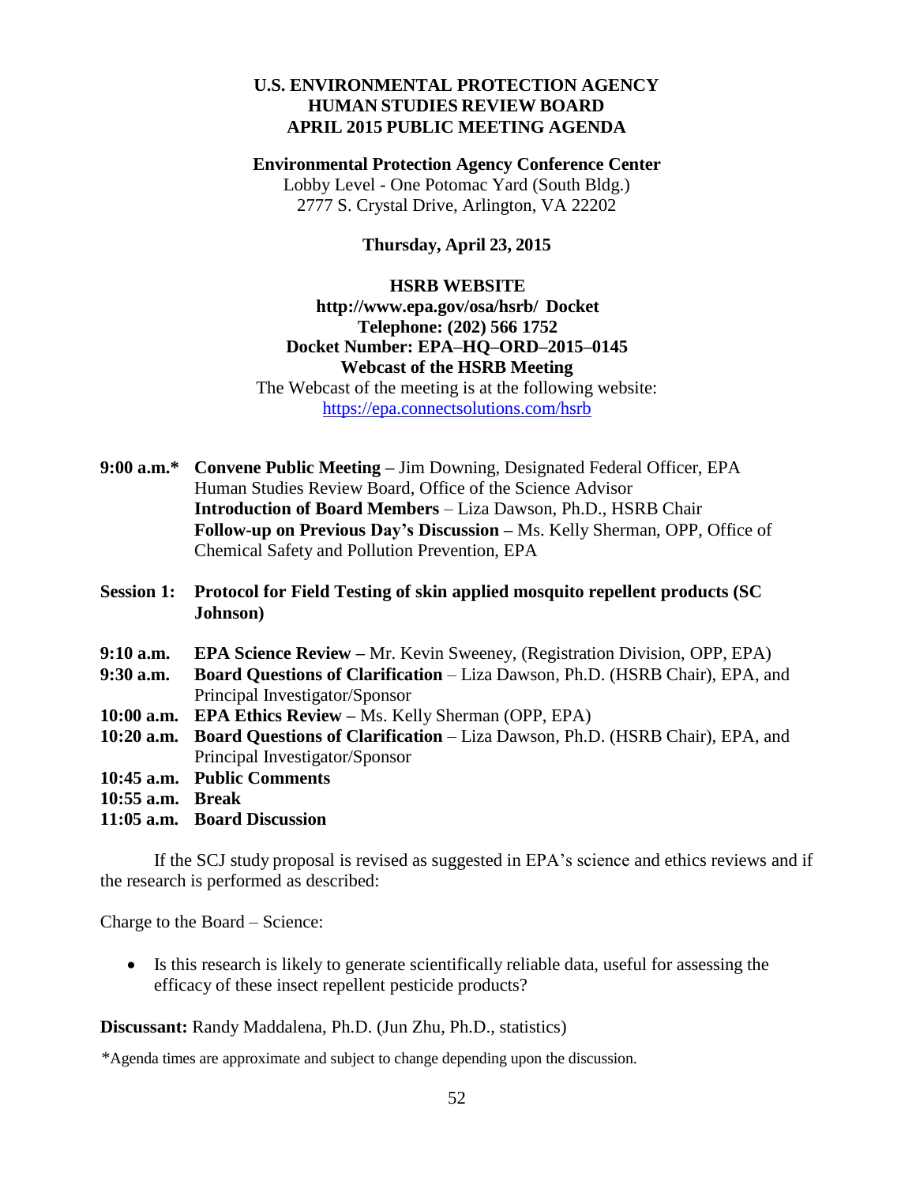# U.S. ENVIRONMENTAL PROTECTION AGENCY
# HUMAN STUDIES REVIEW BOARD
# APRIL 2015 PUBLIC MEETING AGENDA

**Environmental Protection Agency Conference Center**
Lobby Level - One Potomac Yard (South Bldg.)
2777 S. Crystal Drive, Arlington, VA 22202

**Thursday, April 23, 2015**

**HSRB WEBSITE**
**http://www.epa.gov/osa/hsrb/ Docket**
**Telephone: (202) 566 1752**
**Docket Number: EPA–HQ–ORD–2015–0145**
**Webcast of the HSRB Meeting**
The Webcast of the meeting is at the following website:
https://epa.connectsolutions.com/hsrb

**9:00 a.m.\*** **Convene Public Meeting –** Jim Downing, Designated Federal Officer, EPA Human Studies Review Board, Office of the Science Advisor
**Introduction of Board Members** – Liza Dawson, Ph.D., HSRB Chair
**Follow-up on Previous Day's Discussion –** Ms. Kelly Sherman, OPP, Office of Chemical Safety and Pollution Prevention, EPA

**Session 1: Protocol for Field Testing of skin applied mosquito repellent products (SC Johnson)**

**9:10 a.m.** **EPA Science Review –** Mr. Kevin Sweeney, (Registration Division, OPP, EPA)
**9:30 a.m.** **Board Questions of Clarification** – Liza Dawson, Ph.D. (HSRB Chair), EPA, and Principal Investigator/Sponsor
**10:00 a.m.** **EPA Ethics Review –** Ms. Kelly Sherman (OPP, EPA)
**10:20 a.m.** **Board Questions of Clarification** – Liza Dawson, Ph.D. (HSRB Chair), EPA, and Principal Investigator/Sponsor
**10:45 a.m.** **Public Comments**
**10:55 a.m.** **Break**
**11:05 a.m.** **Board Discussion**

If the SCJ study proposal is revised as suggested in EPA's science and ethics reviews and if the research is performed as described:

Charge to the Board – Science:

- Is this research is likely to generate scientifically reliable data, useful for assessing the efficacy of these insect repellent pesticide products?

**Discussant:** Randy Maddalena, Ph.D. (Jun Zhu, Ph.D., statistics)

\*Agenda times are approximate and subject to change depending upon the discussion.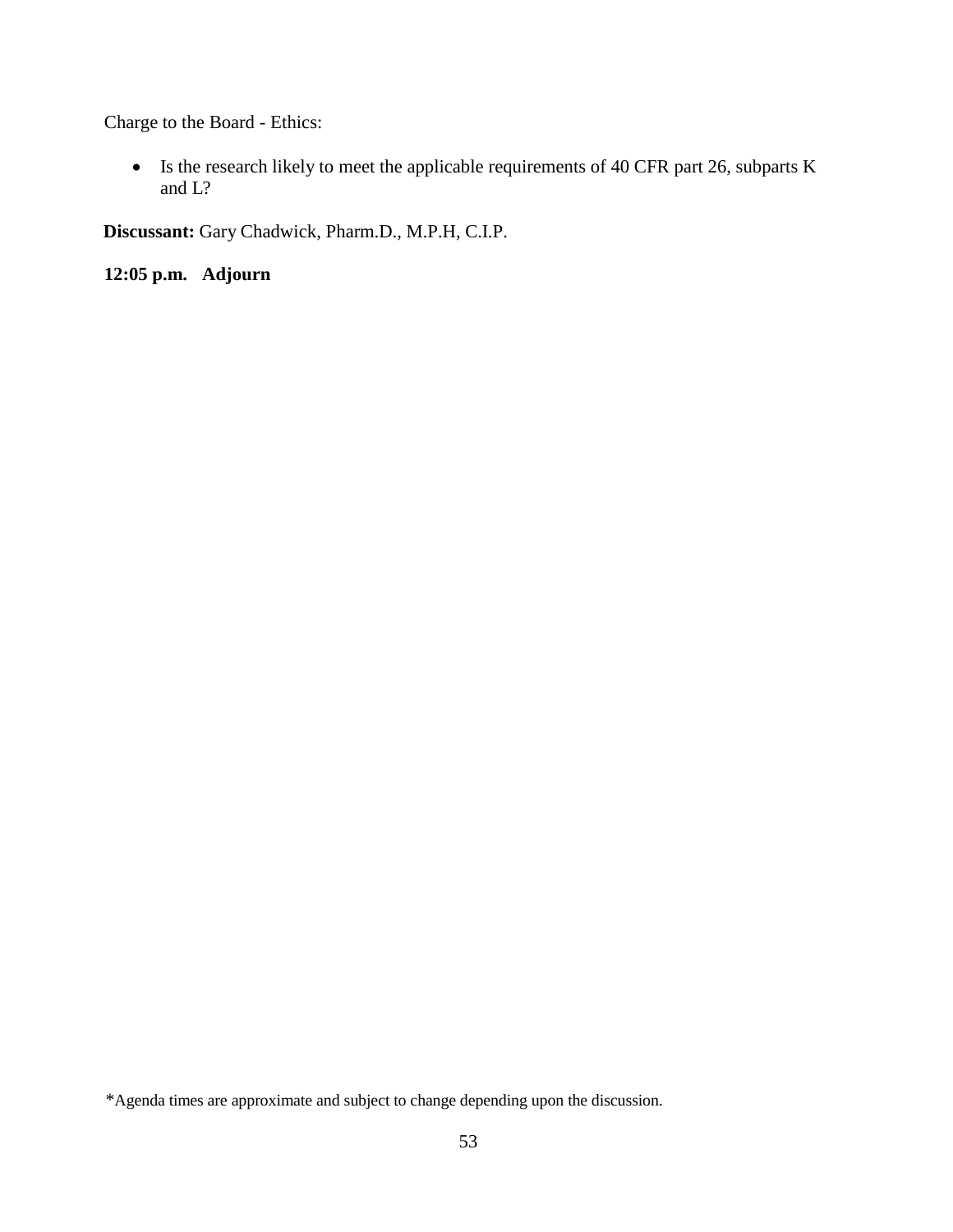Charge to the Board - Ethics:

- Is the research likely to meet the applicable requirements of 40 CFR part 26, subparts K and L?

**Discussant:** Gary Chadwick, Pharm.D., M.P.H, C.I.P.

**12:05 p.m. Adjourn**

*Agenda times are approximate and subject to change depending upon the discussion.